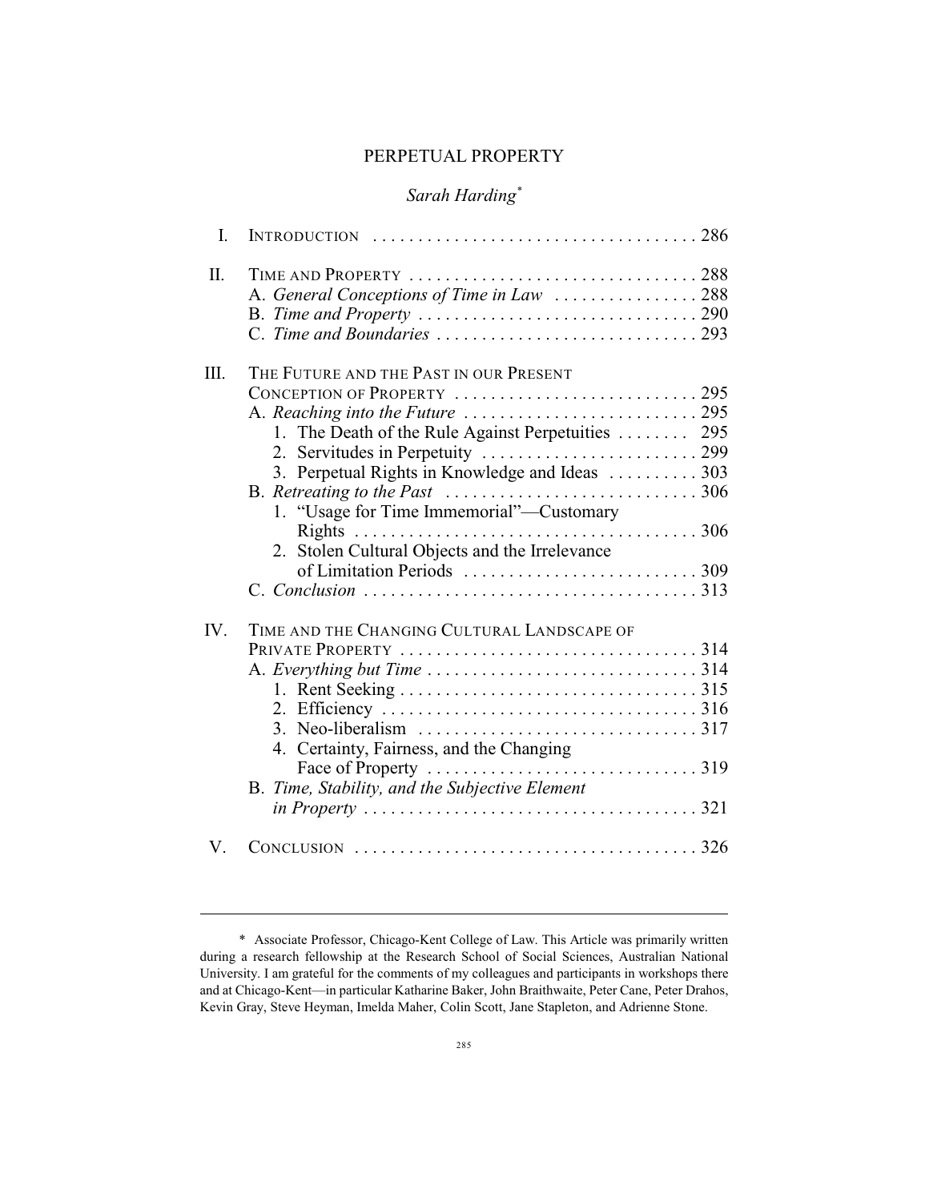# PERPETUAL PROPERTY

*Sarah Harding*[*]

| | | |
|---|---|---|
| I. | INTRODUCTION | 286 |
| II. | TIME AND PROPERTY | 288 |
| | A. *General Conceptions of Time in Law* | 288 |
| | B. *Time and Property* | 290 |
| | C. *Time and Boundaries* | 293 |
| III. | THE FUTURE AND THE PAST IN OUR PRESENT CONCEPTION OF PROPERTY | 295 |
| | A. *Reaching into the Future* | 295 |
| | 1. The Death of the Rule Against Perpetuities | 295 |
| | 2. Servitudes in Perpetuity | 299 |
| | 3. Perpetual Rights in Knowledge and Ideas | 303 |
| | B. *Retreating to the Past* | 306 |
| | 1. "Usage for Time Immemorial"—Customary Rights | 306 |
| | 2. Stolen Cultural Objects and the Irrelevance of Limitation Periods | 309 |
| | C. *Conclusion* | 313 |
| IV. | TIME AND THE CHANGING CULTURAL LANDSCAPE OF PRIVATE PROPERTY | 314 |
| | A. *Everything but Time* | 314 |
| | 1. Rent Seeking | 315 |
| | 2. Efficiency | 316 |
| | 3. Neo-liberalism | 317 |
| | 4. Certainty, Fairness, and the Changing Face of Property | 319 |
| | B. *Time, Stability, and the Subjective Element in Property* | 321 |
| V. | CONCLUSION | 326 |

---

\* Associate Professor, Chicago-Kent College of Law. This Article was primarily written during a research fellowship at the Research School of Social Sciences, Australian National University. I am grateful for the comments of my colleagues and participants in workshops there and at Chicago-Kent—in particular Katharine Baker, John Braithwaite, Peter Cane, Peter Drahos, Kevin Gray, Steve Heyman, Imelda Maher, Colin Scott, Jane Stapleton, and Adrienne Stone.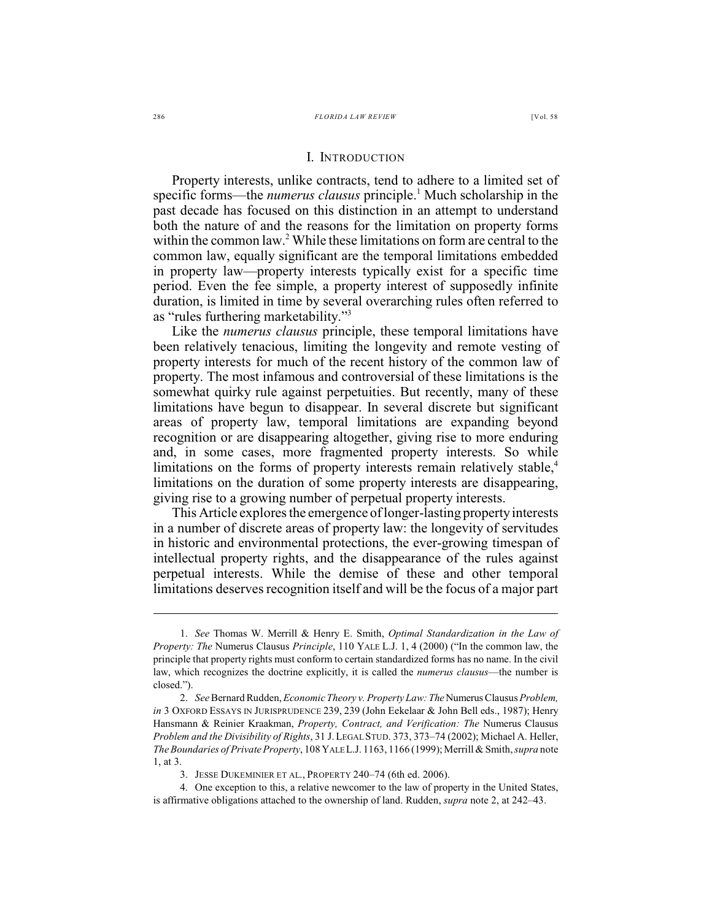## I. INTRODUCTION

Property interests, unlike contracts, tend to adhere to a limited set of specific forms—the *numerus clausus* principle.[1] Much scholarship in the past decade has focused on this distinction in an attempt to understand both the nature of and the reasons for the limitation on property forms within the common law.[2] While these limitations on form are central to the common law, equally significant are the temporal limitations embedded in property law—property interests typically exist for a specific time period. Even the fee simple, a property interest of supposedly infinite duration, is limited in time by several overarching rules often referred to as "rules furthering marketability."[3]

Like the *numerus clausus* principle, these temporal limitations have been relatively tenacious, limiting the longevity and remote vesting of property interests for much of the recent history of the common law of property. The most infamous and controversial of these limitations is the somewhat quirky rule against perpetuities. But recently, many of these limitations have begun to disappear. In several discrete but significant areas of property law, temporal limitations are expanding beyond recognition or are disappearing altogether, giving rise to more enduring and, in some cases, more fragmented property interests. So while limitations on the forms of property interests remain relatively stable,[4] limitations on the duration of some property interests are disappearing, giving rise to a growing number of perpetual property interests.

This Article explores the emergence of longer-lasting property interests in a number of discrete areas of property law: the longevity of servitudes in historic and environmental protections, the ever-growing timespan of intellectual property rights, and the disappearance of the rules against perpetual interests. While the demise of these and other temporal limitations deserves recognition itself and will be the focus of a major part

---

1. *See* Thomas W. Merrill & Henry E. Smith, *Optimal Standardization in the Law of Property: The* Numerus Clausus *Principle*, 110 YALE L.J. 1, 4 (2000) ("In the common law, the principle that property rights must conform to certain standardized forms has no name. In the civil law, which recognizes the doctrine explicitly, it is called the *numerus clausus*—the number is closed.").

2. *See* Bernard Rudden, *Economic Theory v. Property Law: The* Numerus Clausus *Problem*, *in* 3 OXFORD ESSAYS IN JURISPRUDENCE 239, 239 (John Eekelaar & John Bell eds., 1987); Henry Hansmann & Reinier Kraakman, *Property, Contract, and Verification: The* Numerus Clausus *Problem and the Divisibility of Rights*, 31 J. LEGAL STUD. 373, 373–74 (2002); Michael A. Heller, *The Boundaries of Private Property*, 108 YALE L.J. 1163, 1166 (1999); Merrill & Smith, *supra* note 1, at 3.

3. JESSE DUKEMINIER ET AL., PROPERTY 240–74 (6th ed. 2006).

4. One exception to this, a relative newcomer to the law of property in the United States, is affirmative obligations attached to the ownership of land. Rudden, *supra* note 2, at 242–43.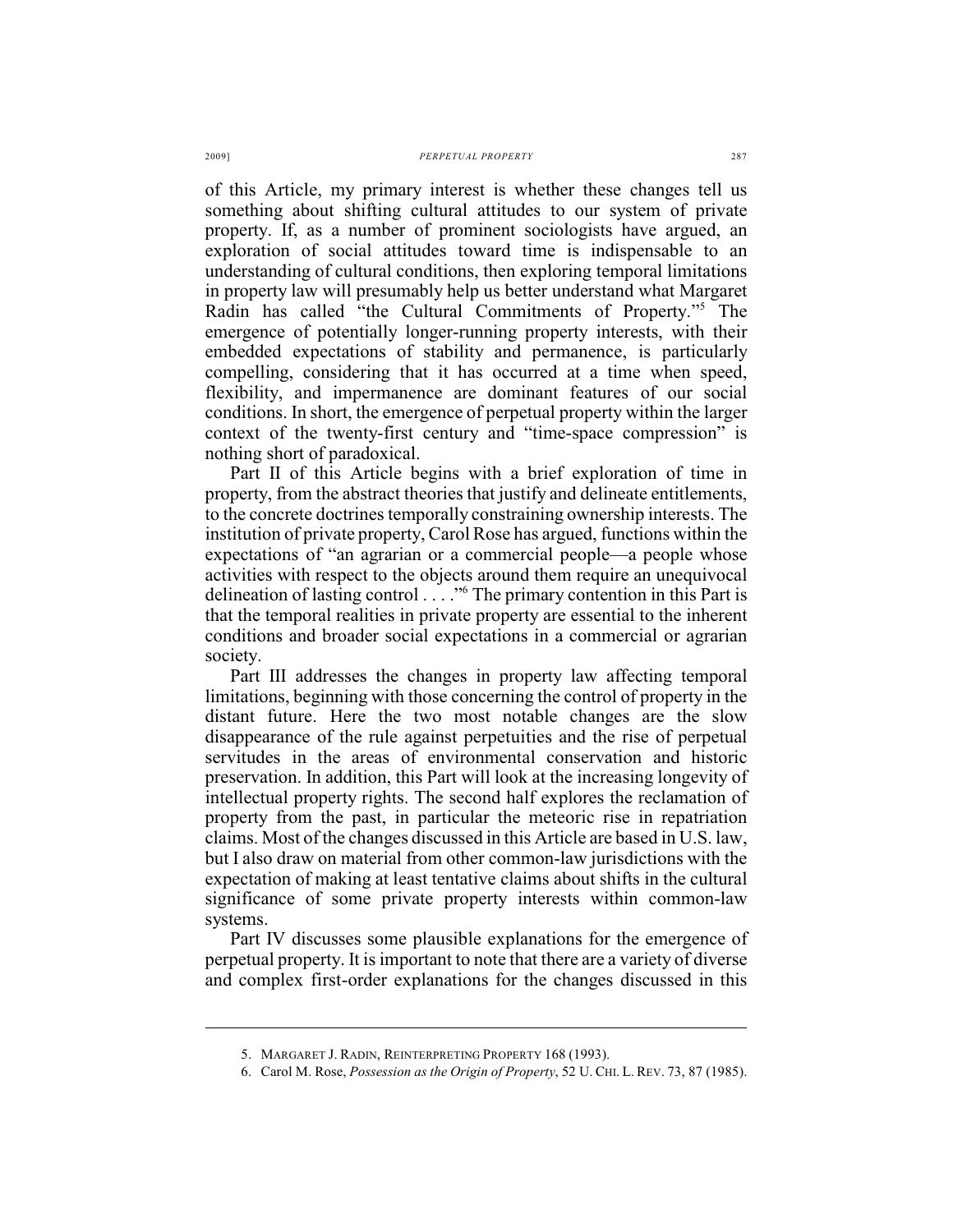of this Article, my primary interest is whether these changes tell us something about shifting cultural attitudes to our system of private property. If, as a number of prominent sociologists have argued, an exploration of social attitudes toward time is indispensable to an understanding of cultural conditions, then exploring temporal limitations in property law will presumably help us better understand what Margaret Radin has called "the Cultural Commitments of Property."[5] The emergence of potentially longer-running property interests, with their embedded expectations of stability and permanence, is particularly compelling, considering that it has occurred at a time when speed, flexibility, and impermanence are dominant features of our social conditions. In short, the emergence of perpetual property within the larger context of the twenty-first century and "time-space compression" is nothing short of paradoxical.

Part II of this Article begins with a brief exploration of time in property, from the abstract theories that justify and delineate entitlements, to the concrete doctrines temporally constraining ownership interests. The institution of private property, Carol Rose has argued, functions within the expectations of "an agrarian or a commercial people—a people whose activities with respect to the objects around them require an unequivocal delineation of lasting control . . . ."[6] The primary contention in this Part is that the temporal realities in private property are essential to the inherent conditions and broader social expectations in a commercial or agrarian society.

Part III addresses the changes in property law affecting temporal limitations, beginning with those concerning the control of property in the distant future. Here the two most notable changes are the slow disappearance of the rule against perpetuities and the rise of perpetual servitudes in the areas of environmental conservation and historic preservation. In addition, this Part will look at the increasing longevity of intellectual property rights. The second half explores the reclamation of property from the past, in particular the meteoric rise in repatriation claims. Most of the changes discussed in this Article are based in U.S. law, but I also draw on material from other common-law jurisdictions with the expectation of making at least tentative claims about shifts in the cultural significance of some private property interests within common-law systems.

Part IV discusses some plausible explanations for the emergence of perpetual property. It is important to note that there are a variety of diverse and complex first-order explanations for the changes discussed in this

---

5. MARGARET J. RADIN, REINTERPRETING PROPERTY 168 (1993).

6. Carol M. Rose, *Possession as the Origin of Property*, 52 U. CHI. L. REV. 73, 87 (1985).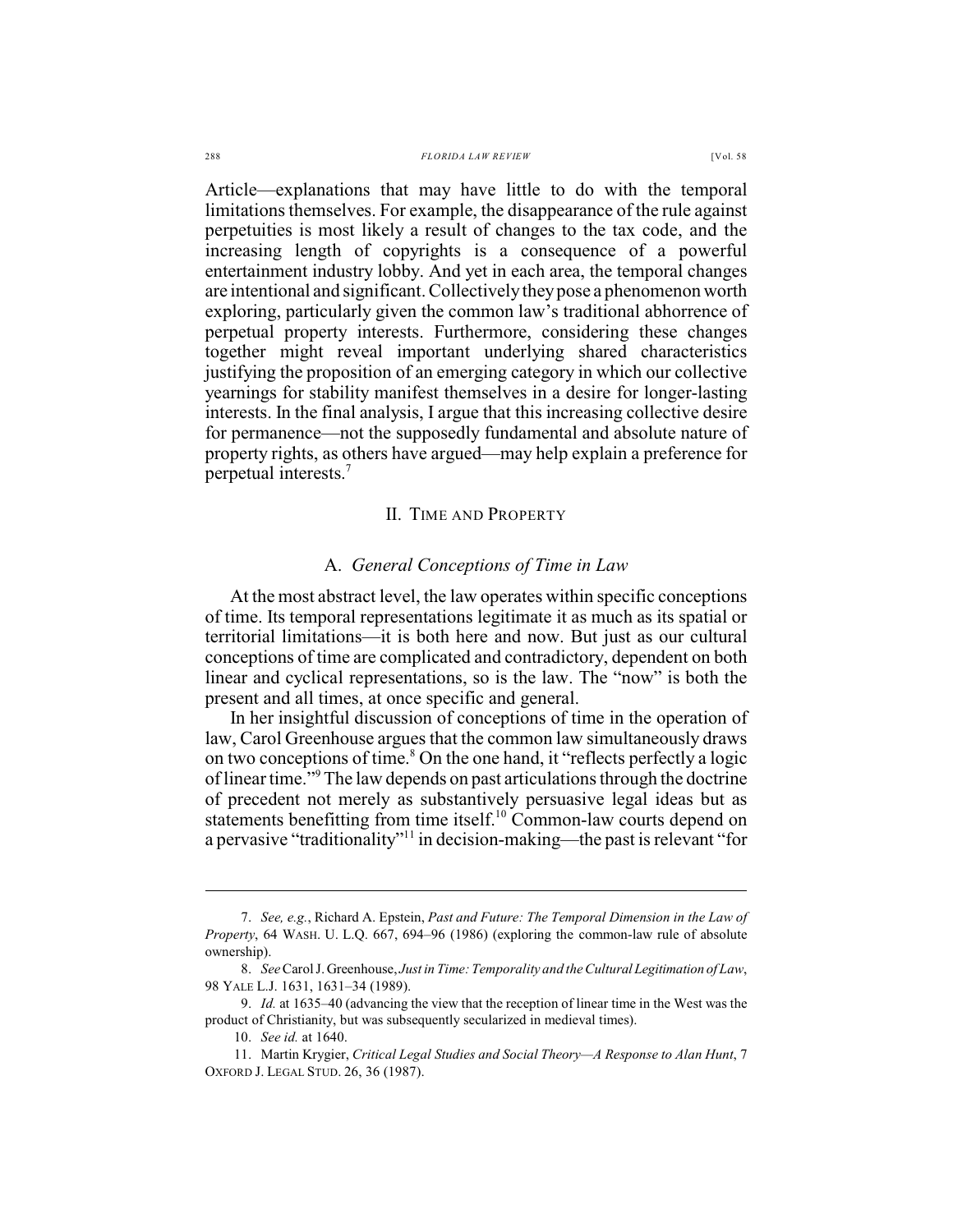Article—explanations that may have little to do with the temporal limitations themselves. For example, the disappearance of the rule against perpetuities is most likely a result of changes to the tax code, and the increasing length of copyrights is a consequence of a powerful entertainment industry lobby. And yet in each area, the temporal changes are intentional and significant. Collectively they pose a phenomenon worth exploring, particularly given the common law's traditional abhorrence of perpetual property interests. Furthermore, considering these changes together might reveal important underlying shared characteristics justifying the proposition of an emerging category in which our collective yearnings for stability manifest themselves in a desire for longer-lasting interests. In the final analysis, I argue that this increasing collective desire for permanence—not the supposedly fundamental and absolute nature of property rights, as others have argued—may help explain a preference for perpetual interests.[7]

## II. TIME AND PROPERTY

### A. *General Conceptions of Time in Law*

At the most abstract level, the law operates within specific conceptions of time. Its temporal representations legitimate it as much as its spatial or territorial limitations—it is both here and now. But just as our cultural conceptions of time are complicated and contradictory, dependent on both linear and cyclical representations, so is the law. The "now" is both the present and all times, at once specific and general.

In her insightful discussion of conceptions of time in the operation of law, Carol Greenhouse argues that the common law simultaneously draws on two conceptions of time.[8] On the one hand, it "reflects perfectly a logic of linear time."[9] The law depends on past articulations through the doctrine of precedent not merely as substantively persuasive legal ideas but as statements benefitting from time itself.[10] Common-law courts depend on a pervasive "traditionality"[11] in decision-making—the past is relevant "for

---

7. *See, e.g.*, Richard A. Epstein, *Past and Future: The Temporal Dimension in the Law of Property*, 64 WASH. U. L.Q. 667, 694–96 (1986) (exploring the common-law rule of absolute ownership).

8. *See* Carol J. Greenhouse, *Just in Time: Temporality and the Cultural Legitimation of Law*, 98 YALE L.J. 1631, 1631–34 (1989).

9. *Id.* at 1635–40 (advancing the view that the reception of linear time in the West was the product of Christianity, but was subsequently secularized in medieval times).

10. *See id.* at 1640.

11. Martin Krygier, *Critical Legal Studies and Social Theory—A Response to Alan Hunt*, 7 OXFORD J. LEGAL STUD. 26, 36 (1987).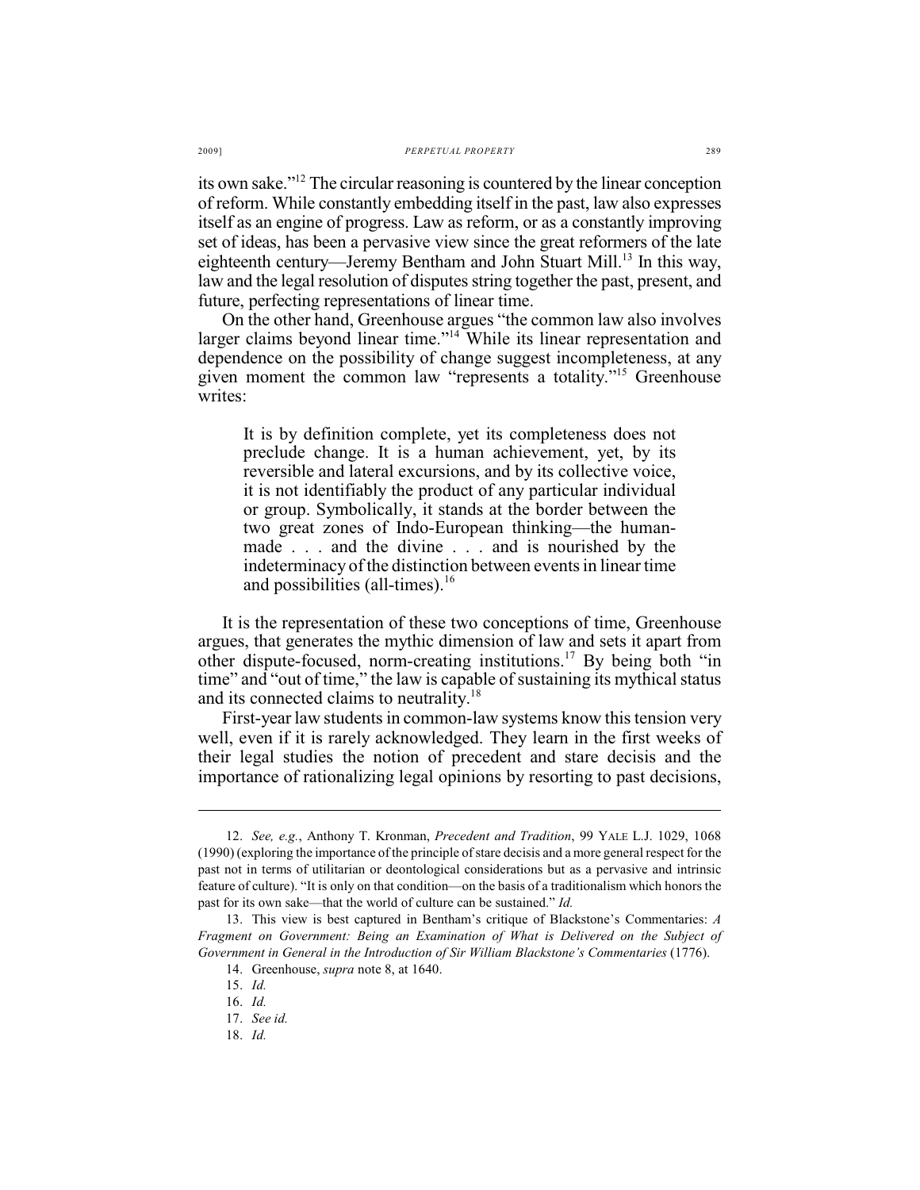its own sake."[12] The circular reasoning is countered by the linear conception of reform. While constantly embedding itself in the past, law also expresses itself as an engine of progress. Law as reform, or as a constantly improving set of ideas, has been a pervasive view since the great reformers of the late eighteenth century—Jeremy Bentham and John Stuart Mill.[13] In this way, law and the legal resolution of disputes string together the past, present, and future, perfecting representations of linear time.

On the other hand, Greenhouse argues "the common law also involves larger claims beyond linear time."[14] While its linear representation and dependence on the possibility of change suggest incompleteness, at any given moment the common law "represents a totality."[15] Greenhouse writes:

> It is by definition complete, yet its completeness does not preclude change. It is a human achievement, yet, by its reversible and lateral excursions, and by its collective voice, it is not identifiably the product of any particular individual or group. Symbolically, it stands at the border between the two great zones of Indo-European thinking—the human-made . . . and the divine . . . and is nourished by the indeterminacy of the distinction between events in linear time and possibilities (all-times).[16]

It is the representation of these two conceptions of time, Greenhouse argues, that generates the mythic dimension of law and sets it apart from other dispute-focused, norm-creating institutions.[17] By being both "in time" and "out of time," the law is capable of sustaining its mythical status and its connected claims to neutrality.[18]

First-year law students in common-law systems know this tension very well, even if it is rarely acknowledged. They learn in the first weeks of their legal studies the notion of precedent and stare decisis and the importance of rationalizing legal opinions by resorting to past decisions,

---

12. *See, e.g.*, Anthony T. Kronman, *Precedent and Tradition*, 99 YALE L.J. 1029, 1068 (1990) (exploring the importance of the principle of stare decisis and a more general respect for the past not in terms of utilitarian or deontological considerations but as a pervasive and intrinsic feature of culture). "It is only on that condition—on the basis of a traditionalism which honors the past for its own sake—that the world of culture can be sustained." *Id.*

13. This view is best captured in Bentham's critique of Blackstone's Commentaries: *A Fragment on Government: Being an Examination of What is Delivered on the Subject of Government in General in the Introduction of Sir William Blackstone's Commentaries* (1776).

14. Greenhouse, *supra* note 8, at 1640.

15. *Id.*

16. *Id.*

17. *See id.*

18. *Id.*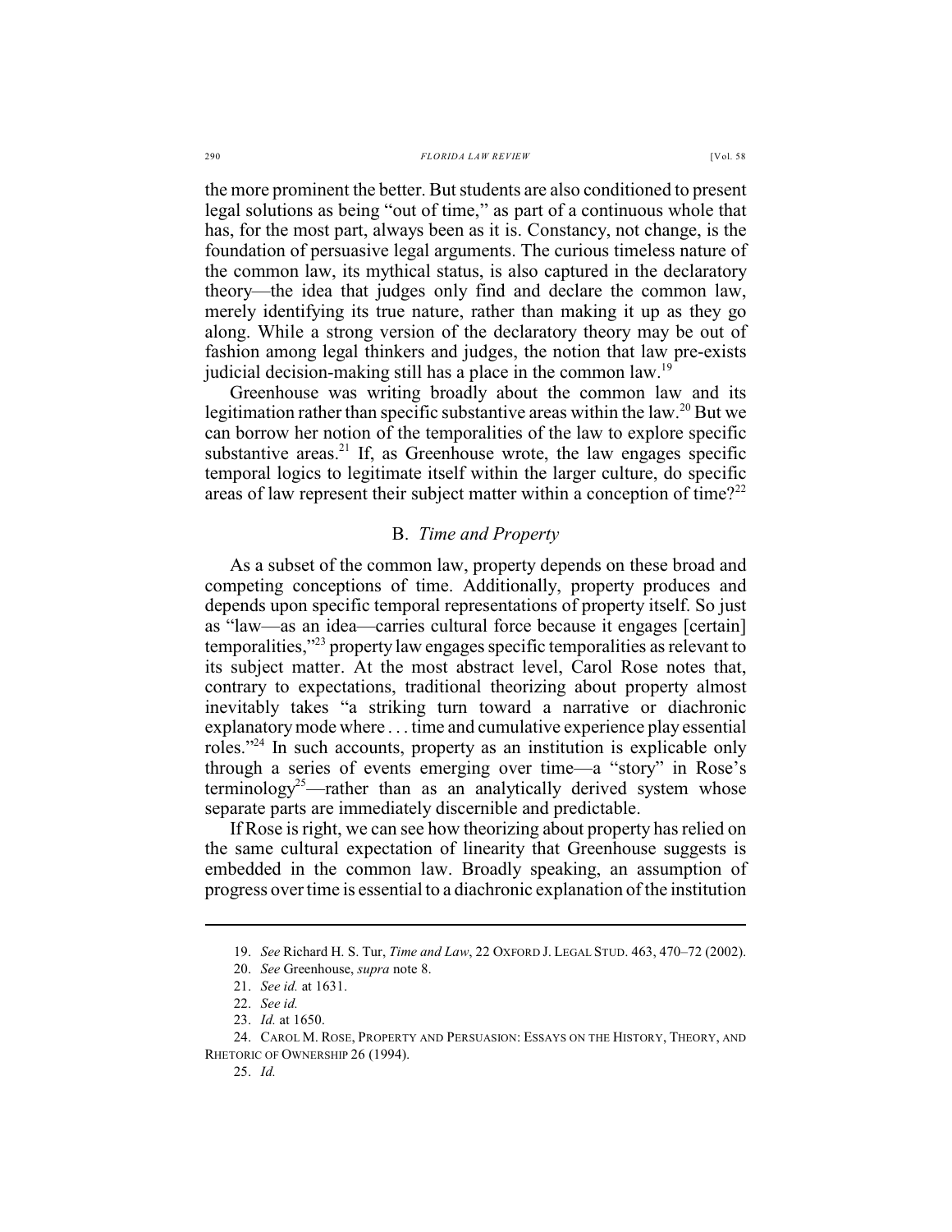the more prominent the better. But students are also conditioned to present legal solutions as being "out of time," as part of a continuous whole that has, for the most part, always been as it is. Constancy, not change, is the foundation of persuasive legal arguments. The curious timeless nature of the common law, its mythical status, is also captured in the declaratory theory—the idea that judges only find and declare the common law, merely identifying its true nature, rather than making it up as they go along. While a strong version of the declaratory theory may be out of fashion among legal thinkers and judges, the notion that law pre-exists judicial decision-making still has a place in the common law.[19]

Greenhouse was writing broadly about the common law and its legitimation rather than specific substantive areas within the law.[20] But we can borrow her notion of the temporalities of the law to explore specific substantive areas.[21] If, as Greenhouse wrote, the law engages specific temporal logics to legitimate itself within the larger culture, do specific areas of law represent their subject matter within a conception of time?[22]

## B. *Time and Property*

As a subset of the common law, property depends on these broad and competing conceptions of time. Additionally, property produces and depends upon specific temporal representations of property itself. So just as "law—as an idea—carries cultural force because it engages [certain] temporalities,"[23] property law engages specific temporalities as relevant to its subject matter. At the most abstract level, Carol Rose notes that, contrary to expectations, traditional theorizing about property almost inevitably takes "a striking turn toward a narrative or diachronic explanatory mode where . . . time and cumulative experience play essential roles."[24] In such accounts, property as an institution is explicable only through a series of events emerging over time—a "story" in Rose's terminology[25]—rather than as an analytically derived system whose separate parts are immediately discernible and predictable.

If Rose is right, we can see how theorizing about property has relied on the same cultural expectation of linearity that Greenhouse suggests is embedded in the common law. Broadly speaking, an assumption of progress over time is essential to a diachronic explanation of the institution

---

19. *See* Richard H. S. Tur, *Time and Law*, 22 OXFORD J. LEGAL STUD. 463, 470–72 (2002).

20. *See* Greenhouse, *supra* note 8.

21. *See id.* at 1631.

22. *See id.*

23. *Id.* at 1650.

24. CAROL M. ROSE, PROPERTY AND PERSUASION: ESSAYS ON THE HISTORY, THEORY, AND RHETORIC OF OWNERSHIP 26 (1994).

25. *Id.*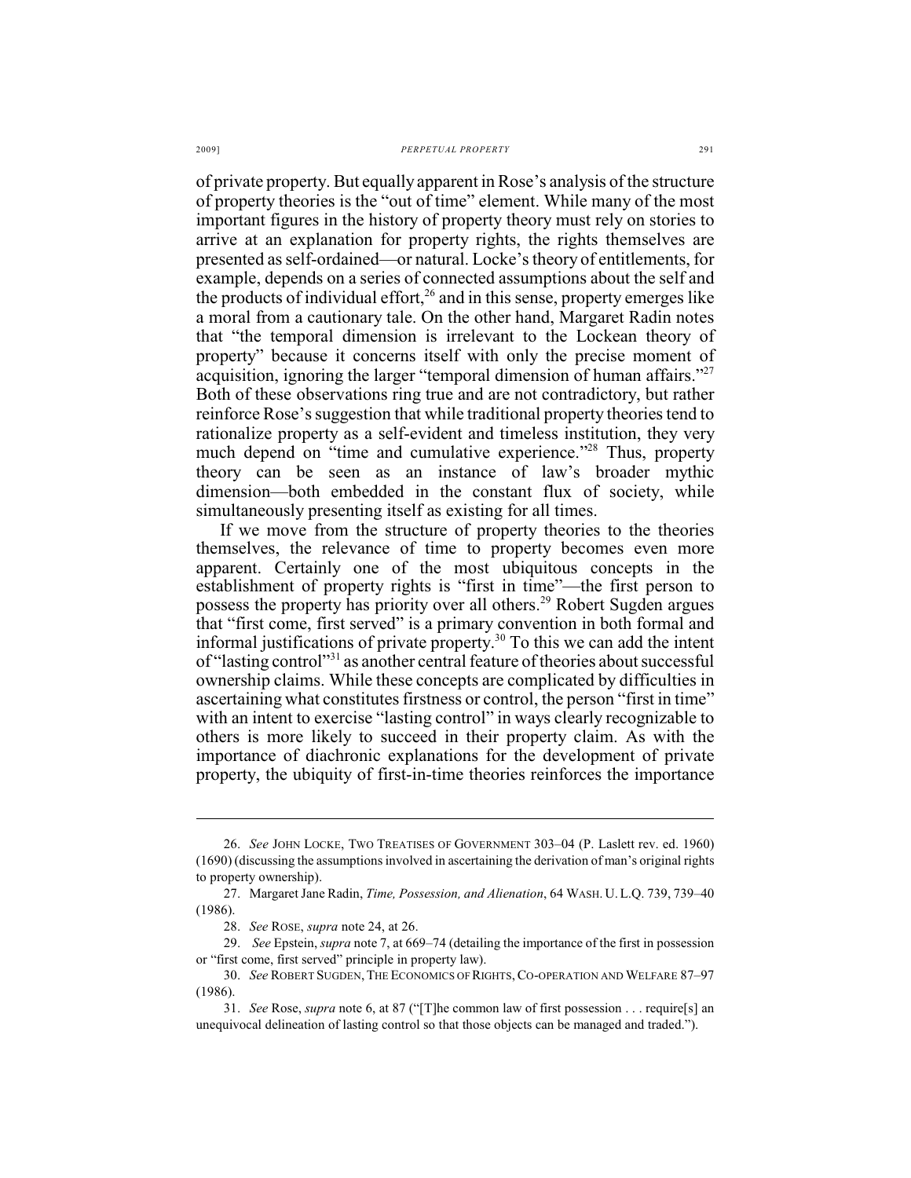of private property. But equally apparent in Rose's analysis of the structure of property theories is the "out of time" element. While many of the most important figures in the history of property theory must rely on stories to arrive at an explanation for property rights, the rights themselves are presented as self-ordained—or natural. Locke's theory of entitlements, for example, depends on a series of connected assumptions about the self and the products of individual effort,[26] and in this sense, property emerges like a moral from a cautionary tale. On the other hand, Margaret Radin notes that "the temporal dimension is irrelevant to the Lockean theory of property" because it concerns itself with only the precise moment of acquisition, ignoring the larger "temporal dimension of human affairs."[27] Both of these observations ring true and are not contradictory, but rather reinforce Rose's suggestion that while traditional property theories tend to rationalize property as a self-evident and timeless institution, they very much depend on "time and cumulative experience."[28] Thus, property theory can be seen as an instance of law's broader mythic dimension—both embedded in the constant flux of society, while simultaneously presenting itself as existing for all times.

If we move from the structure of property theories to the theories themselves, the relevance of time to property becomes even more apparent. Certainly one of the most ubiquitous concepts in the establishment of property rights is "first in time"—the first person to possess the property has priority over all others.[29] Robert Sugden argues that "first come, first served" is a primary convention in both formal and informal justifications of private property.[30] To this we can add the intent of "lasting control"[31] as another central feature of theories about successful ownership claims. While these concepts are complicated by difficulties in ascertaining what constitutes firstness or control, the person "first in time" with an intent to exercise "lasting control" in ways clearly recognizable to others is more likely to succeed in their property claim. As with the importance of diachronic explanations for the development of private property, the ubiquity of first-in-time theories reinforces the importance

---

26. *See* JOHN LOCKE, TWO TREATISES OF GOVERNMENT 303–04 (P. Laslett rev. ed. 1960) (1690) (discussing the assumptions involved in ascertaining the derivation of man's original rights to property ownership).

27. Margaret Jane Radin, *Time, Possession, and Alienation*, 64 WASH. U. L.Q. 739, 739–40 (1986).

28. *See* ROSE, *supra* note 24, at 26.

29. *See* Epstein, *supra* note 7, at 669–74 (detailing the importance of the first in possession or "first come, first served" principle in property law).

30. *See* ROBERT SUGDEN, THE ECONOMICS OF RIGHTS, CO-OPERATION AND WELFARE 87–97 (1986).

31. *See* Rose, *supra* note 6, at 87 ("[T]he common law of first possession . . . require[s] an unequivocal delineation of lasting control so that those objects can be managed and traded.").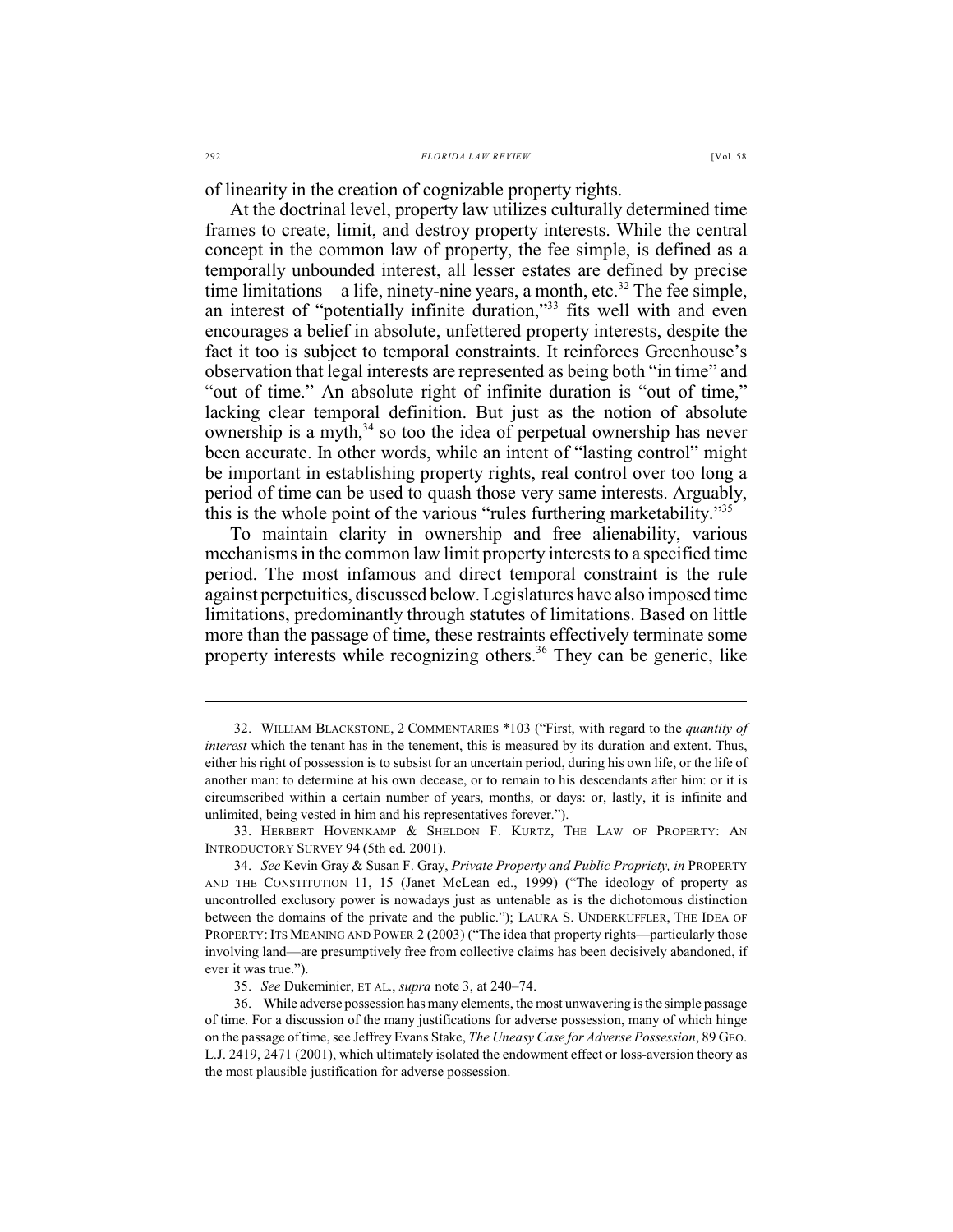of linearity in the creation of cognizable property rights.

At the doctrinal level, property law utilizes culturally determined time frames to create, limit, and destroy property interests. While the central concept in the common law of property, the fee simple, is defined as a temporally unbounded interest, all lesser estates are defined by precise time limitations—a life, ninety-nine years, a month, etc.[32] The fee simple, an interest of "potentially infinite duration,"[33] fits well with and even encourages a belief in absolute, unfettered property interests, despite the fact it too is subject to temporal constraints. It reinforces Greenhouse's observation that legal interests are represented as being both "in time" and "out of time." An absolute right of infinite duration is "out of time," lacking clear temporal definition. But just as the notion of absolute ownership is a myth,[34] so too the idea of perpetual ownership has never been accurate. In other words, while an intent of "lasting control" might be important in establishing property rights, real control over too long a period of time can be used to quash those very same interests. Arguably, this is the whole point of the various "rules furthering marketability."[35]

To maintain clarity in ownership and free alienability, various mechanisms in the common law limit property interests to a specified time period. The most infamous and direct temporal constraint is the rule against perpetuities, discussed below. Legislatures have also imposed time limitations, predominantly through statutes of limitations. Based on little more than the passage of time, these restraints effectively terminate some property interests while recognizing others.[36] They can be generic, like

---

32. WILLIAM BLACKSTONE, 2 COMMENTARIES *103 ("First, with regard to the *quantity of interest* which the tenant has in the tenement, this is measured by its duration and extent. Thus, either his right of possession is to subsist for an uncertain period, during his own life, or the life of another man: to determine at his own decease, or to remain to his descendants after him: or it is circumscribed within a certain number of years, months, or days: or, lastly, it is infinite and unlimited, being vested in him and his representatives forever.").

33. HERBERT HOVENKAMP & SHELDON F. KURTZ, THE LAW OF PROPERTY: AN INTRODUCTORY SURVEY 94 (5th ed. 2001).

34. *See* Kevin Gray & Susan F. Gray, *Private Property and Public Propriety, in* PROPERTY AND THE CONSTITUTION 11, 15 (Janet McLean ed., 1999) ("The ideology of property as uncontrolled exclusory power is nowadays just as untenable as is the dichotomous distinction between the domains of the private and the public."); LAURA S. UNDERKUFFLER, THE IDEA OF PROPERTY: ITS MEANING AND POWER 2 (2003) ("The idea that property rights—particularly those involving land—are presumptively free from collective claims has been decisively abandoned, if ever it was true.").

35. *See* Dukeminier, ET AL., *supra* note 3, at 240–74.

36. While adverse possession has many elements, the most unwavering is the simple passage of time. For a discussion of the many justifications for adverse possession, many of which hinge on the passage of time, see Jeffrey Evans Stake, *The Uneasy Case for Adverse Possession*, 89 GEO. L.J. 2419, 2471 (2001), which ultimately isolated the endowment effect or loss-aversion theory as the most plausible justification for adverse possession.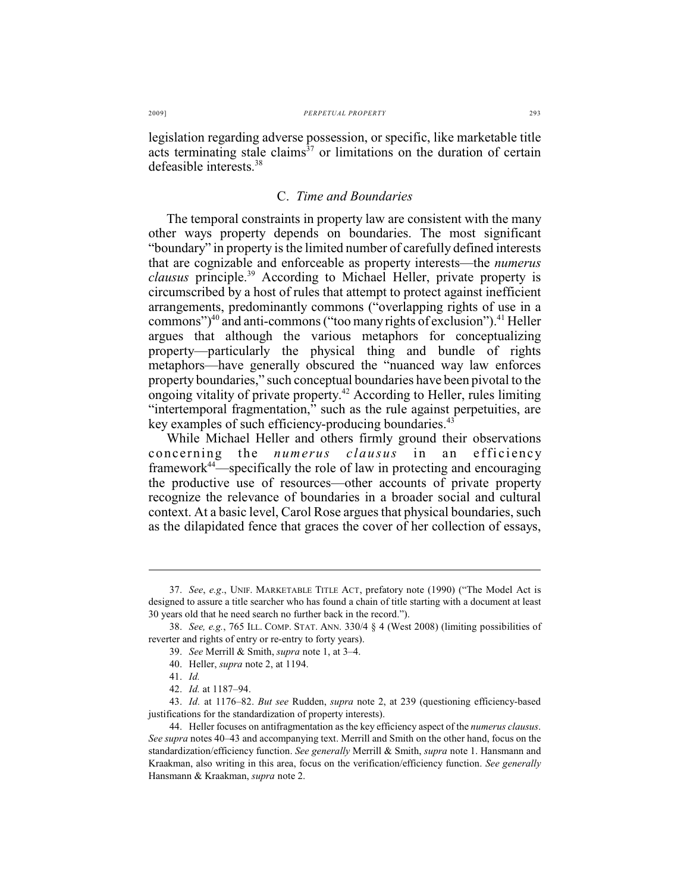legislation regarding adverse possession, or specific, like marketable title acts terminating stale claims[37] or limitations on the duration of certain defeasible interests.[38]

### C. *Time and Boundaries*

The temporal constraints in property law are consistent with the many other ways property depends on boundaries. The most significant "boundary" in property is the limited number of carefully defined interests that are cognizable and enforceable as property interests—the *numerus clausus* principle.[39] According to Michael Heller, private property is circumscribed by a host of rules that attempt to protect against inefficient arrangements, predominantly commons ("overlapping rights of use in a commons")[40] and anti-commons ("too many rights of exclusion").[41] Heller argues that although the various metaphors for conceptualizing property—particularly the physical thing and bundle of rights metaphors—have generally obscured the "nuanced way law enforces property boundaries," such conceptual boundaries have been pivotal to the ongoing vitality of private property.[42] According to Heller, rules limiting "intertemporal fragmentation," such as the rule against perpetuities, are key examples of such efficiency-producing boundaries.[43]

While Michael Heller and others firmly ground their observations concerning the *numerus clausus* in an efficiency framework[44]—specifically the role of law in protecting and encouraging the productive use of resources—other accounts of private property recognize the relevance of boundaries in a broader social and cultural context. At a basic level, Carol Rose argues that physical boundaries, such as the dilapidated fence that graces the cover of her collection of essays,

---

37. *See*, *e.g*., UNIF. MARKETABLE TITLE ACT, prefatory note (1990) ("The Model Act is designed to assure a title searcher who has found a chain of title starting with a document at least 30 years old that he need search no further back in the record.").

38. *See, e.g.*, 765 ILL. COMP. STAT. ANN. 330/4 § 4 (West 2008) (limiting possibilities of reverter and rights of entry or re-entry to forty years).

39. *See* Merrill & Smith, *supra* note 1, at 3–4.

40. Heller, *supra* note 2, at 1194.

41. *Id.*

42. *Id.* at 1187–94.

43. *Id.* at 1176–82. *But see* Rudden, *supra* note 2, at 239 (questioning efficiency-based justifications for the standardization of property interests).

44. Heller focuses on antifragmentation as the key efficiency aspect of the *numerus clausus*. *See supra* notes 40–43 and accompanying text. Merrill and Smith on the other hand, focus on the standardization/efficiency function. *See generally* Merrill & Smith, *supra* note 1. Hansmann and Kraakman, also writing in this area, focus on the verification/efficiency function. *See generally* Hansmann & Kraakman, *supra* note 2.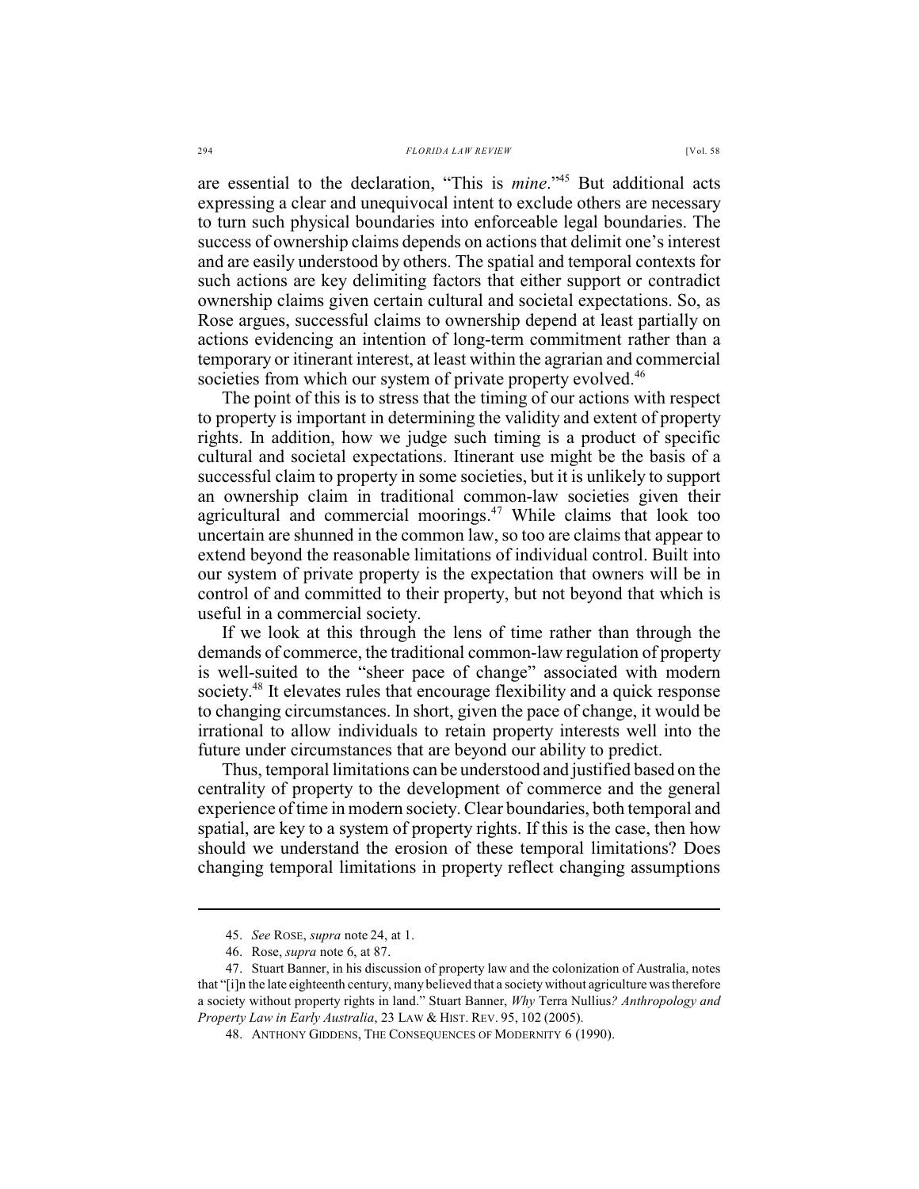are essential to the declaration, "This is *mine*."[45] But additional acts expressing a clear and unequivocal intent to exclude others are necessary to turn such physical boundaries into enforceable legal boundaries. The success of ownership claims depends on actions that delimit one's interest and are easily understood by others. The spatial and temporal contexts for such actions are key delimiting factors that either support or contradict ownership claims given certain cultural and societal expectations. So, as Rose argues, successful claims to ownership depend at least partially on actions evidencing an intention of long-term commitment rather than a temporary or itinerant interest, at least within the agrarian and commercial societies from which our system of private property evolved.[46]

The point of this is to stress that the timing of our actions with respect to property is important in determining the validity and extent of property rights. In addition, how we judge such timing is a product of specific cultural and societal expectations. Itinerant use might be the basis of a successful claim to property in some societies, but it is unlikely to support an ownership claim in traditional common-law societies given their agricultural and commercial moorings.[47] While claims that look too uncertain are shunned in the common law, so too are claims that appear to extend beyond the reasonable limitations of individual control. Built into our system of private property is the expectation that owners will be in control of and committed to their property, but not beyond that which is useful in a commercial society.

If we look at this through the lens of time rather than through the demands of commerce, the traditional common-law regulation of property is well-suited to the "sheer pace of change" associated with modern society.[48] It elevates rules that encourage flexibility and a quick response to changing circumstances. In short, given the pace of change, it would be irrational to allow individuals to retain property interests well into the future under circumstances that are beyond our ability to predict.

Thus, temporal limitations can be understood and justified based on the centrality of property to the development of commerce and the general experience of time in modern society. Clear boundaries, both temporal and spatial, are key to a system of property rights. If this is the case, then how should we understand the erosion of these temporal limitations? Does changing temporal limitations in property reflect changing assumptions

---

45. *See* ROSE, *supra* note 24, at 1.

46. Rose, *supra* note 6, at 87.

47. Stuart Banner, in his discussion of property law and the colonization of Australia, notes that "[i]n the late eighteenth century, many believed that a society without agriculture was therefore a society without property rights in land." Stuart Banner, *Why* Terra Nullius*? Anthropology and Property Law in Early Australia*, 23 LAW & HIST. REV. 95, 102 (2005).

48. ANTHONY GIDDENS, THE CONSEQUENCES OF MODERNITY 6 (1990).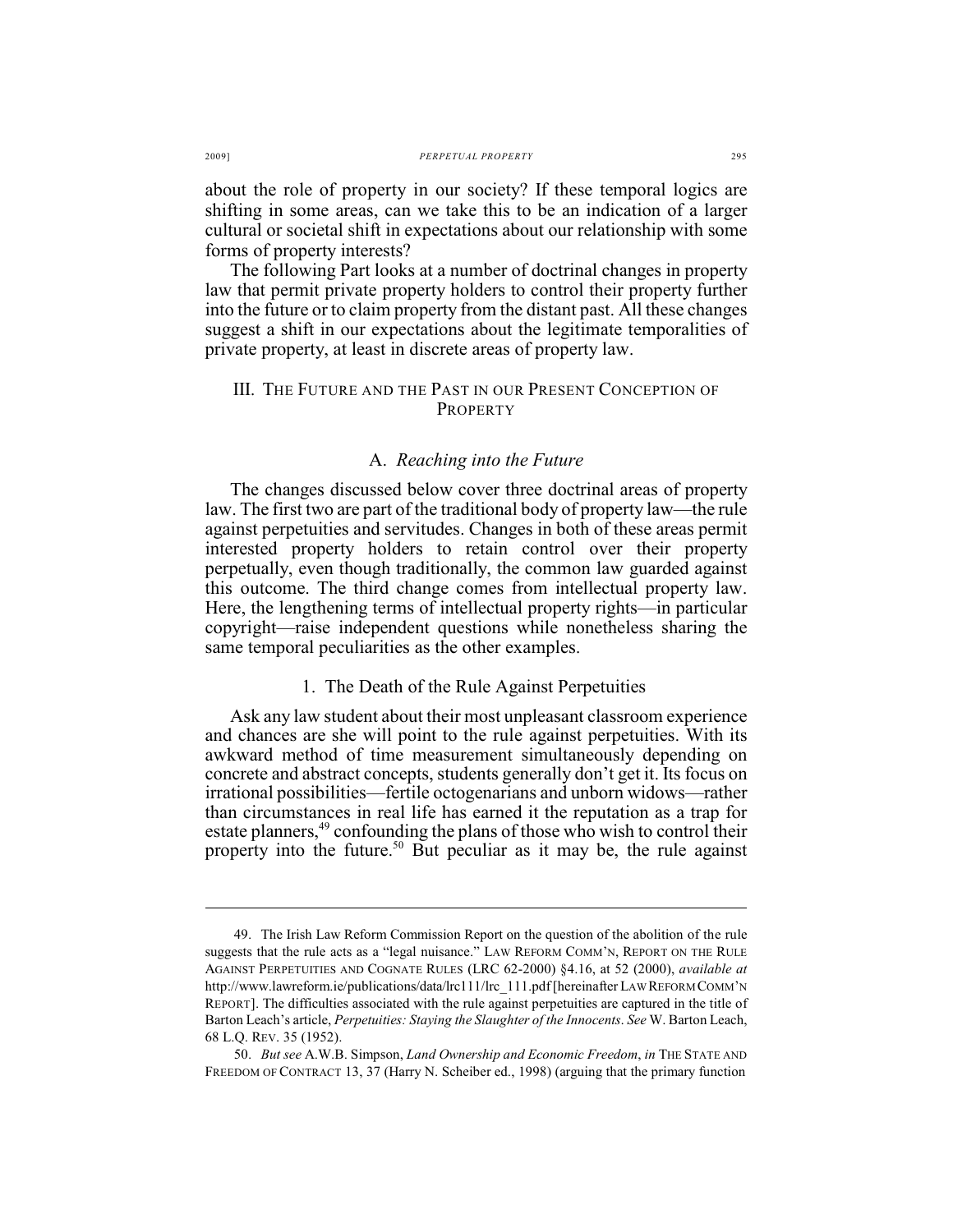about the role of property in our society? If these temporal logics are shifting in some areas, can we take this to be an indication of a larger cultural or societal shift in expectations about our relationship with some forms of property interests?

The following Part looks at a number of doctrinal changes in property law that permit private property holders to control their property further into the future or to claim property from the distant past. All these changes suggest a shift in our expectations about the legitimate temporalities of private property, at least in discrete areas of property law.

## III. The Future and the Past in our Present Conception of Property

### A. *Reaching into the Future*

The changes discussed below cover three doctrinal areas of property law. The first two are part of the traditional body of property law—the rule against perpetuities and servitudes. Changes in both of these areas permit interested property holders to retain control over their property perpetually, even though traditionally, the common law guarded against this outcome. The third change comes from intellectual property law. Here, the lengthening terms of intellectual property rights—in particular copyright—raise independent questions while nonetheless sharing the same temporal peculiarities as the other examples.

#### 1. The Death of the Rule Against Perpetuities

Ask any law student about their most unpleasant classroom experience and chances are she will point to the rule against perpetuities. With its awkward method of time measurement simultaneously depending on concrete and abstract concepts, students generally don't get it. Its focus on irrational possibilities—fertile octogenarians and unborn widows—rather than circumstances in real life has earned it the reputation as a trap for estate planners,[49] confounding the plans of those who wish to control their property into the future.[50] But peculiar as it may be, the rule against

---

49. The Irish Law Reform Commission Report on the question of the abolition of the rule suggests that the rule acts as a "legal nuisance." LAW REFORM COMM'N, REPORT ON THE RULE AGAINST PERPETUITIES AND COGNATE RULES (LRC 62-2000) §4.16, at 52 (2000), *available at* http://www.lawreform.ie/publications/data/lrc111/lrc_111.pdf [hereinafter LAW REFORM COMM'N REPORT]. The difficulties associated with the rule against perpetuities are captured in the title of Barton Leach's article, *Perpetuities: Staying the Slaughter of the Innocents*. *See* W. Barton Leach, 68 L.Q. REV. 35 (1952).

50. *But see* A.W.B. Simpson, *Land Ownership and Economic Freedom*, *in* THE STATE AND FREEDOM OF CONTRACT 13, 37 (Harry N. Scheiber ed., 1998) (arguing that the primary function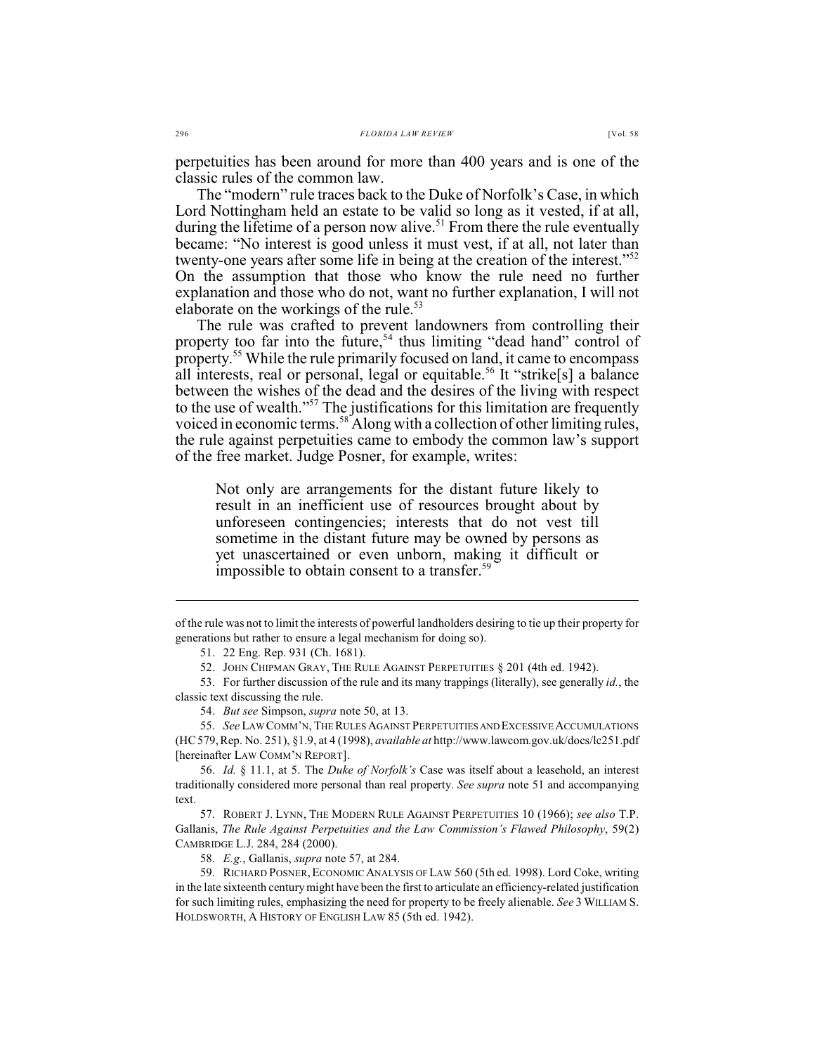perpetuities has been around for more than 400 years and is one of the classic rules of the common law.

The "modern" rule traces back to the Duke of Norfolk's Case, in which Lord Nottingham held an estate to be valid so long as it vested, if at all, during the lifetime of a person now alive.[51] From there the rule eventually became: "No interest is good unless it must vest, if at all, not later than twenty-one years after some life in being at the creation of the interest."[52] On the assumption that those who know the rule need no further explanation and those who do not, want no further explanation, I will not elaborate on the workings of the rule.[53]

The rule was crafted to prevent landowners from controlling their property too far into the future,[54] thus limiting "dead hand" control of property.[55] While the rule primarily focused on land, it came to encompass all interests, real or personal, legal or equitable.[56] It "strike[s] a balance between the wishes of the dead and the desires of the living with respect to the use of wealth."[57] The justifications for this limitation are frequently voiced in economic terms.[58] Along with a collection of other limiting rules, the rule against perpetuities came to embody the common law's support of the free market. Judge Posner, for example, writes:

> Not only are arrangements for the distant future likely to result in an inefficient use of resources brought about by unforeseen contingencies; interests that do not vest till sometime in the distant future may be owned by persons as yet unascertained or even unborn, making it difficult or impossible to obtain consent to a transfer.[59]

---

of the rule was not to limit the interests of powerful landholders desiring to tie up their property for generations but rather to ensure a legal mechanism for doing so).

51. 22 Eng. Rep. 931 (Ch. 1681).

52. JOHN CHIPMAN GRAY, THE RULE AGAINST PERPETUITIES § 201 (4th ed. 1942).

53. For further discussion of the rule and its many trappings (literally), see generally *id.*, the classic text discussing the rule.

54. *But see* Simpson, *supra* note 50, at 13.

55. *See* LAW COMM'N, THE RULES AGAINST PERPETUITIES AND EXCESSIVE ACCUMULATIONS (HC 579, Rep. No. 251), §1.9, at 4 (1998), *available at* http://www.lawcom.gov.uk/docs/lc251.pdf [hereinafter LAW COMM'N REPORT].

56. *Id.* § 11.1, at 5. The *Duke of Norfolk's* Case was itself about a leasehold, an interest traditionally considered more personal than real property. *See supra* note 51 and accompanying text.

57. ROBERT J. LYNN, THE MODERN RULE AGAINST PERPETUITIES 10 (1966); *see also* T.P. Gallanis, *The Rule Against Perpetuities and the Law Commission's Flawed Philosophy*, 59(2) CAMBRIDGE L.J. 284, 284 (2000).

58. *E.g.*, Gallanis, *supra* note 57, at 284.

59. RICHARD POSNER, ECONOMIC ANALYSIS OF LAW 560 (5th ed. 1998). Lord Coke, writing in the late sixteenth century might have been the first to articulate an efficiency-related justification for such limiting rules, emphasizing the need for property to be freely alienable. *See* 3 WILLIAM S. HOLDSWORTH, A HISTORY OF ENGLISH LAW 85 (5th ed. 1942).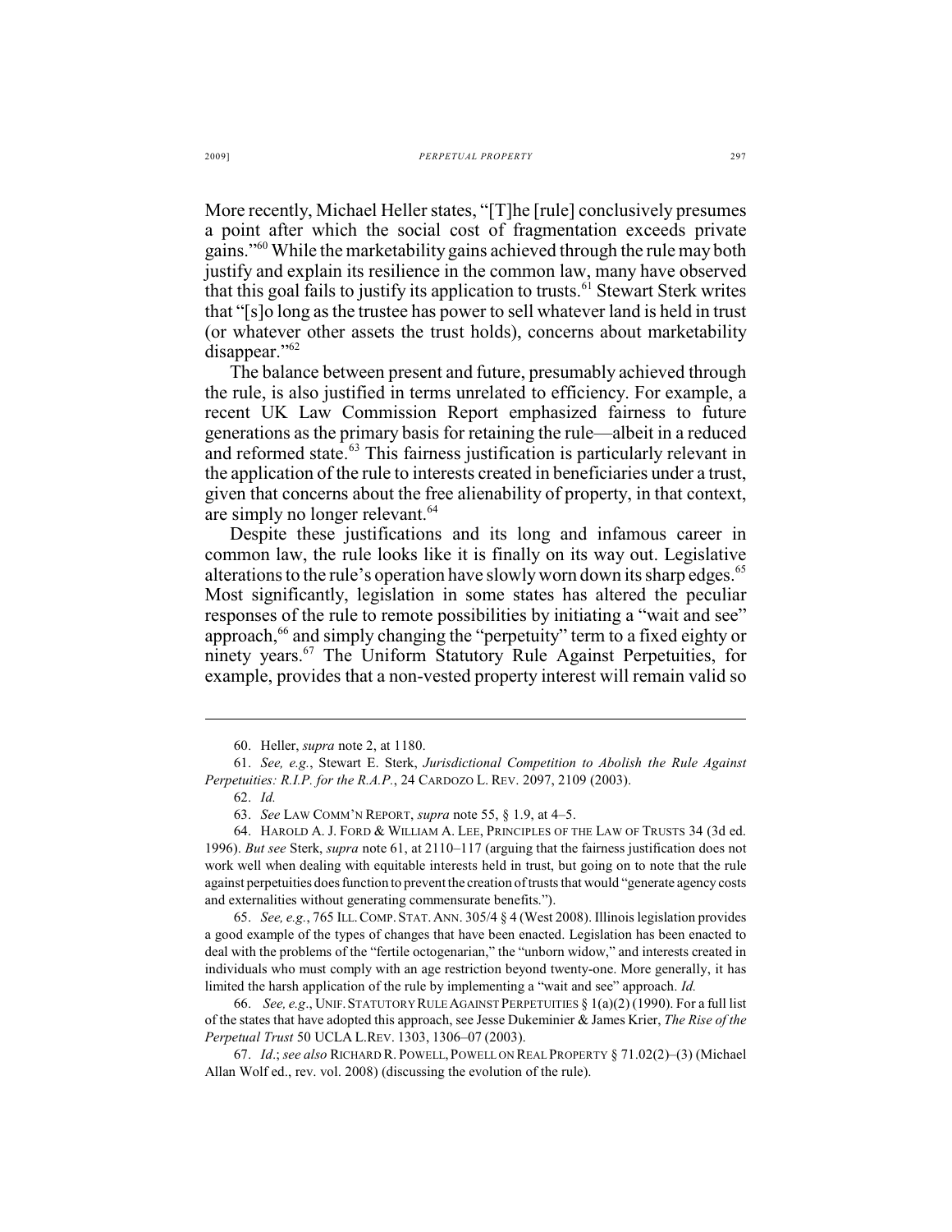More recently, Michael Heller states, "[T]he [rule] conclusively presumes a point after which the social cost of fragmentation exceeds private gains."[60] While the marketability gains achieved through the rule may both justify and explain its resilience in the common law, many have observed that this goal fails to justify its application to trusts.[61] Stewart Sterk writes that "[s]o long as the trustee has power to sell whatever land is held in trust (or whatever other assets the trust holds), concerns about marketability disappear."[62]

The balance between present and future, presumably achieved through the rule, is also justified in terms unrelated to efficiency. For example, a recent UK Law Commission Report emphasized fairness to future generations as the primary basis for retaining the rule—albeit in a reduced and reformed state.[63] This fairness justification is particularly relevant in the application of the rule to interests created in beneficiaries under a trust, given that concerns about the free alienability of property, in that context, are simply no longer relevant.[64]

Despite these justifications and its long and infamous career in common law, the rule looks like it is finally on its way out. Legislative alterations to the rule's operation have slowly worn down its sharp edges.[65] Most significantly, legislation in some states has altered the peculiar responses of the rule to remote possibilities by initiating a "wait and see" approach,[66] and simply changing the "perpetuity" term to a fixed eighty or ninety years.[67] The Uniform Statutory Rule Against Perpetuities, for example, provides that a non-vested property interest will remain valid so

---

60. Heller, *supra* note 2, at 1180.

61. *See, e.g.*, Stewart E. Sterk, *Jurisdictional Competition to Abolish the Rule Against Perpetuities: R.I.P. for the R.A.P.*, 24 CARDOZO L. REV. 2097, 2109 (2003).

62. *Id.*

63. *See* LAW COMM'N REPORT, *supra* note 55, § 1.9, at 4–5.

64. HAROLD A. J. FORD & WILLIAM A. LEE, PRINCIPLES OF THE LAW OF TRUSTS 34 (3d ed. 1996). *But see* Sterk, *supra* note 61, at 2110–117 (arguing that the fairness justification does not work well when dealing with equitable interests held in trust, but going on to note that the rule against perpetuities does function to prevent the creation of trusts that would "generate agency costs and externalities without generating commensurate benefits.").

65. *See, e.g.*, 765 ILL. COMP. STAT. ANN. 305/4 § 4 (West 2008). Illinois legislation provides a good example of the types of changes that have been enacted. Legislation has been enacted to deal with the problems of the "fertile octogenarian," the "unborn widow," and interests created in individuals who must comply with an age restriction beyond twenty-one. More generally, it has limited the harsh application of the rule by implementing a "wait and see" approach. *Id.*

66. *See, e.g*., UNIF. STATUTORY RULE AGAINST PERPETUITIES § 1(a)(2) (1990). For a full list of the states that have adopted this approach, see Jesse Dukeminier & James Krier, *The Rise of the Perpetual Trust* 50 UCLA L.REV. 1303, 1306–07 (2003).

67. *Id*.; *see also* RICHARD R. POWELL, POWELL ON REAL PROPERTY § 71.02(2)–(3) (Michael Allan Wolf ed., rev. vol. 2008) (discussing the evolution of the rule).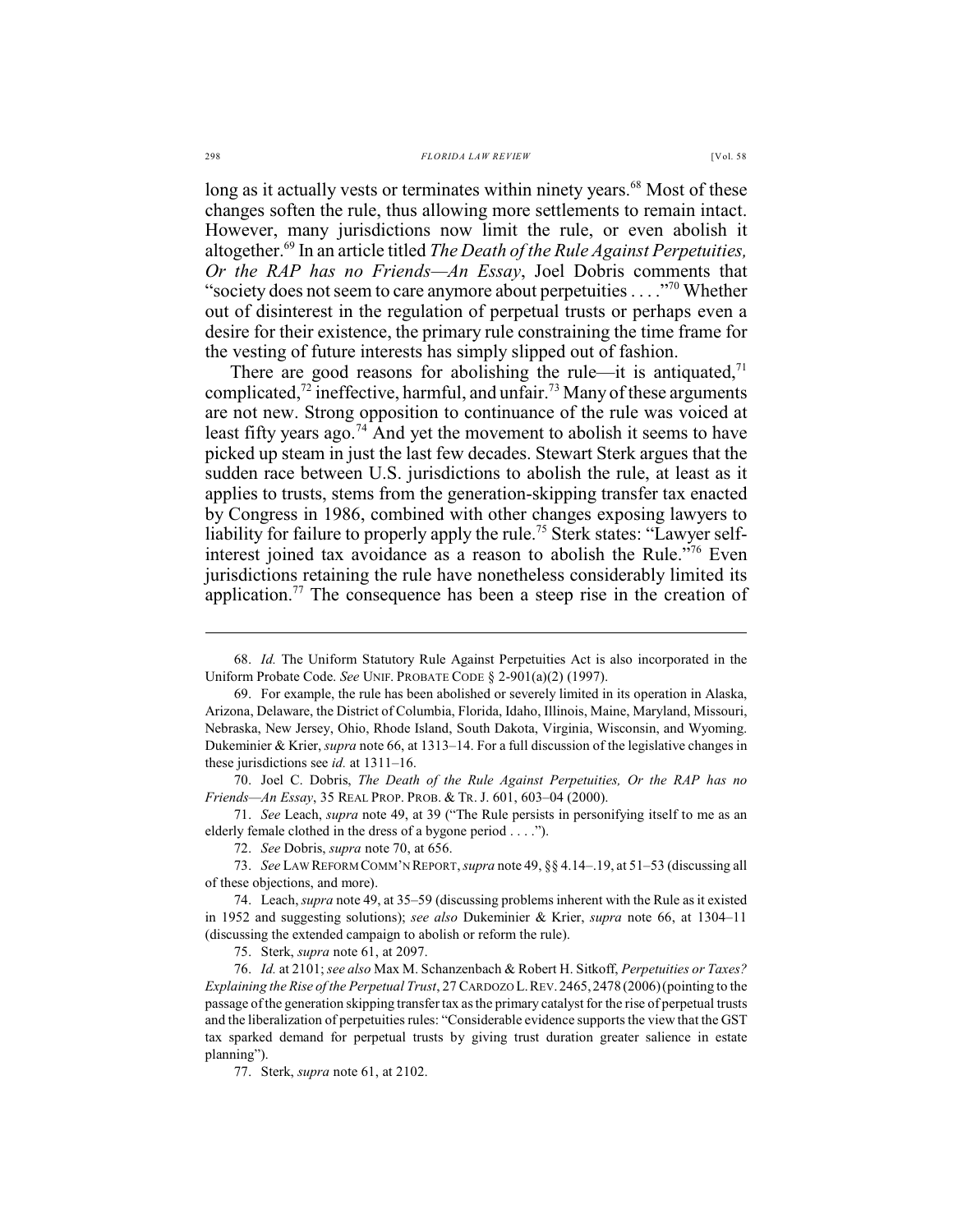long as it actually vests or terminates within ninety years.[68] Most of these changes soften the rule, thus allowing more settlements to remain intact. However, many jurisdictions now limit the rule, or even abolish it altogether.[69] In an article titled *The Death of the Rule Against Perpetuities, Or the RAP has no Friends—An Essay*, Joel Dobris comments that "society does not seem to care anymore about perpetuities . . . ."[70] Whether out of disinterest in the regulation of perpetual trusts or perhaps even a desire for their existence, the primary rule constraining the time frame for the vesting of future interests has simply slipped out of fashion.

There are good reasons for abolishing the rule—it is antiquated,[71] complicated,[72] ineffective, harmful, and unfair.[73] Many of these arguments are not new. Strong opposition to continuance of the rule was voiced at least fifty years ago.[74] And yet the movement to abolish it seems to have picked up steam in just the last few decades. Stewart Sterk argues that the sudden race between U.S. jurisdictions to abolish the rule, at least as it applies to trusts, stems from the generation-skipping transfer tax enacted by Congress in 1986, combined with other changes exposing lawyers to liability for failure to properly apply the rule.[75] Sterk states: "Lawyer self-interest joined tax avoidance as a reason to abolish the Rule."[76] Even jurisdictions retaining the rule have nonetheless considerably limited its application.[77] The consequence has been a steep rise in the creation of

---

68. *Id.* The Uniform Statutory Rule Against Perpetuities Act is also incorporated in the Uniform Probate Code. *See* UNIF. PROBATE CODE § 2-901(a)(2) (1997).

69. For example, the rule has been abolished or severely limited in its operation in Alaska, Arizona, Delaware, the District of Columbia, Florida, Idaho, Illinois, Maine, Maryland, Missouri, Nebraska, New Jersey, Ohio, Rhode Island, South Dakota, Virginia, Wisconsin, and Wyoming. Dukeminier & Krier, *supra* note 66, at 1313–14. For a full discussion of the legislative changes in these jurisdictions see *id.* at 1311–16.

70. Joel C. Dobris, *The Death of the Rule Against Perpetuities, Or the RAP has no Friends—An Essay*, 35 REAL PROP. PROB. & TR. J. 601, 603–04 (2000).

71. *See* Leach, *supra* note 49, at 39 ("The Rule persists in personifying itself to me as an elderly female clothed in the dress of a bygone period . . . .").

72. *See* Dobris, *supra* note 70, at 656.

73. *See* LAW REFORM COMM'N REPORT, *supra* note 49, §§ 4.14–.19, at 51–53 (discussing all of these objections, and more).

74. Leach, *supra* note 49, at 35–59 (discussing problems inherent with the Rule as it existed in 1952 and suggesting solutions); *see also* Dukeminier & Krier, *supra* note 66, at 1304–11 (discussing the extended campaign to abolish or reform the rule).

75. Sterk, *supra* note 61, at 2097.

76. *Id.* at 2101; *see also* Max M. Schanzenbach & Robert H. Sitkoff, *Perpetuities or Taxes? Explaining the Rise of the Perpetual Trust*, 27 CARDOZO L. REV. 2465, 2478 (2006) (pointing to the passage of the generation skipping transfer tax as the primary catalyst for the rise of perpetual trusts and the liberalization of perpetuities rules: "Considerable evidence supports the view that the GST tax sparked demand for perpetual trusts by giving trust duration greater salience in estate planning").

77. Sterk, *supra* note 61, at 2102.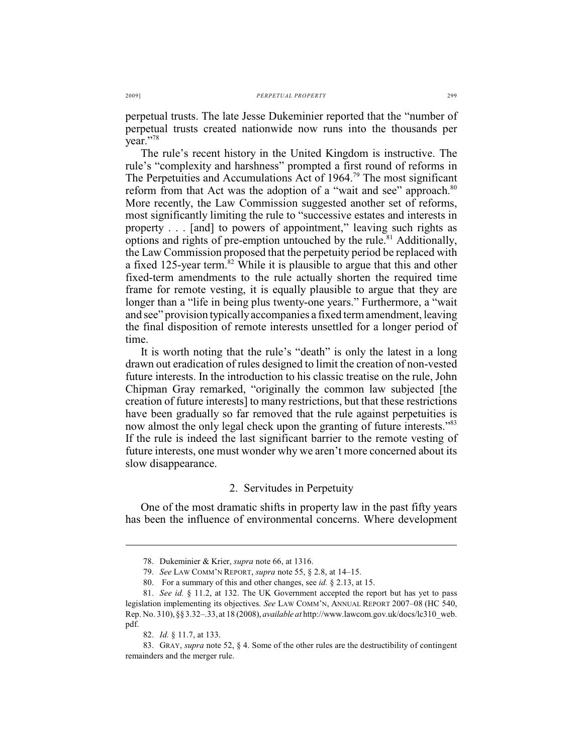perpetual trusts. The late Jesse Dukeminier reported that the "number of perpetual trusts created nationwide now runs into the thousands per year."[78]

The rule's recent history in the United Kingdom is instructive. The rule's "complexity and harshness" prompted a first round of reforms in The Perpetuities and Accumulations Act of 1964.[79] The most significant reform from that Act was the adoption of a "wait and see" approach.[80] More recently, the Law Commission suggested another set of reforms, most significantly limiting the rule to "successive estates and interests in property . . . [and] to powers of appointment," leaving such rights as options and rights of pre-emption untouched by the rule.[81] Additionally, the Law Commission proposed that the perpetuity period be replaced with a fixed 125-year term.[82] While it is plausible to argue that this and other fixed-term amendments to the rule actually shorten the required time frame for remote vesting, it is equally plausible to argue that they are longer than a "life in being plus twenty-one years." Furthermore, a "wait and see" provision typically accompanies a fixed term amendment, leaving the final disposition of remote interests unsettled for a longer period of time.

It is worth noting that the rule's "death" is only the latest in a long drawn out eradication of rules designed to limit the creation of non-vested future interests. In the introduction to his classic treatise on the rule, John Chipman Gray remarked, "originally the common law subjected [the creation of future interests] to many restrictions, but that these restrictions have been gradually so far removed that the rule against perpetuities is now almost the only legal check upon the granting of future interests."[83] If the rule is indeed the last significant barrier to the remote vesting of future interests, one must wonder why we aren't more concerned about its slow disappearance.

### 2. Servitudes in Perpetuity

One of the most dramatic shifts in property law in the past fifty years has been the influence of environmental concerns. Where development

---

78. Dukeminier & Krier, *supra* note 66, at 1316.

79. *See* LAW COMM'N REPORT, *supra* note 55, § 2.8, at 14–15.

80. For a summary of this and other changes, see *id.* § 2.13, at 15.

81. *See id.* § 11.2, at 132. The UK Government accepted the report but has yet to pass legislation implementing its objectives. *See* LAW COMM'N, ANNUAL REPORT 2007–08 (HC 540, Rep. No. 310), §§ 3.32–.33, at 18 (2008), *available at* http://www.lawcom.gov.uk/docs/lc310_web.pdf.

82. *Id.* § 11.7, at 133.

83. GRAY, *supra* note 52, § 4. Some of the other rules are the destructibility of contingent remainders and the merger rule.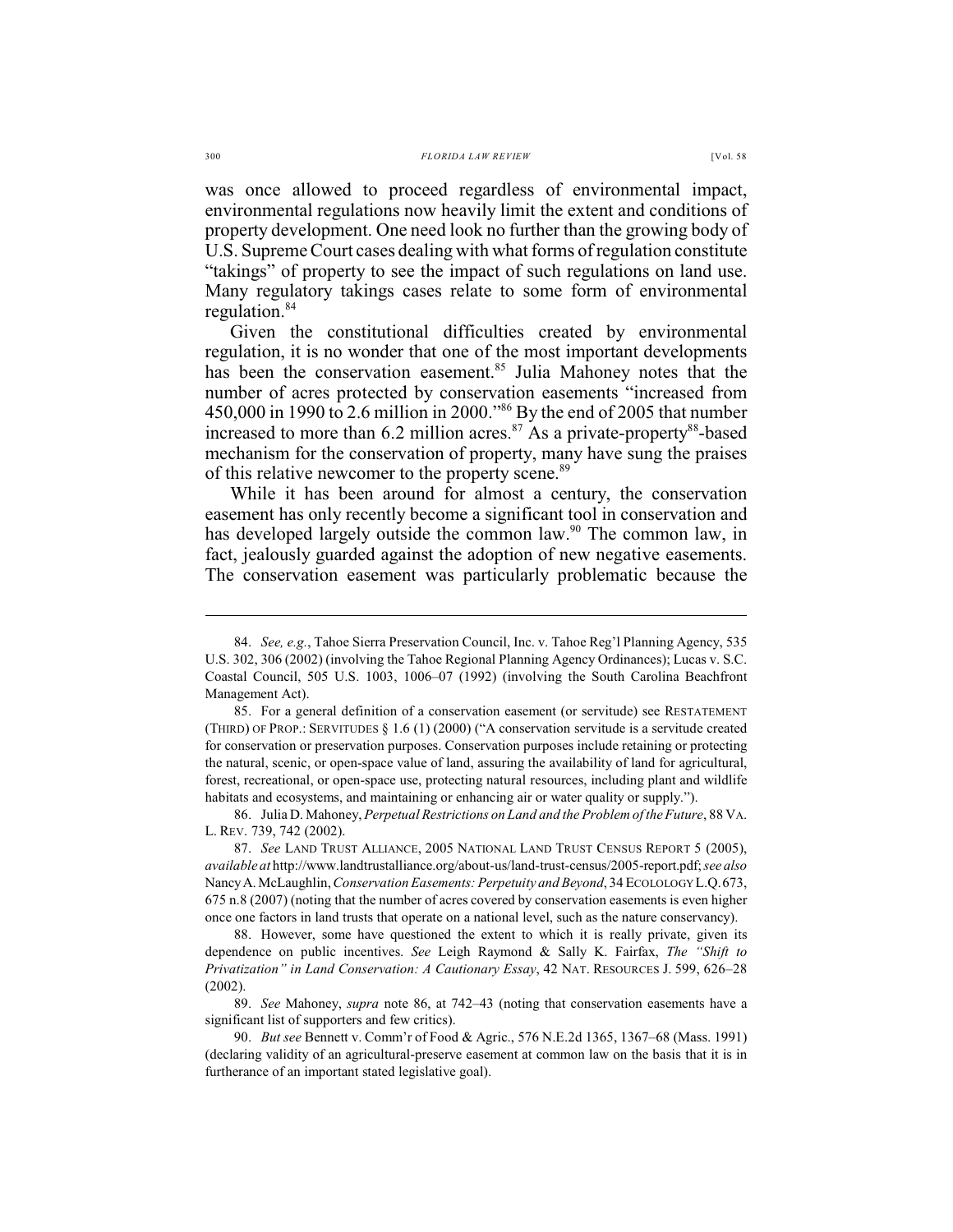was once allowed to proceed regardless of environmental impact, environmental regulations now heavily limit the extent and conditions of property development. One need look no further than the growing body of U.S. Supreme Court cases dealing with what forms of regulation constitute "takings" of property to see the impact of such regulations on land use. Many regulatory takings cases relate to some form of environmental regulation.[84]

Given the constitutional difficulties created by environmental regulation, it is no wonder that one of the most important developments has been the conservation easement.[85] Julia Mahoney notes that the number of acres protected by conservation easements "increased from 450,000 in 1990 to 2.6 million in 2000."[86] By the end of 2005 that number increased to more than 6.2 million acres.[87] As a private-property[88]-based mechanism for the conservation of property, many have sung the praises of this relative newcomer to the property scene.[89]

While it has been around for almost a century, the conservation easement has only recently become a significant tool in conservation and has developed largely outside the common law.[90] The common law, in fact, jealously guarded against the adoption of new negative easements. The conservation easement was particularly problematic because the

---

84. *See, e.g.*, Tahoe Sierra Preservation Council, Inc. v. Tahoe Reg'l Planning Agency, 535 U.S. 302, 306 (2002) (involving the Tahoe Regional Planning Agency Ordinances); Lucas v. S.C. Coastal Council, 505 U.S. 1003, 1006–07 (1992) (involving the South Carolina Beachfront Management Act).

85. For a general definition of a conservation easement (or servitude) see RESTATEMENT (THIRD) OF PROP.: SERVITUDES § 1.6 (1) (2000) ("A conservation servitude is a servitude created for conservation or preservation purposes. Conservation purposes include retaining or protecting the natural, scenic, or open-space value of land, assuring the availability of land for agricultural, forest, recreational, or open-space use, protecting natural resources, including plant and wildlife habitats and ecosystems, and maintaining or enhancing air or water quality or supply.").

86. Julia D. Mahoney, *Perpetual Restrictions on Land and the Problem of the Future*, 88 VA. L. REV. 739, 742 (2002).

87. *See* LAND TRUST ALLIANCE, 2005 NATIONAL LAND TRUST CENSUS REPORT 5 (2005), *available at* http://www.landtrustalliance.org/about-us/land-trust-census/2005-report.pdf; *see also* Nancy A. McLaughlin, *Conservation Easements: Perpetuity and Beyond*, 34 ECOLOLOGY L.Q. 673, 675 n.8 (2007) (noting that the number of acres covered by conservation easements is even higher once one factors in land trusts that operate on a national level, such as the nature conservancy).

88. However, some have questioned the extent to which it is really private, given its dependence on public incentives. *See* Leigh Raymond & Sally K. Fairfax, *The "Shift to Privatization" in Land Conservation: A Cautionary Essay*, 42 NAT. RESOURCES J. 599, 626–28 (2002).

89. *See* Mahoney, *supra* note 86, at 742–43 (noting that conservation easements have a significant list of supporters and few critics).

90. *But see* Bennett v. Comm'r of Food & Agric., 576 N.E.2d 1365, 1367–68 (Mass. 1991) (declaring validity of an agricultural-preserve easement at common law on the basis that it is in furtherance of an important stated legislative goal).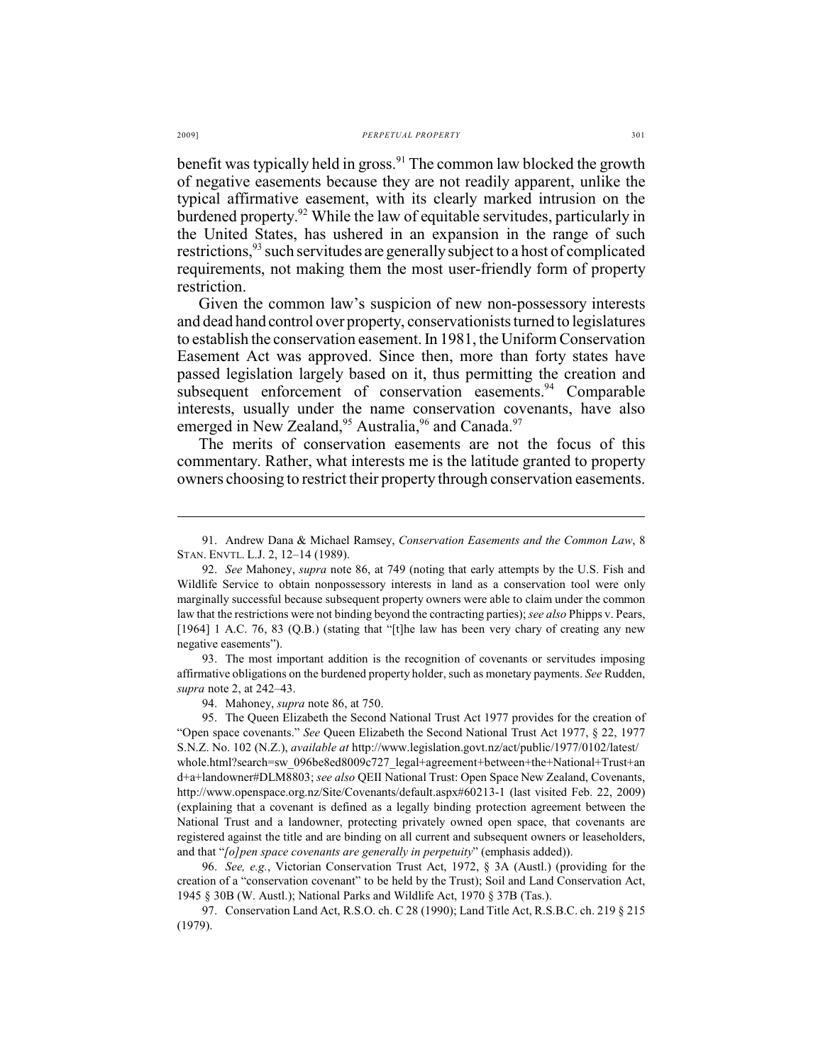benefit was typically held in gross.[91] The common law blocked the growth of negative easements because they are not readily apparent, unlike the typical affirmative easement, with its clearly marked intrusion on the burdened property.[92] While the law of equitable servitudes, particularly in the United States, has ushered in an expansion in the range of such restrictions,[93] such servitudes are generally subject to a host of complicated requirements, not making them the most user-friendly form of property restriction.

Given the common law's suspicion of new non-possessory interests and dead hand control over property, conservationists turned to legislatures to establish the conservation easement. In 1981, the Uniform Conservation Easement Act was approved. Since then, more than forty states have passed legislation largely based on it, thus permitting the creation and subsequent enforcement of conservation easements.[94] Comparable interests, usually under the name conservation covenants, have also emerged in New Zealand,[95] Australia,[96] and Canada.[97]

The merits of conservation easements are not the focus of this commentary. Rather, what interests me is the latitude granted to property owners choosing to restrict their property through conservation easements.

---

91. Andrew Dana & Michael Ramsey, *Conservation Easements and the Common Law*, 8 STAN. ENVTL. L.J. 2, 12–14 (1989).

92. *See* Mahoney, *supra* note 86, at 749 (noting that early attempts by the U.S. Fish and Wildlife Service to obtain nonpossessory interests in land as a conservation tool were only marginally successful because subsequent property owners were able to claim under the common law that the restrictions were not binding beyond the contracting parties); *see also* Phipps v. Pears, [1964] 1 A.C. 76, 83 (Q.B.) (stating that "[t]he law has been very chary of creating any new negative easements").

93. The most important addition is the recognition of covenants or servitudes imposing affirmative obligations on the burdened property holder, such as monetary payments. *See* Rudden, *supra* note 2, at 242–43.

94. Mahoney, *supra* note 86, at 750.

95. The Queen Elizabeth the Second National Trust Act 1977 provides for the creation of "Open space covenants." *See* Queen Elizabeth the Second National Trust Act 1977, § 22, 1977 S.N.Z. No. 102 (N.Z.), *available at* http://www.legislation.govt.nz/act/public/1977/0102/latest/whole.html?search=sw_096be8ed8009c727_legal+agreement+between+the+National+Trust+and+a+landowner#DLM8803; *see also* QEII National Trust: Open Space New Zealand, Covenants, http://www.openspace.org.nz/Site/Covenants/default.aspx#60213-1 (last visited Feb. 22, 2009) (explaining that a covenant is defined as a legally binding protection agreement between the National Trust and a landowner, protecting privately owned open space, that covenants are registered against the title and are binding on all current and subsequent owners or leaseholders, and that "*[o]pen space covenants are generally in perpetuity*" (emphasis added)).

96. *See, e.g.*, Victorian Conservation Trust Act, 1972, § 3A (Austl.) (providing for the creation of a "conservation covenant" to be held by the Trust); Soil and Land Conservation Act, 1945 § 30B (W. Austl.); National Parks and Wildlife Act, 1970 § 37B (Tas.).

97. Conservation Land Act, R.S.O. ch. C 28 (1990); Land Title Act, R.S.B.C. ch. 219 § 215 (1979).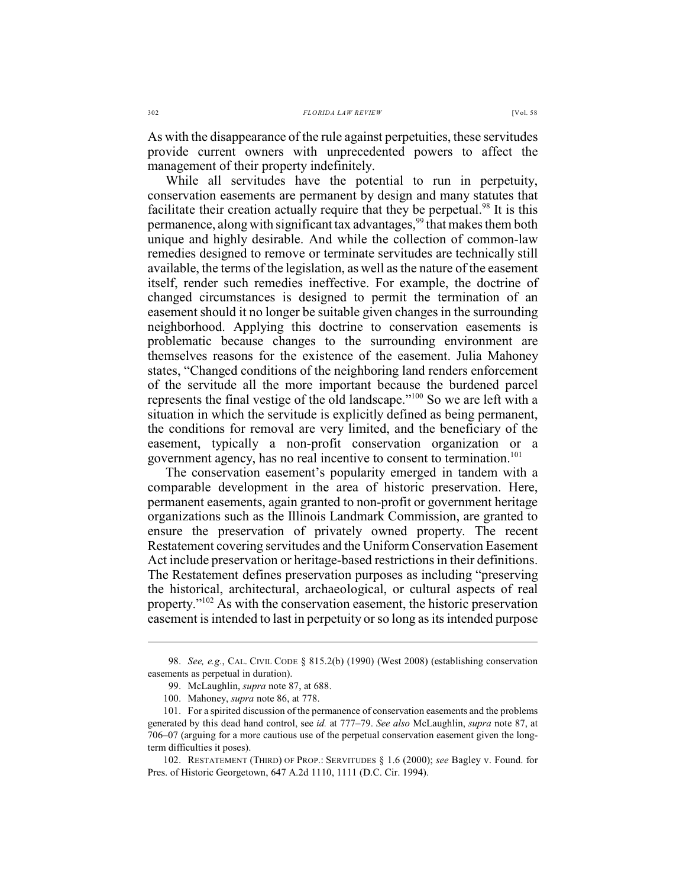As with the disappearance of the rule against perpetuities, these servitudes provide current owners with unprecedented powers to affect the management of their property indefinitely.

While all servitudes have the potential to run in perpetuity, conservation easements are permanent by design and many statutes that facilitate their creation actually require that they be perpetual.[98] It is this permanence, along with significant tax advantages,[99] that makes them both unique and highly desirable. And while the collection of common-law remedies designed to remove or terminate servitudes are technically still available, the terms of the legislation, as well as the nature of the easement itself, render such remedies ineffective. For example, the doctrine of changed circumstances is designed to permit the termination of an easement should it no longer be suitable given changes in the surrounding neighborhood. Applying this doctrine to conservation easements is problematic because changes to the surrounding environment are themselves reasons for the existence of the easement. Julia Mahoney states, "Changed conditions of the neighboring land renders enforcement of the servitude all the more important because the burdened parcel represents the final vestige of the old landscape."[100] So we are left with a situation in which the servitude is explicitly defined as being permanent, the conditions for removal are very limited, and the beneficiary of the easement, typically a non-profit conservation organization or a government agency, has no real incentive to consent to termination.[101]

The conservation easement's popularity emerged in tandem with a comparable development in the area of historic preservation. Here, permanent easements, again granted to non-profit or government heritage organizations such as the Illinois Landmark Commission, are granted to ensure the preservation of privately owned property. The recent Restatement covering servitudes and the Uniform Conservation Easement Act include preservation or heritage-based restrictions in their definitions. The Restatement defines preservation purposes as including "preserving the historical, architectural, archaeological, or cultural aspects of real property."[102] As with the conservation easement, the historic preservation easement is intended to last in perpetuity or so long as its intended purpose

---

98. *See, e.g.*, CAL. CIVIL CODE § 815.2(b) (1990) (West 2008) (establishing conservation easements as perpetual in duration).

99. McLaughlin, *supra* note 87, at 688.

100. Mahoney, *supra* note 86, at 778.

101. For a spirited discussion of the permanence of conservation easements and the problems generated by this dead hand control, see *id.* at 777–79. *See also* McLaughlin, *supra* note 87, at 706–07 (arguing for a more cautious use of the perpetual conservation easement given the long-term difficulties it poses).

102. RESTATEMENT (THIRD) OF PROP.: SERVITUDES § 1.6 (2000); *see* Bagley v. Found. for Pres. of Historic Georgetown, 647 A.2d 1110, 1111 (D.C. Cir. 1994).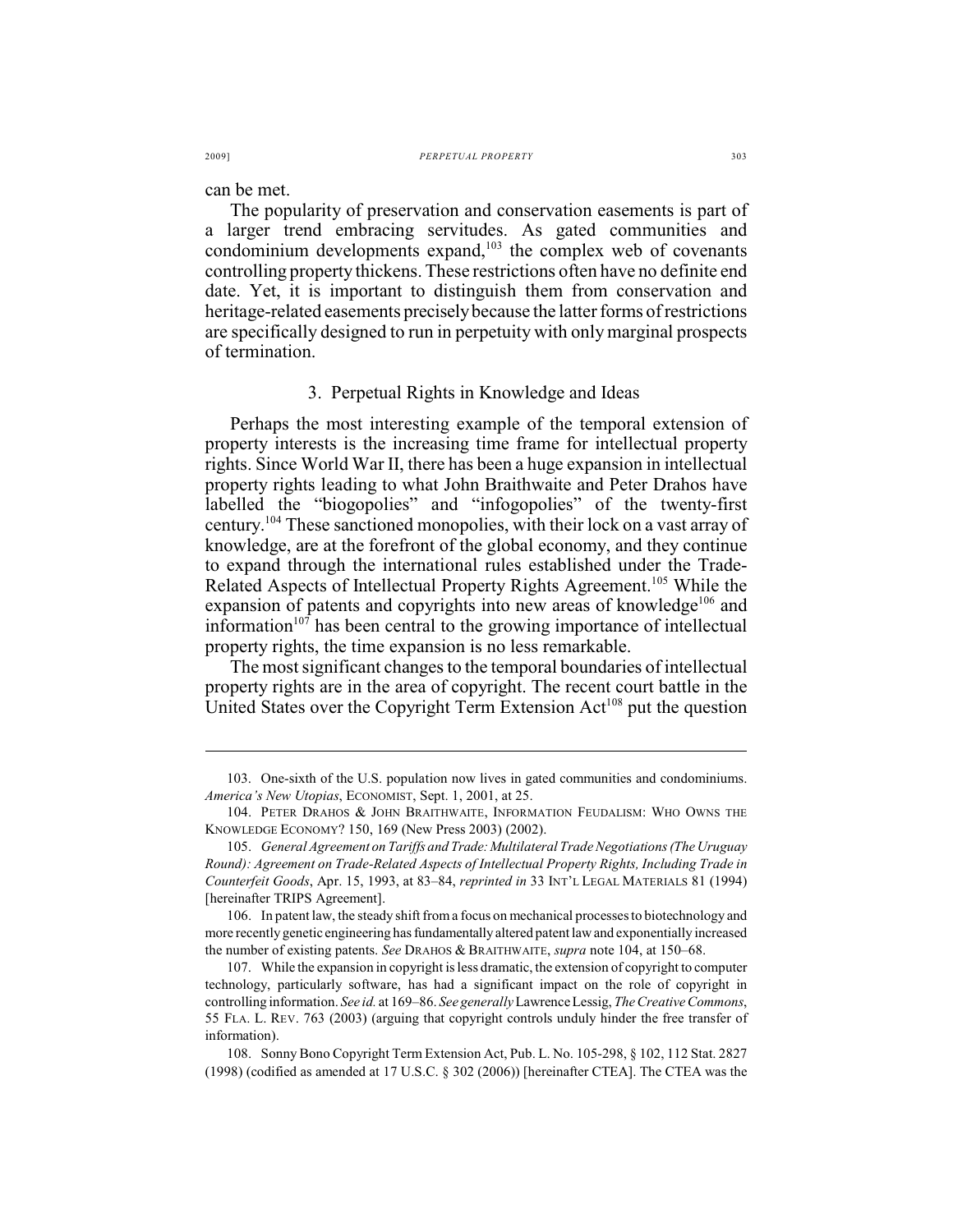can be met.

The popularity of preservation and conservation easements is part of a larger trend embracing servitudes. As gated communities and condominium developments expand,[103] the complex web of covenants controlling property thickens. These restrictions often have no definite end date. Yet, it is important to distinguish them from conservation and heritage-related easements precisely because the latter forms of restrictions are specifically designed to run in perpetuity with only marginal prospects of termination.

### 3. Perpetual Rights in Knowledge and Ideas

Perhaps the most interesting example of the temporal extension of property interests is the increasing time frame for intellectual property rights. Since World War II, there has been a huge expansion in intellectual property rights leading to what John Braithwaite and Peter Drahos have labelled the "biogopolies" and "infogopolies" of the twenty-first century.[104] These sanctioned monopolies, with their lock on a vast array of knowledge, are at the forefront of the global economy, and they continue to expand through the international rules established under the Trade-Related Aspects of Intellectual Property Rights Agreement.[105] While the expansion of patents and copyrights into new areas of knowledge[106] and information[107] has been central to the growing importance of intellectual property rights, the time expansion is no less remarkable.

The most significant changes to the temporal boundaries of intellectual property rights are in the area of copyright. The recent court battle in the United States over the Copyright Term Extension Act[108] put the question

---

103. One-sixth of the U.S. population now lives in gated communities and condominiums. *America's New Utopias*, ECONOMIST, Sept. 1, 2001, at 25.

104. PETER DRAHOS & JOHN BRAITHWAITE, INFORMATION FEUDALISM: WHO OWNS THE KNOWLEDGE ECONOMY? 150, 169 (New Press 2003) (2002).

105. *General Agreement on Tariffs and Trade: Multilateral Trade Negotiations (The Uruguay Round): Agreement on Trade-Related Aspects of Intellectual Property Rights, Including Trade in Counterfeit Goods*, Apr. 15, 1993, at 83–84, *reprinted in* 33 INT'L LEGAL MATERIALS 81 (1994) [hereinafter TRIPS Agreement].

106. In patent law, the steady shift from a focus on mechanical processes to biotechnology and more recently genetic engineering has fundamentally altered patent law and exponentially increased the number of existing patents. *See* DRAHOS & BRAITHWAITE, *supra* note 104, at 150–68.

107. While the expansion in copyright is less dramatic, the extension of copyright to computer technology, particularly software, has had a significant impact on the role of copyright in controlling information. *See id.* at 169–86. *See generally* Lawrence Lessig, *The Creative Commons*, 55 FLA. L. REV. 763 (2003) (arguing that copyright controls unduly hinder the free transfer of information).

108. Sonny Bono Copyright Term Extension Act, Pub. L. No. 105-298, § 102, 112 Stat. 2827 (1998) (codified as amended at 17 U.S.C. § 302 (2006)) [hereinafter CTEA]. The CTEA was the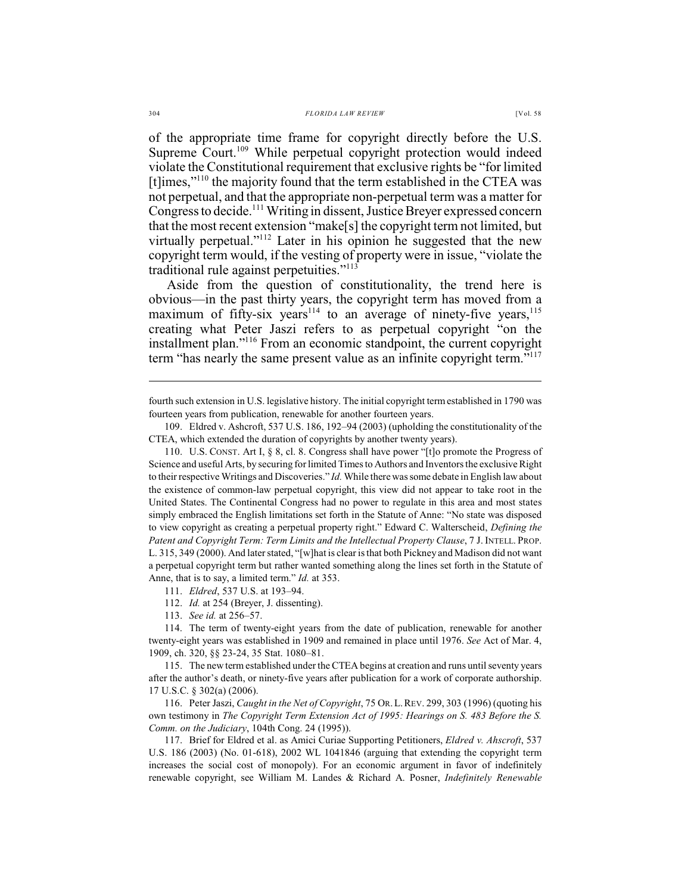of the appropriate time frame for copyright directly before the U.S. Supreme Court.[109] While perpetual copyright protection would indeed violate the Constitutional requirement that exclusive rights be "for limited [t]imes,"[110] the majority found that the term established in the CTEA was not perpetual, and that the appropriate non-perpetual term was a matter for Congress to decide.[111] Writing in dissent, Justice Breyer expressed concern that the most recent extension "make[s] the copyright term not limited, but virtually perpetual."[112] Later in his opinion he suggested that the new copyright term would, if the vesting of property were in issue, "violate the traditional rule against perpetuities."[113]

Aside from the question of constitutionality, the trend here is obvious—in the past thirty years, the copyright term has moved from a maximum of fifty-six years[114] to an average of ninety-five years,[115] creating what Peter Jaszi refers to as perpetual copyright "on the installment plan."[116] From an economic standpoint, the current copyright term "has nearly the same present value as an infinite copyright term."[117]

---

fourth such extension in U.S. legislative history. The initial copyright term established in 1790 was fourteen years from publication, renewable for another fourteen years.

109. Eldred v. Ashcroft, 537 U.S. 186, 192–94 (2003) (upholding the constitutionality of the CTEA, which extended the duration of copyrights by another twenty years).

110. U.S. CONST. Art I, § 8, cl. 8. Congress shall have power "[t]o promote the Progress of Science and useful Arts, by securing for limited Times to Authors and Inventors the exclusive Right to their respective Writings and Discoveries." *Id.* While there was some debate in English law about the existence of common-law perpetual copyright, this view did not appear to take root in the United States. The Continental Congress had no power to regulate in this area and most states simply embraced the English limitations set forth in the Statute of Anne: "No state was disposed to view copyright as creating a perpetual property right." Edward C. Walterscheid, *Defining the Patent and Copyright Term: Term Limits and the Intellectual Property Clause*, 7 J. INTELL. PROP. L. 315, 349 (2000). And later stated, "[w]hat is clear is that both Pickney and Madison did not want a perpetual copyright term but rather wanted something along the lines set forth in the Statute of Anne, that is to say, a limited term." *Id.* at 353.

111. *Eldred*, 537 U.S. at 193–94.

112. *Id.* at 254 (Breyer, J. dissenting).

113. *See id.* at 256–57.

114. The term of twenty-eight years from the date of publication, renewable for another twenty-eight years was established in 1909 and remained in place until 1976. *See* Act of Mar. 4, 1909, ch. 320, §§ 23-24, 35 Stat. 1080–81.

115. The new term established under the CTEA begins at creation and runs until seventy years after the author's death, or ninety-five years after publication for a work of corporate authorship. 17 U.S.C. § 302(a) (2006).

116. Peter Jaszi, *Caught in the Net of Copyright*, 75 OR. L. REV. 299, 303 (1996) (quoting his own testimony in *The Copyright Term Extension Act of 1995: Hearings on S. 483 Before the S. Comm. on the Judiciary*, 104th Cong. 24 (1995)).

117. Brief for Eldred et al. as Amici Curiae Supporting Petitioners, *Eldred v. Ahscroft*, 537 U.S. 186 (2003) (No. 01-618), 2002 WL 1041846 (arguing that extending the copyright term increases the social cost of monopoly). For an economic argument in favor of indefinitely renewable copyright, see William M. Landes & Richard A. Posner, *Indefinitely Renewable*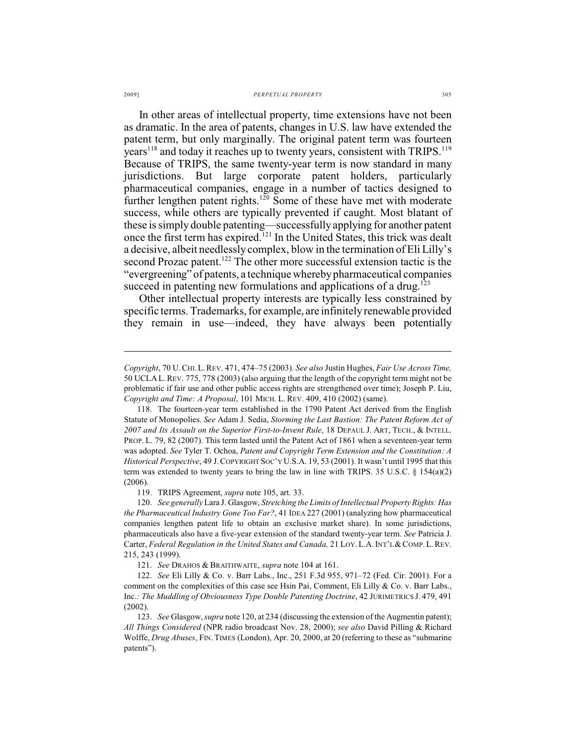In other areas of intellectual property, time extensions have not been as dramatic. In the area of patents, changes in U.S. law have extended the patent term, but only marginally. The original patent term was fourteen years[118] and today it reaches up to twenty years, consistent with TRIPS.[119] Because of TRIPS, the same twenty-year term is now standard in many jurisdictions. But large corporate patent holders, particularly pharmaceutical companies, engage in a number of tactics designed to further lengthen patent rights.[120] Some of these have met with moderate success, while others are typically prevented if caught. Most blatant of these is simply double patenting—successfully applying for another patent once the first term has expired.[121] In the United States, this trick was dealt a decisive, albeit needlessly complex, blow in the termination of Eli Lilly's second Prozac patent.[122] The other more successful extension tactic is the "evergreening" of patents, a technique whereby pharmaceutical companies succeed in patenting new formulations and applications of a drug.[123]

Other intellectual property interests are typically less constrained by specific terms. Trademarks, for example, are infinitely renewable provided they remain in use—indeed, they have always been potentially

---

*Copyright*, 70 U. CHI. L. REV. 471, 474–75 (2003). *See also* Justin Hughes, *Fair Use Across Time,* 50 UCLA L. REV. 775, 778 (2003) (also arguing that the length of the copyright term might not be problematic if fair use and other public access rights are strengthened over time); Joseph P. Liu, *Copyright and Time: A Proposal*, 101 MICH. L. REV. 409, 410 (2002) (same).

118. The fourteen-year term established in the 1790 Patent Act derived from the English Statute of Monopolies. *See* Adam J. Sedia, *Storming the Last Bastion: The Patent Reform Act of 2007 and Its Assault on the Superior First-to-Invent Rule*, 18 DEPAUL J. ART, TECH., & INTELL. PROP. L. 79, 82 (2007). This term lasted until the Patent Act of 1861 when a seventeen-year term was adopted. *See* Tyler T. Ochoa, *Patent and Copyright Term Extension and the Constitution: A Historical Perspective*, 49 J. COPYRIGHT SOC'Y U.S.A. 19, 53 (2001). It wasn't until 1995 that this term was extended to twenty years to bring the law in line with TRIPS. 35 U.S.C. § 154(a)(2) (2006).

119. TRIPS Agreement, *supra* note 105, art. 33.

120. *See generally* Lara J. Glasgow, *Stretching the Limits of Intellectual Property Rights: Has the Pharmaceutical Industry Gone Too Far?*, 41 IDEA 227 (2001) (analyzing how pharmaceutical companies lengthen patent life to obtain an exclusive market share). In some jurisdictions, pharmaceuticals also have a five-year extension of the standard twenty-year term. *See* Patricia J. Carter, *Federal Regulation in the United States and Canada,* 21 LOY. L.A. INT'L & COMP. L. REV. 215, 243 (1999).

121. *See* DRAHOS & BRAITHWAITE, *supra* note 104 at 161.

122. *See* Eli Lilly & Co. v. Barr Labs., Inc., 251 F.3d 955, 971–72 (Fed. Cir. 2001). For a comment on the complexities of this case see Hsin Pai, Comment, Eli Lilly & Co. v. Barr Labs., Inc.*: The Muddling of Obviousness Type Double Patenting Doctrine*, 42 JURIMETRICS J. 479, 491 (2002).

123. *See* Glasgow, *supra* note 120, at 234 (discussing the extension of the Augmentin patent); *All Things Considered* (NPR radio broadcast Nov. 28, 2000); *see also* David Pilling & Richard Wolffe, *Drug Abuses*, FIN. TIMES (London), Apr. 20, 2000, at 20 (referring to these as "submarine patents").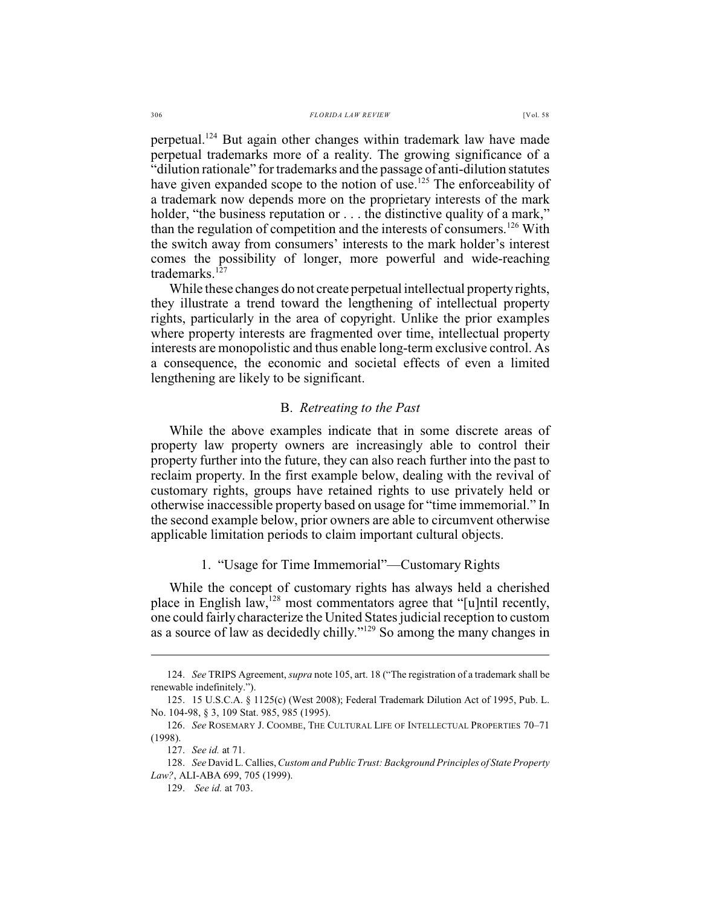perpetual.[124] But again other changes within trademark law have made perpetual trademarks more of a reality. The growing significance of a "dilution rationale" for trademarks and the passage of anti-dilution statutes have given expanded scope to the notion of use.[125] The enforceability of a trademark now depends more on the proprietary interests of the mark holder, "the business reputation or . . . the distinctive quality of a mark," than the regulation of competition and the interests of consumers.[126] With the switch away from consumers' interests to the mark holder's interest comes the possibility of longer, more powerful and wide-reaching trademarks.[127]

While these changes do not create perpetual intellectual property rights, they illustrate a trend toward the lengthening of intellectual property rights, particularly in the area of copyright. Unlike the prior examples where property interests are fragmented over time, intellectual property interests are monopolistic and thus enable long-term exclusive control. As a consequence, the economic and societal effects of even a limited lengthening are likely to be significant.

### B. *Retreating to the Past*

While the above examples indicate that in some discrete areas of property law property owners are increasingly able to control their property further into the future, they can also reach further into the past to reclaim property. In the first example below, dealing with the revival of customary rights, groups have retained rights to use privately held or otherwise inaccessible property based on usage for "time immemorial." In the second example below, prior owners are able to circumvent otherwise applicable limitation periods to claim important cultural objects.

#### 1. "Usage for Time Immemorial"—Customary Rights

While the concept of customary rights has always held a cherished place in English law,[128] most commentators agree that "[u]ntil recently, one could fairly characterize the United States judicial reception to custom as a source of law as decidedly chilly."[129] So among the many changes in

---

124. *See* TRIPS Agreement, *supra* note 105, art. 18 ("The registration of a trademark shall be renewable indefinitely.").

125. 15 U.S.C.A. § 1125(c) (West 2008); Federal Trademark Dilution Act of 1995, Pub. L. No. 104-98, § 3, 109 Stat. 985, 985 (1995).

126. *See* ROSEMARY J. COOMBE, THE CULTURAL LIFE OF INTELLECTUAL PROPERTIES 70–71 (1998).

127. *See id.* at 71.

128. *See* David L. Callies, *Custom and Public Trust: Background Principles of State Property Law?*, ALI-ABA 699, 705 (1999).

129. *See id.* at 703.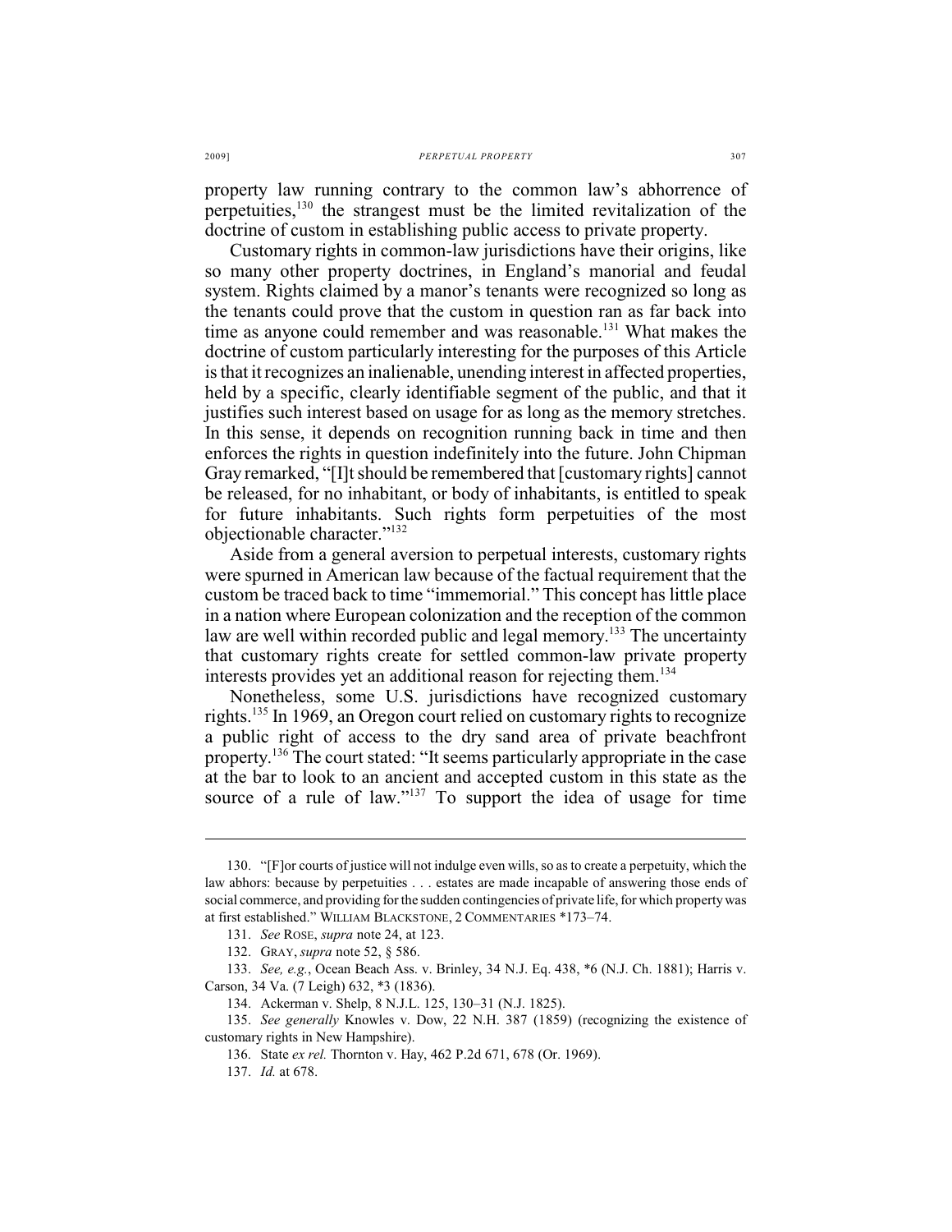property law running contrary to the common law's abhorrence of perpetuities,[130] the strangest must be the limited revitalization of the doctrine of custom in establishing public access to private property.

Customary rights in common-law jurisdictions have their origins, like so many other property doctrines, in England's manorial and feudal system. Rights claimed by a manor's tenants were recognized so long as the tenants could prove that the custom in question ran as far back into time as anyone could remember and was reasonable.[131] What makes the doctrine of custom particularly interesting for the purposes of this Article is that it recognizes an inalienable, unending interest in affected properties, held by a specific, clearly identifiable segment of the public, and that it justifies such interest based on usage for as long as the memory stretches. In this sense, it depends on recognition running back in time and then enforces the rights in question indefinitely into the future. John Chipman Gray remarked, "[I]t should be remembered that [customary rights] cannot be released, for no inhabitant, or body of inhabitants, is entitled to speak for future inhabitants. Such rights form perpetuities of the most objectionable character."[132]

Aside from a general aversion to perpetual interests, customary rights were spurned in American law because of the factual requirement that the custom be traced back to time "immemorial." This concept has little place in a nation where European colonization and the reception of the common law are well within recorded public and legal memory.[133] The uncertainty that customary rights create for settled common-law private property interests provides yet an additional reason for rejecting them.[134]

Nonetheless, some U.S. jurisdictions have recognized customary rights.[135] In 1969, an Oregon court relied on customary rights to recognize a public right of access to the dry sand area of private beachfront property.[136] The court stated: "It seems particularly appropriate in the case at the bar to look to an ancient and accepted custom in this state as the source of a rule of law."[137] To support the idea of usage for time

---

130. "[F]or courts of justice will not indulge even wills, so as to create a perpetuity, which the law abhors: because by perpetuities . . . estates are made incapable of answering those ends of social commerce, and providing for the sudden contingencies of private life, for which property was at first established." WILLIAM BLACKSTONE, 2 COMMENTARIES *173–74.

131. *See* ROSE, *supra* note 24, at 123.

132. GRAY, *supra* note 52, § 586.

133. *See, e.g.*, Ocean Beach Ass. v. Brinley, 34 N.J. Eq. 438, *6 (N.J. Ch. 1881); Harris v. Carson, 34 Va. (7 Leigh) 632, *3 (1836).

134. Ackerman v. Shelp, 8 N.J.L. 125, 130–31 (N.J. 1825).

135. *See generally* Knowles v. Dow, 22 N.H. 387 (1859) (recognizing the existence of customary rights in New Hampshire).

136. State *ex rel.* Thornton v. Hay, 462 P.2d 671, 678 (Or. 1969).

137. *Id.* at 678.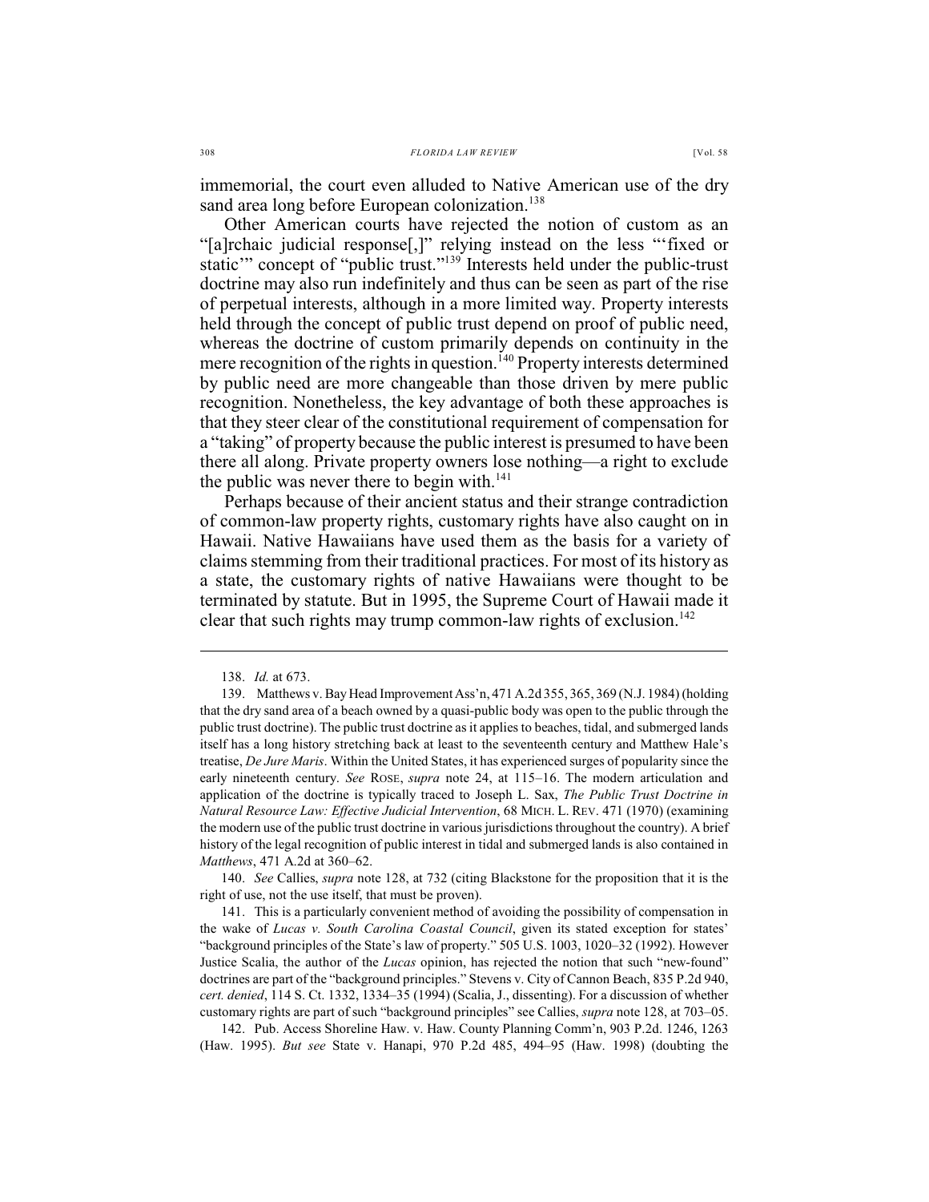immemorial, the court even alluded to Native American use of the dry sand area long before European colonization.[138]

Other American courts have rejected the notion of custom as an "[a]rchaic judicial response[,]" relying instead on the less "'fixed or static'" concept of "public trust."[139] Interests held under the public-trust doctrine may also run indefinitely and thus can be seen as part of the rise of perpetual interests, although in a more limited way. Property interests held through the concept of public trust depend on proof of public need, whereas the doctrine of custom primarily depends on continuity in the mere recognition of the rights in question.[140] Property interests determined by public need are more changeable than those driven by mere public recognition. Nonetheless, the key advantage of both these approaches is that they steer clear of the constitutional requirement of compensation for a "taking" of property because the public interest is presumed to have been there all along. Private property owners lose nothing—a right to exclude the public was never there to begin with.[141]

Perhaps because of their ancient status and their strange contradiction of common-law property rights, customary rights have also caught on in Hawaii. Native Hawaiians have used them as the basis for a variety of claims stemming from their traditional practices. For most of its history as a state, the customary rights of native Hawaiians were thought to be terminated by statute. But in 1995, the Supreme Court of Hawaii made it clear that such rights may trump common-law rights of exclusion.[142]

---

138. *Id.* at 673.

139. Matthews v. Bay Head Improvement Ass'n, 471 A.2d 355, 365, 369 (N.J. 1984) (holding that the dry sand area of a beach owned by a quasi-public body was open to the public through the public trust doctrine). The public trust doctrine as it applies to beaches, tidal, and submerged lands itself has a long history stretching back at least to the seventeenth century and Matthew Hale's treatise, *De Jure Maris*. Within the United States, it has experienced surges of popularity since the early nineteenth century. *See* ROSE, *supra* note 24, at 115–16. The modern articulation and application of the doctrine is typically traced to Joseph L. Sax, *The Public Trust Doctrine in Natural Resource Law: Effective Judicial Intervention*, 68 MICH. L. REV. 471 (1970) (examining the modern use of the public trust doctrine in various jurisdictions throughout the country). A brief history of the legal recognition of public interest in tidal and submerged lands is also contained in *Matthews*, 471 A.2d at 360–62.

140. *See* Callies, *supra* note 128, at 732 (citing Blackstone for the proposition that it is the right of use, not the use itself, that must be proven).

141. This is a particularly convenient method of avoiding the possibility of compensation in the wake of *Lucas v. South Carolina Coastal Council*, given its stated exception for states' "background principles of the State's law of property." 505 U.S. 1003, 1020–32 (1992). However Justice Scalia, the author of the *Lucas* opinion, has rejected the notion that such "new-found" doctrines are part of the "background principles." Stevens v. City of Cannon Beach, 835 P.2d 940, *cert. denied*, 114 S. Ct. 1332, 1334–35 (1994) (Scalia, J., dissenting). For a discussion of whether customary rights are part of such "background principles" see Callies, *supra* note 128, at 703–05.

142. Pub. Access Shoreline Haw. v. Haw. County Planning Comm'n, 903 P.2d. 1246, 1263 (Haw. 1995). *But see* State v. Hanapi, 970 P.2d 485, 494–95 (Haw. 1998) (doubting the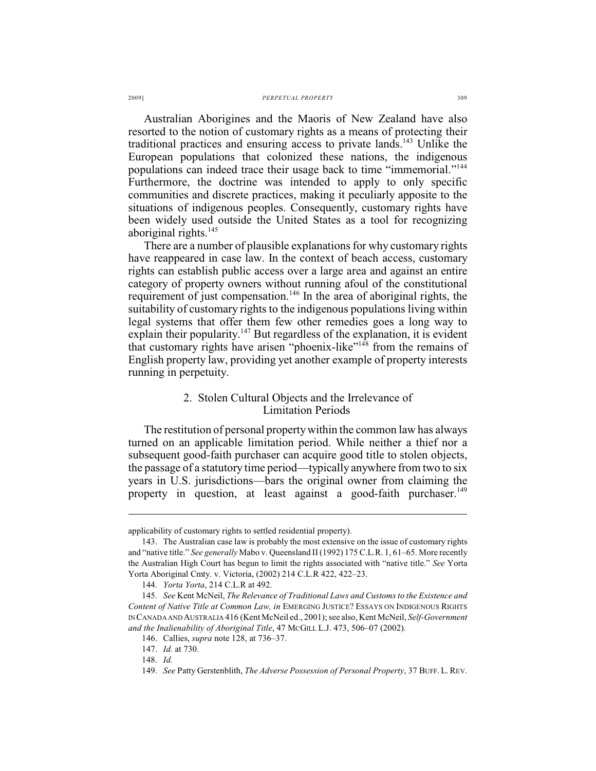Australian Aborigines and the Maoris of New Zealand have also resorted to the notion of customary rights as a means of protecting their traditional practices and ensuring access to private lands.[143] Unlike the European populations that colonized these nations, the indigenous populations can indeed trace their usage back to time "immemorial."[144] Furthermore, the doctrine was intended to apply to only specific communities and discrete practices, making it peculiarly apposite to the situations of indigenous peoples. Consequently, customary rights have been widely used outside the United States as a tool for recognizing aboriginal rights.[145]

There are a number of plausible explanations for why customary rights have reappeared in case law. In the context of beach access, customary rights can establish public access over a large area and against an entire category of property owners without running afoul of the constitutional requirement of just compensation.[146] In the area of aboriginal rights, the suitability of customary rights to the indigenous populations living within legal systems that offer them few other remedies goes a long way to explain their popularity.[147] But regardless of the explanation, it is evident that customary rights have arisen "phoenix-like"[148] from the remains of English property law, providing yet another example of property interests running in perpetuity.

### 2. Stolen Cultural Objects and the Irrelevance of Limitation Periods

The restitution of personal property within the common law has always turned on an applicable limitation period. While neither a thief nor a subsequent good-faith purchaser can acquire good title to stolen objects, the passage of a statutory time period—typically anywhere from two to six years in U.S. jurisdictions—bars the original owner from claiming the property in question, at least against a good-faith purchaser.[149]

---

applicability of customary rights to settled residential property).

143. The Australian case law is probably the most extensive on the issue of customary rights and "native title." *See generally* Mabo v. Queensland II (1992) 175 C.L.R. 1, 61–65. More recently the Australian High Court has begun to limit the rights associated with "native title." *See* Yorta Yorta Aboriginal Cmty. v. Victoria, (2002) 214 C.L.R 422, 422–23.

144. *Yorta Yorta*, 214 C.L.R at 492.

145. *See* Kent McNeil, *The Relevance of Traditional Laws and Customs to the Existence and Content of Native Title at Common Law, in* EMERGING JUSTICE? ESSAYS ON INDIGENOUS RIGHTS IN CANADA AND AUSTRALIA 416 (Kent McNeil ed., 2001); see also, Kent McNeil, *Self-Government and the Inalienability of Aboriginal Title*, 47 MCGILL L.J. 473, 506–07 (2002).

146. Callies, *supra* note 128, at 736–37.

147. *Id.* at 730.

148. *Id.*

149. *See* Patty Gerstenblith, *The Adverse Possession of Personal Property*, 37 BUFF. L. REV.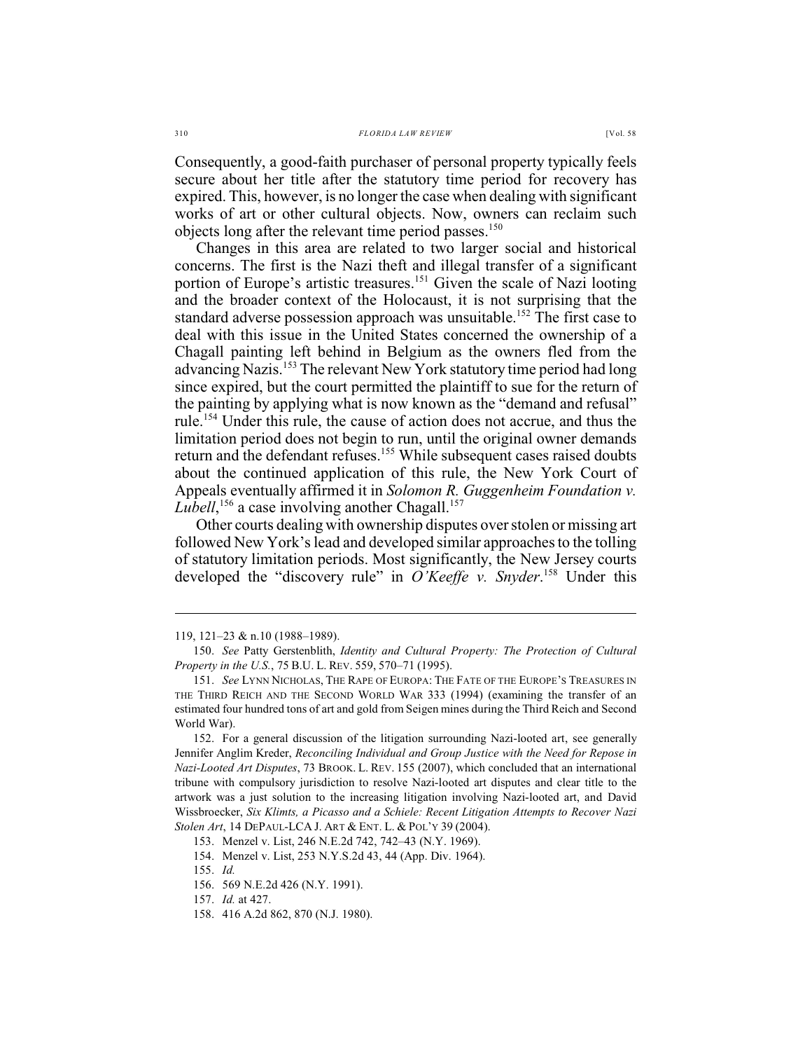Consequently, a good-faith purchaser of personal property typically feels secure about her title after the statutory time period for recovery has expired. This, however, is no longer the case when dealing with significant works of art or other cultural objects. Now, owners can reclaim such objects long after the relevant time period passes.[150]

Changes in this area are related to two larger social and historical concerns. The first is the Nazi theft and illegal transfer of a significant portion of Europe's artistic treasures.[151] Given the scale of Nazi looting and the broader context of the Holocaust, it is not surprising that the standard adverse possession approach was unsuitable.[152] The first case to deal with this issue in the United States concerned the ownership of a Chagall painting left behind in Belgium as the owners fled from the advancing Nazis.[153] The relevant New York statutory time period had long since expired, but the court permitted the plaintiff to sue for the return of the painting by applying what is now known as the "demand and refusal" rule.[154] Under this rule, the cause of action does not accrue, and thus the limitation period does not begin to run, until the original owner demands return and the defendant refuses.[155] While subsequent cases raised doubts about the continued application of this rule, the New York Court of Appeals eventually affirmed it in *Solomon R. Guggenheim Foundation v. Lubell*,[156] a case involving another Chagall.[157]

Other courts dealing with ownership disputes over stolen or missing art followed New York's lead and developed similar approaches to the tolling of statutory limitation periods. Most significantly, the New Jersey courts developed the "discovery rule" in *O'Keeffe v. Snyder*.[158] Under this

---

119, 121–23 & n.10 (1988–1989).

150. *See* Patty Gerstenblith, *Identity and Cultural Property: The Protection of Cultural Property in the U.S.*, 75 B.U. L. REV. 559, 570–71 (1995).

151. *See* LYNN NICHOLAS, THE RAPE OF EUROPA: THE FATE OF THE EUROPE'S TREASURES IN THE THIRD REICH AND THE SECOND WORLD WAR 333 (1994) (examining the transfer of an estimated four hundred tons of art and gold from Seigen mines during the Third Reich and Second World War).

152. For a general discussion of the litigation surrounding Nazi-looted art, see generally Jennifer Anglim Kreder, *Reconciling Individual and Group Justice with the Need for Repose in Nazi-Looted Art Disputes*, 73 BROOK. L. REV. 155 (2007), which concluded that an international tribune with compulsory jurisdiction to resolve Nazi-looted art disputes and clear title to the artwork was a just solution to the increasing litigation involving Nazi-looted art, and David Wissbroecker, *Six Klimts, a Picasso and a Schiele: Recent Litigation Attempts to Recover Nazi Stolen Art*, 14 DEPAUL-LCA J. ART & ENT. L. & POL'Y 39 (2004).

153. Menzel v. List, 246 N.E.2d 742, 742–43 (N.Y. 1969).

154. Menzel v. List, 253 N.Y.S.2d 43, 44 (App. Div. 1964).

155. *Id.*

156. 569 N.E.2d 426 (N.Y. 1991).

157. *Id.* at 427.

158. 416 A.2d 862, 870 (N.J. 1980).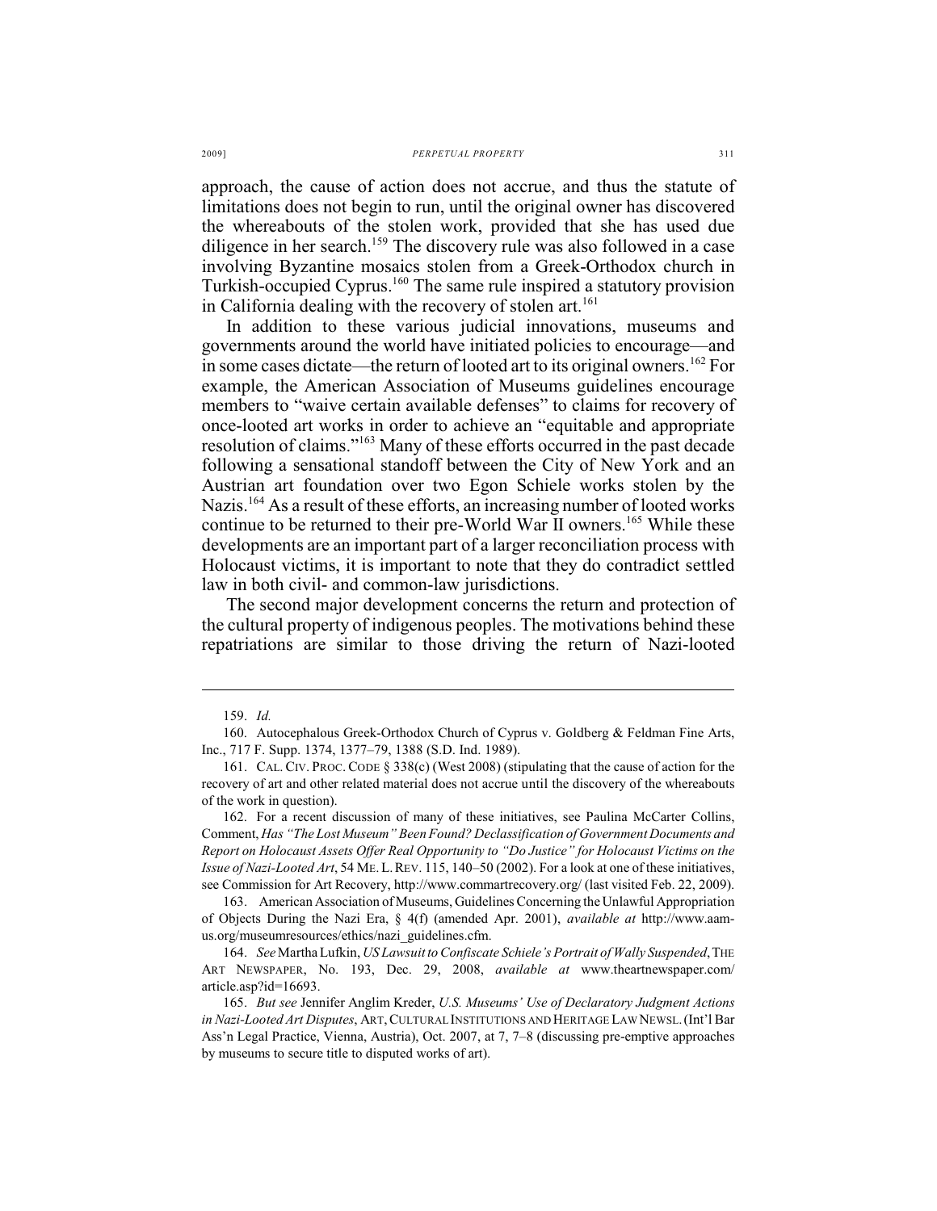approach, the cause of action does not accrue, and thus the statute of limitations does not begin to run, until the original owner has discovered the whereabouts of the stolen work, provided that she has used due diligence in her search.[159] The discovery rule was also followed in a case involving Byzantine mosaics stolen from a Greek-Orthodox church in Turkish-occupied Cyprus.[160] The same rule inspired a statutory provision in California dealing with the recovery of stolen art.[161]

In addition to these various judicial innovations, museums and governments around the world have initiated policies to encourage—and in some cases dictate—the return of looted art to its original owners.[162] For example, the American Association of Museums guidelines encourage members to "waive certain available defenses" to claims for recovery of once-looted art works in order to achieve an "equitable and appropriate resolution of claims."[163] Many of these efforts occurred in the past decade following a sensational standoff between the City of New York and an Austrian art foundation over two Egon Schiele works stolen by the Nazis.[164] As a result of these efforts, an increasing number of looted works continue to be returned to their pre-World War II owners.[165] While these developments are an important part of a larger reconciliation process with Holocaust victims, it is important to note that they do contradict settled law in both civil- and common-law jurisdictions.

The second major development concerns the return and protection of the cultural property of indigenous peoples. The motivations behind these repatriations are similar to those driving the return of Nazi-looted

---

159. *Id.*

160. Autocephalous Greek-Orthodox Church of Cyprus v. Goldberg & Feldman Fine Arts, Inc., 717 F. Supp. 1374, 1377–79, 1388 (S.D. Ind. 1989).

161. CAL. CIV. PROC. CODE § 338(c) (West 2008) (stipulating that the cause of action for the recovery of art and other related material does not accrue until the discovery of the whereabouts of the work in question).

162. For a recent discussion of many of these initiatives, see Paulina McCarter Collins, Comment, *Has "The Lost Museum" Been Found? Declassification of Government Documents and Report on Holocaust Assets Offer Real Opportunity to "Do Justice" for Holocaust Victims on the Issue of Nazi-Looted Art*, 54 ME. L. REV. 115, 140–50 (2002). For a look at one of these initiatives, see Commission for Art Recovery, http://www.commartrecovery.org/ (last visited Feb. 22, 2009).

163. American Association of Museums, Guidelines Concerning the Unlawful Appropriation of Objects During the Nazi Era, § 4(f) (amended Apr. 2001), *available at* http://www.aam-us.org/museumresources/ethics/nazi_guidelines.cfm.

164. *See* Martha Lufkin, *US Lawsuit to Confiscate Schiele's Portrait of Wally Suspended*, THE ART NEWSPAPER, No. 193, Dec. 29, 2008, *available at* www.theartnewspaper.com/article.asp?id=16693.

165. *But see* Jennifer Anglim Kreder, *U.S. Museums' Use of Declaratory Judgment Actions in Nazi-Looted Art Disputes*, ART, CULTURAL INSTITUTIONS AND HERITAGE LAW NEWSL. (Int'l Bar Ass'n Legal Practice, Vienna, Austria), Oct. 2007, at 7, 7–8 (discussing pre-emptive approaches by museums to secure title to disputed works of art).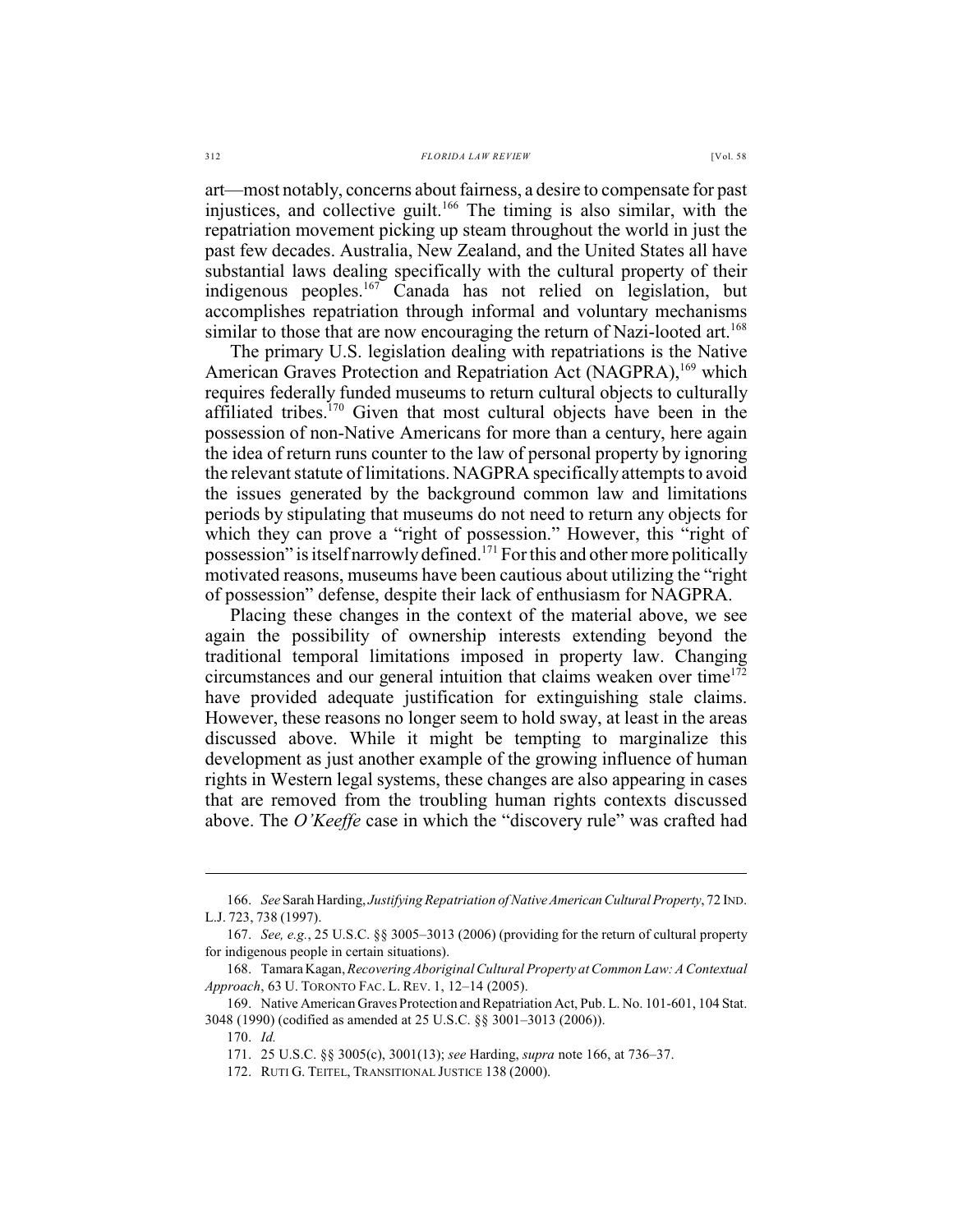art—most notably, concerns about fairness, a desire to compensate for past injustices, and collective guilt.[166] The timing is also similar, with the repatriation movement picking up steam throughout the world in just the past few decades. Australia, New Zealand, and the United States all have substantial laws dealing specifically with the cultural property of their indigenous peoples.[167] Canada has not relied on legislation, but accomplishes repatriation through informal and voluntary mechanisms similar to those that are now encouraging the return of Nazi-looted art.[168]

The primary U.S. legislation dealing with repatriations is the Native American Graves Protection and Repatriation Act (NAGPRA),[169] which requires federally funded museums to return cultural objects to culturally affiliated tribes.[170] Given that most cultural objects have been in the possession of non-Native Americans for more than a century, here again the idea of return runs counter to the law of personal property by ignoring the relevant statute of limitations. NAGPRA specifically attempts to avoid the issues generated by the background common law and limitations periods by stipulating that museums do not need to return any objects for which they can prove a "right of possession." However, this "right of possession" is itself narrowly defined.[171] For this and other more politically motivated reasons, museums have been cautious about utilizing the "right of possession" defense, despite their lack of enthusiasm for NAGPRA.

Placing these changes in the context of the material above, we see again the possibility of ownership interests extending beyond the traditional temporal limitations imposed in property law. Changing circumstances and our general intuition that claims weaken over time[172] have provided adequate justification for extinguishing stale claims. However, these reasons no longer seem to hold sway, at least in the areas discussed above. While it might be tempting to marginalize this development as just another example of the growing influence of human rights in Western legal systems, these changes are also appearing in cases that are removed from the troubling human rights contexts discussed above. The *O'Keeffe* case in which the "discovery rule" was crafted had

---

166. *See* Sarah Harding, *Justifying Repatriation of Native American Cultural Property*, 72 IND. L.J. 723, 738 (1997).

167. *See, e.g.*, 25 U.S.C. §§ 3005–3013 (2006) (providing for the return of cultural property for indigenous people in certain situations).

168. Tamara Kagan, *Recovering Aboriginal Cultural Property at Common Law: A Contextual Approach*, 63 U. TORONTO FAC. L. REV. 1, 12–14 (2005).

169. Native American Graves Protection and Repatriation Act, Pub. L. No. 101-601, 104 Stat. 3048 (1990) (codified as amended at 25 U.S.C. §§ 3001–3013 (2006)).

170. *Id.*

171. 25 U.S.C. §§ 3005(c), 3001(13); *see* Harding, *supra* note 166, at 736–37.

172. RUTI G. TEITEL, TRANSITIONAL JUSTICE 138 (2000).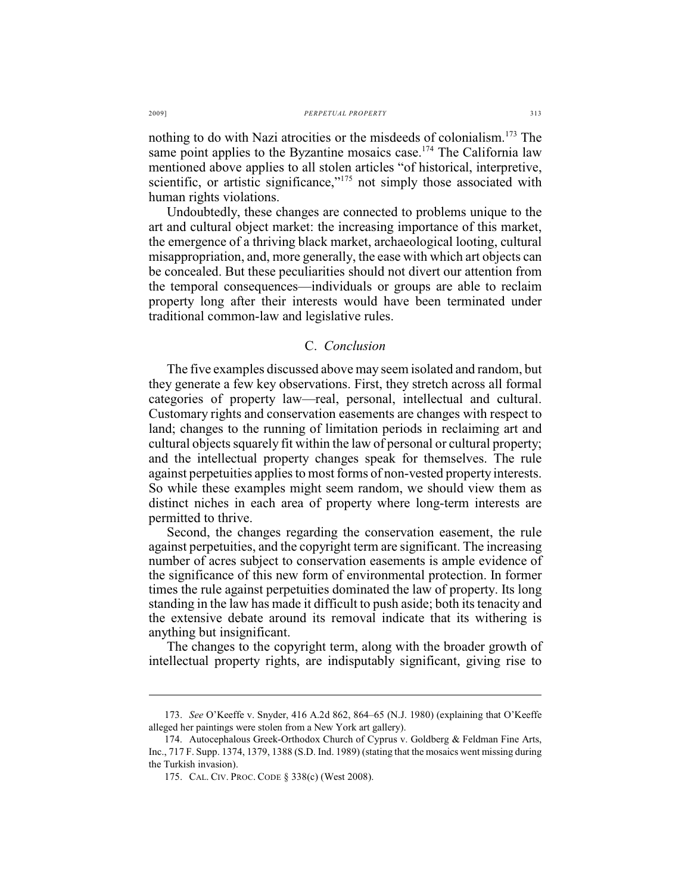nothing to do with Nazi atrocities or the misdeeds of colonialism.[173] The same point applies to the Byzantine mosaics case.[174] The California law mentioned above applies to all stolen articles "of historical, interpretive, scientific, or artistic significance,"[175] not simply those associated with human rights violations.

Undoubtedly, these changes are connected to problems unique to the art and cultural object market: the increasing importance of this market, the emergence of a thriving black market, archaeological looting, cultural misappropriation, and, more generally, the ease with which art objects can be concealed. But these peculiarities should not divert our attention from the temporal consequences—individuals or groups are able to reclaim property long after their interests would have been terminated under traditional common-law and legislative rules.

### C. *Conclusion*

The five examples discussed above may seem isolated and random, but they generate a few key observations. First, they stretch across all formal categories of property law—real, personal, intellectual and cultural. Customary rights and conservation easements are changes with respect to land; changes to the running of limitation periods in reclaiming art and cultural objects squarely fit within the law of personal or cultural property; and the intellectual property changes speak for themselves. The rule against perpetuities applies to most forms of non-vested property interests. So while these examples might seem random, we should view them as distinct niches in each area of property where long-term interests are permitted to thrive.

Second, the changes regarding the conservation easement, the rule against perpetuities, and the copyright term are significant. The increasing number of acres subject to conservation easements is ample evidence of the significance of this new form of environmental protection. In former times the rule against perpetuities dominated the law of property. Its long standing in the law has made it difficult to push aside; both its tenacity and the extensive debate around its removal indicate that its withering is anything but insignificant.

The changes to the copyright term, along with the broader growth of intellectual property rights, are indisputably significant, giving rise to

---

173. *See* O'Keeffe v. Snyder, 416 A.2d 862, 864–65 (N.J. 1980) (explaining that O'Keeffe alleged her paintings were stolen from a New York art gallery).

174. Autocephalous Greek-Orthodox Church of Cyprus v. Goldberg & Feldman Fine Arts, Inc., 717 F. Supp. 1374, 1379, 1388 (S.D. Ind. 1989) (stating that the mosaics went missing during the Turkish invasion).

175. CAL. CIV. PROC. CODE § 338(c) (West 2008).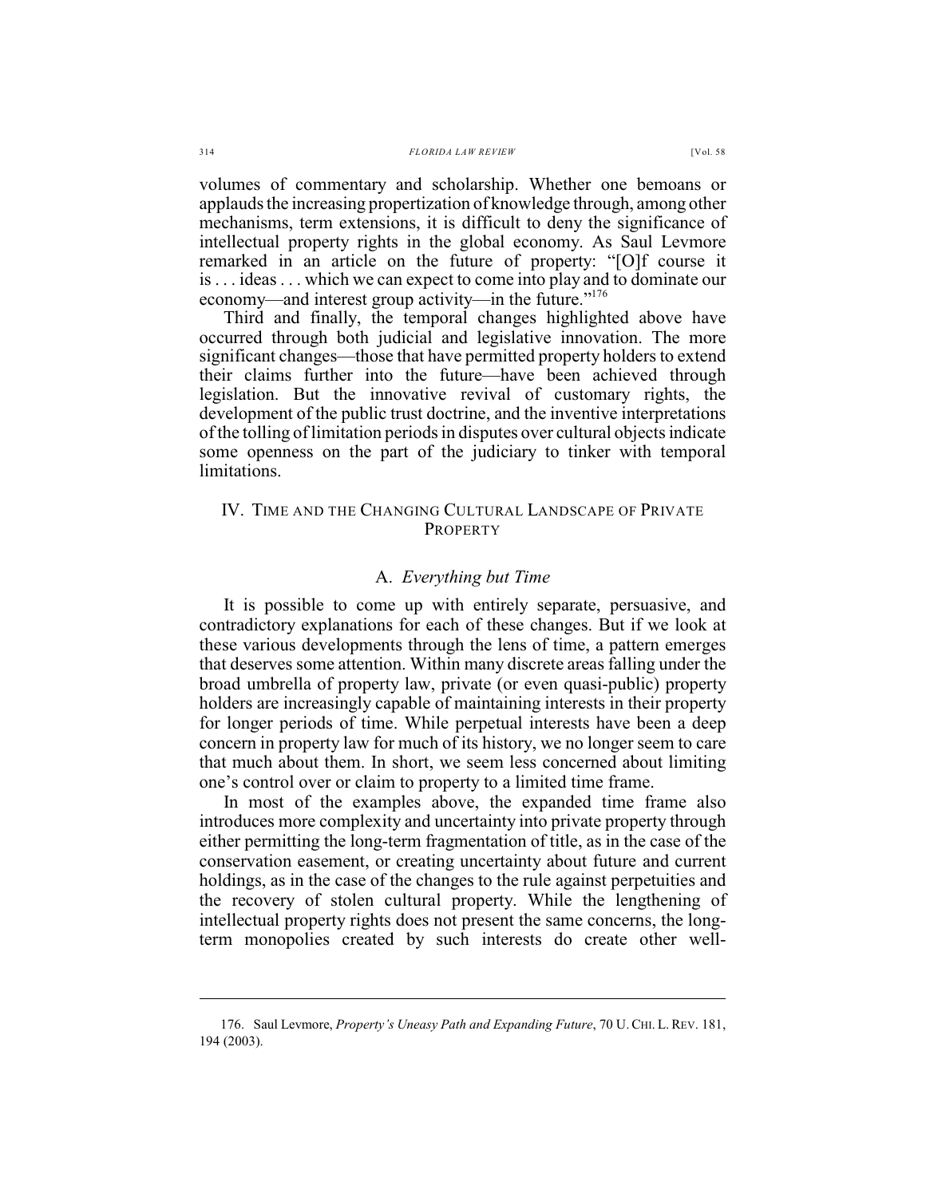volumes of commentary and scholarship. Whether one bemoans or applauds the increasing propertization of knowledge through, among other mechanisms, term extensions, it is difficult to deny the significance of intellectual property rights in the global economy. As Saul Levmore remarked in an article on the future of property: "[O]f course it is . . . ideas . . . which we can expect to come into play and to dominate our economy—and interest group activity—in the future."[176]

Third and finally, the temporal changes highlighted above have occurred through both judicial and legislative innovation. The more significant changes—those that have permitted property holders to extend their claims further into the future—have been achieved through legislation. But the innovative revival of customary rights, the development of the public trust doctrine, and the inventive interpretations of the tolling of limitation periods in disputes over cultural objects indicate some openness on the part of the judiciary to tinker with temporal limitations.

## IV. TIME AND THE CHANGING CULTURAL LANDSCAPE OF PRIVATE PROPERTY

### A. *Everything but Time*

It is possible to come up with entirely separate, persuasive, and contradictory explanations for each of these changes. But if we look at these various developments through the lens of time, a pattern emerges that deserves some attention. Within many discrete areas falling under the broad umbrella of property law, private (or even quasi-public) property holders are increasingly capable of maintaining interests in their property for longer periods of time. While perpetual interests have been a deep concern in property law for much of its history, we no longer seem to care that much about them. In short, we seem less concerned about limiting one's control over or claim to property to a limited time frame.

In most of the examples above, the expanded time frame also introduces more complexity and uncertainty into private property through either permitting the long-term fragmentation of title, as in the case of the conservation easement, or creating uncertainty about future and current holdings, as in the case of the changes to the rule against perpetuities and the recovery of stolen cultural property. While the lengthening of intellectual property rights does not present the same concerns, the long-term monopolies created by such interests do create other well-

---

176. Saul Levmore, *Property's Uneasy Path and Expanding Future*, 70 U. CHI. L. REV. 181, 194 (2003).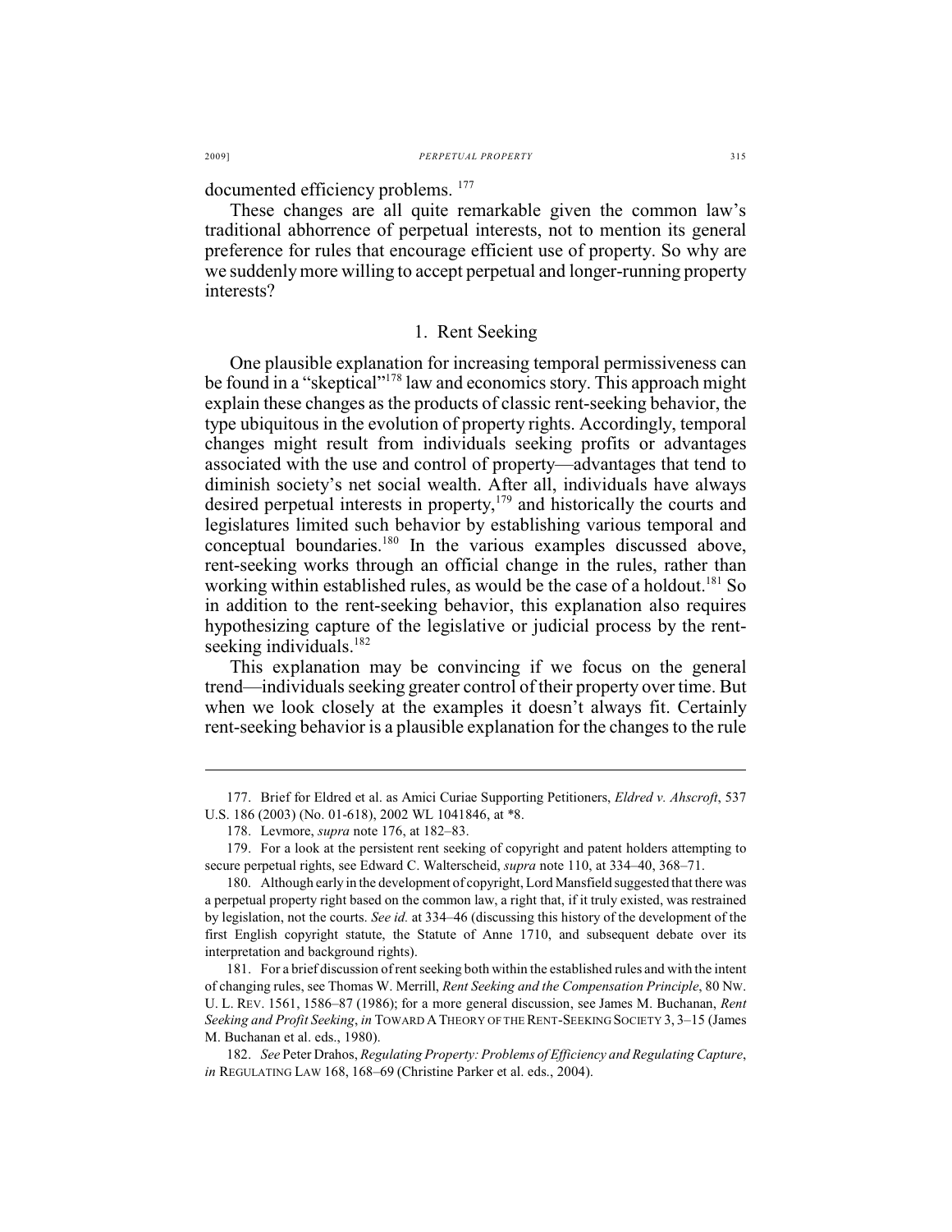documented efficiency problems. [177]

These changes are all quite remarkable given the common law's traditional abhorrence of perpetual interests, not to mention its general preference for rules that encourage efficient use of property. So why are we suddenly more willing to accept perpetual and longer-running property interests?

### 1. Rent Seeking

One plausible explanation for increasing temporal permissiveness can be found in a "skeptical"[178] law and economics story. This approach might explain these changes as the products of classic rent-seeking behavior, the type ubiquitous in the evolution of property rights. Accordingly, temporal changes might result from individuals seeking profits or advantages associated with the use and control of property—advantages that tend to diminish society's net social wealth. After all, individuals have always desired perpetual interests in property,[179] and historically the courts and legislatures limited such behavior by establishing various temporal and conceptual boundaries.[180] In the various examples discussed above, rent-seeking works through an official change in the rules, rather than working within established rules, as would be the case of a holdout.[181] So in addition to the rent-seeking behavior, this explanation also requires hypothesizing capture of the legislative or judicial process by the rent-seeking individuals.[182]

This explanation may be convincing if we focus on the general trend—individuals seeking greater control of their property over time. But when we look closely at the examples it doesn't always fit. Certainly rent-seeking behavior is a plausible explanation for the changes to the rule

---

177. Brief for Eldred et al. as Amici Curiae Supporting Petitioners, *Eldred v. Ahscroft*, 537 U.S. 186 (2003) (No. 01-618), 2002 WL 1041846, at *8.

178. Levmore, *supra* note 176, at 182–83.

179. For a look at the persistent rent seeking of copyright and patent holders attempting to secure perpetual rights, see Edward C. Walterscheid, *supra* note 110, at 334–40, 368–71.

180. Although early in the development of copyright, Lord Mansfield suggested that there was a perpetual property right based on the common law, a right that, if it truly existed, was restrained by legislation, not the courts. *See id.* at 334–46 (discussing this history of the development of the first English copyright statute, the Statute of Anne 1710, and subsequent debate over its interpretation and background rights).

181. For a brief discussion of rent seeking both within the established rules and with the intent of changing rules, see Thomas W. Merrill, *Rent Seeking and the Compensation Principle*, 80 NW. U. L. REV. 1561, 1586–87 (1986); for a more general discussion, see James M. Buchanan, *Rent Seeking and Profit Seeking*, *in* TOWARD A THEORY OF THE RENT-SEEKING SOCIETY 3, 3–15 (James M. Buchanan et al. eds., 1980).

182. *See* Peter Drahos, *Regulating Property: Problems of Efficiency and Regulating Capture*, *in* REGULATING LAW 168, 168–69 (Christine Parker et al. eds., 2004).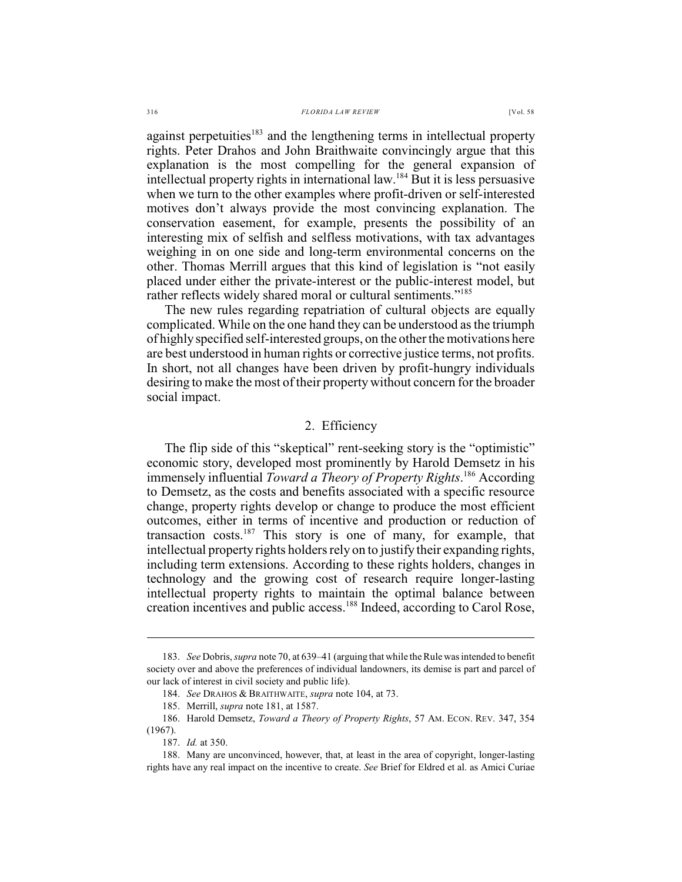against perpetuities[183] and the lengthening terms in intellectual property rights. Peter Drahos and John Braithwaite convincingly argue that this explanation is the most compelling for the general expansion of intellectual property rights in international law.[184] But it is less persuasive when we turn to the other examples where profit-driven or self-interested motives don't always provide the most convincing explanation. The conservation easement, for example, presents the possibility of an interesting mix of selfish and selfless motivations, with tax advantages weighing in on one side and long-term environmental concerns on the other. Thomas Merrill argues that this kind of legislation is "not easily placed under either the private-interest or the public-interest model, but rather reflects widely shared moral or cultural sentiments."[185]

The new rules regarding repatriation of cultural objects are equally complicated. While on the one hand they can be understood as the triumph of highly specified self-interested groups, on the other the motivations here are best understood in human rights or corrective justice terms, not profits. In short, not all changes have been driven by profit-hungry individuals desiring to make the most of their property without concern for the broader social impact.

### 2. Efficiency

The flip side of this "skeptical" rent-seeking story is the "optimistic" economic story, developed most prominently by Harold Demsetz in his immensely influential *Toward a Theory of Property Rights*.[186] According to Demsetz, as the costs and benefits associated with a specific resource change, property rights develop or change to produce the most efficient outcomes, either in terms of incentive and production or reduction of transaction costs.[187] This story is one of many, for example, that intellectual property rights holders rely on to justify their expanding rights, including term extensions. According to these rights holders, changes in technology and the growing cost of research require longer-lasting intellectual property rights to maintain the optimal balance between creation incentives and public access.[188] Indeed, according to Carol Rose,

---

183. *See* Dobris, *supra* note 70, at 639–41 (arguing that while the Rule was intended to benefit society over and above the preferences of individual landowners, its demise is part and parcel of our lack of interest in civil society and public life).

184. *See* DRAHOS & BRAITHWAITE, *supra* note 104, at 73.

185. Merrill, *supra* note 181, at 1587.

186. Harold Demsetz, *Toward a Theory of Property Rights*, 57 AM. ECON. REV. 347, 354 (1967).

187. *Id.* at 350.

188. Many are unconvinced, however, that, at least in the area of copyright, longer-lasting rights have any real impact on the incentive to create. *See* Brief for Eldred et al. as Amici Curiae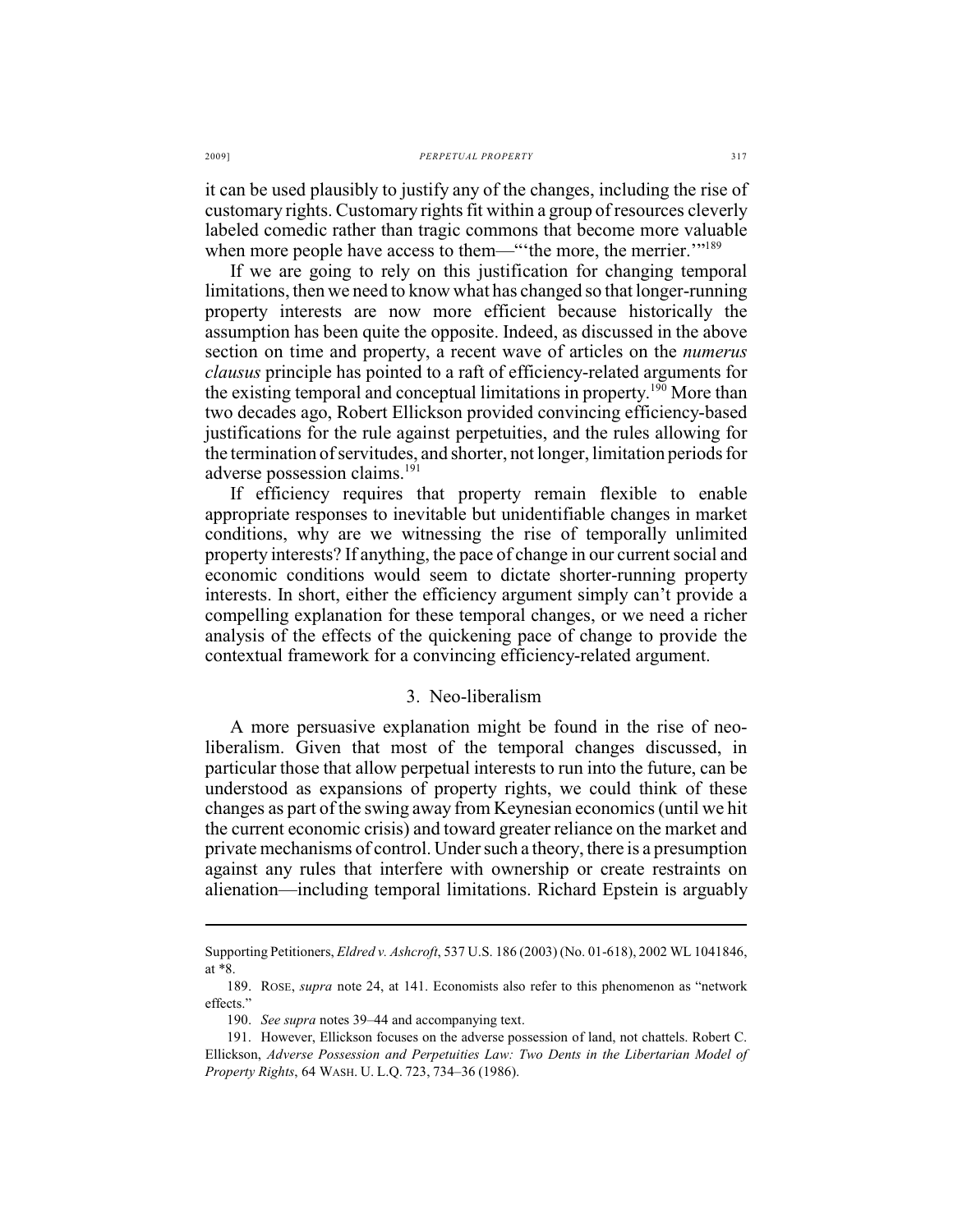it can be used plausibly to justify any of the changes, including the rise of customary rights. Customary rights fit within a group of resources cleverly labeled comedic rather than tragic commons that become more valuable when more people have access to them—"'the more, the merrier.'"[189]

If we are going to rely on this justification for changing temporal limitations, then we need to know what has changed so that longer-running property interests are now more efficient because historically the assumption has been quite the opposite. Indeed, as discussed in the above section on time and property, a recent wave of articles on the *numerus clausus* principle has pointed to a raft of efficiency-related arguments for the existing temporal and conceptual limitations in property.[190] More than two decades ago, Robert Ellickson provided convincing efficiency-based justifications for the rule against perpetuities, and the rules allowing for the termination of servitudes, and shorter, not longer, limitation periods for adverse possession claims.[191]

If efficiency requires that property remain flexible to enable appropriate responses to inevitable but unidentifiable changes in market conditions, why are we witnessing the rise of temporally unlimited property interests? If anything, the pace of change in our current social and economic conditions would seem to dictate shorter-running property interests. In short, either the efficiency argument simply can't provide a compelling explanation for these temporal changes, or we need a richer analysis of the effects of the quickening pace of change to provide the contextual framework for a convincing efficiency-related argument.

### 3. Neo-liberalism

A more persuasive explanation might be found in the rise of neo-liberalism. Given that most of the temporal changes discussed, in particular those that allow perpetual interests to run into the future, can be understood as expansions of property rights, we could think of these changes as part of the swing away from Keynesian economics (until we hit the current economic crisis) and toward greater reliance on the market and private mechanisms of control. Under such a theory, there is a presumption against any rules that interfere with ownership or create restraints on alienation—including temporal limitations. Richard Epstein is arguably

---

Supporting Petitioners, *Eldred v. Ashcroft*, 537 U.S. 186 (2003) (No. 01-618), 2002 WL 1041846, at *8.

189. ROSE, *supra* note 24, at 141. Economists also refer to this phenomenon as "network effects."

190. *See supra* notes 39–44 and accompanying text.

191. However, Ellickson focuses on the adverse possession of land, not chattels. Robert C. Ellickson, *Adverse Possession and Perpetuities Law: Two Dents in the Libertarian Model of Property Rights*, 64 WASH. U. L.Q. 723, 734–36 (1986).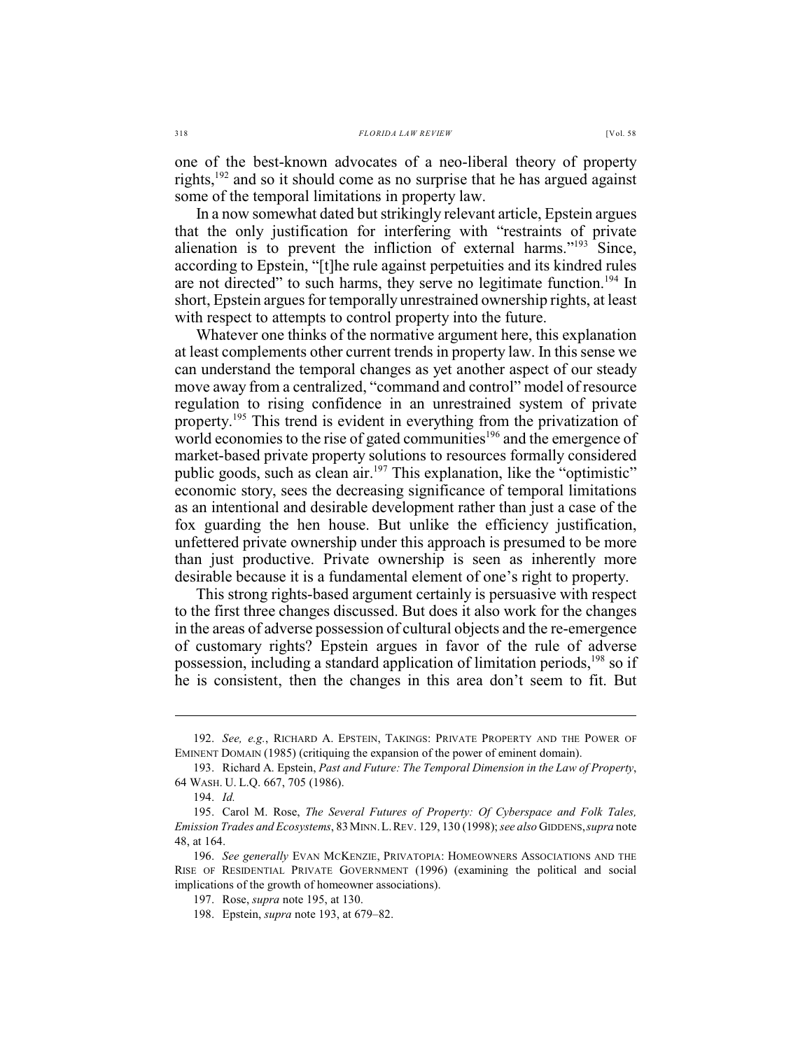one of the best-known advocates of a neo-liberal theory of property rights,[192] and so it should come as no surprise that he has argued against some of the temporal limitations in property law.

In a now somewhat dated but strikingly relevant article, Epstein argues that the only justification for interfering with "restraints of private alienation is to prevent the infliction of external harms."[193] Since, according to Epstein, "[t]he rule against perpetuities and its kindred rules are not directed" to such harms, they serve no legitimate function.[194] In short, Epstein argues for temporally unrestrained ownership rights, at least with respect to attempts to control property into the future.

Whatever one thinks of the normative argument here, this explanation at least complements other current trends in property law. In this sense we can understand the temporal changes as yet another aspect of our steady move away from a centralized, "command and control" model of resource regulation to rising confidence in an unrestrained system of private property.[195] This trend is evident in everything from the privatization of world economies to the rise of gated communities[196] and the emergence of market-based private property solutions to resources formally considered public goods, such as clean air.[197] This explanation, like the "optimistic" economic story, sees the decreasing significance of temporal limitations as an intentional and desirable development rather than just a case of the fox guarding the hen house. But unlike the efficiency justification, unfettered private ownership under this approach is presumed to be more than just productive. Private ownership is seen as inherently more desirable because it is a fundamental element of one's right to property.

This strong rights-based argument certainly is persuasive with respect to the first three changes discussed. But does it also work for the changes in the areas of adverse possession of cultural objects and the re-emergence of customary rights? Epstein argues in favor of the rule of adverse possession, including a standard application of limitation periods,[198] so if he is consistent, then the changes in this area don't seem to fit. But

---

192. *See, e.g.*, RICHARD A. EPSTEIN, TAKINGS: PRIVATE PROPERTY AND THE POWER OF EMINENT DOMAIN (1985) (critiquing the expansion of the power of eminent domain).

193. Richard A. Epstein, *Past and Future: The Temporal Dimension in the Law of Property*, 64 WASH. U. L.Q. 667, 705 (1986).

194. *Id.*

195. Carol M. Rose, *The Several Futures of Property: Of Cyberspace and Folk Tales, Emission Trades and Ecosystems*, 83 MINN. L. REV. 129, 130 (1998); *see also* GIDDENS, *supra* note 48, at 164.

196. *See generally* EVAN MCKENZIE, PRIVATOPIA: HOMEOWNERS ASSOCIATIONS AND THE RISE OF RESIDENTIAL PRIVATE GOVERNMENT (1996) (examining the political and social implications of the growth of homeowner associations).

197. Rose, *supra* note 195, at 130.

198. Epstein, *supra* note 193, at 679–82.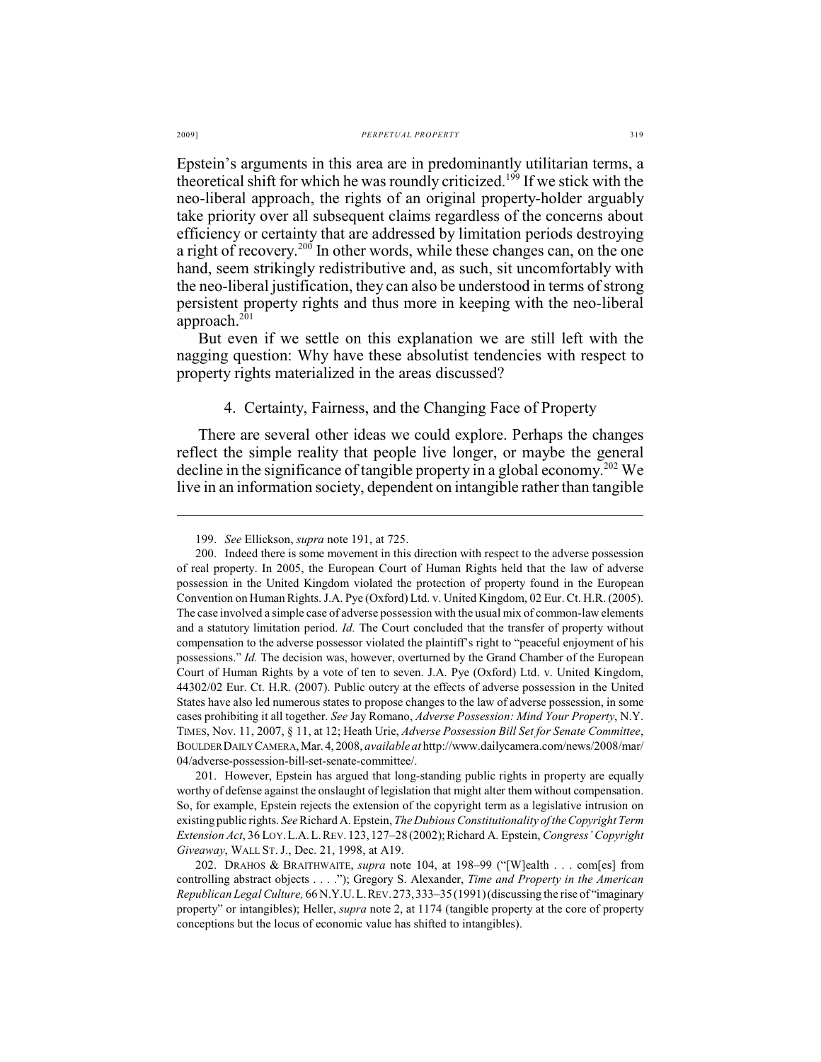Epstein's arguments in this area are in predominantly utilitarian terms, a theoretical shift for which he was roundly criticized.[199] If we stick with the neo-liberal approach, the rights of an original property-holder arguably take priority over all subsequent claims regardless of the concerns about efficiency or certainty that are addressed by limitation periods destroying a right of recovery.[200] In other words, while these changes can, on the one hand, seem strikingly redistributive and, as such, sit uncomfortably with the neo-liberal justification, they can also be understood in terms of strong persistent property rights and thus more in keeping with the neo-liberal approach.[201]

But even if we settle on this explanation we are still left with the nagging question: Why have these absolutist tendencies with respect to property rights materialized in the areas discussed?

### 4. Certainty, Fairness, and the Changing Face of Property

There are several other ideas we could explore. Perhaps the changes reflect the simple reality that people live longer, or maybe the general decline in the significance of tangible property in a global economy.[202] We live in an information society, dependent on intangible rather than tangible

---

199. *See* Ellickson, *supra* note 191, at 725.

200. Indeed there is some movement in this direction with respect to the adverse possession of real property. In 2005, the European Court of Human Rights held that the law of adverse possession in the United Kingdom violated the protection of property found in the European Convention on Human Rights. J.A. Pye (Oxford) Ltd. v. United Kingdom, 02 Eur. Ct. H.R. (2005). The case involved a simple case of adverse possession with the usual mix of common-law elements and a statutory limitation period. *Id.* The Court concluded that the transfer of property without compensation to the adverse possessor violated the plaintiff's right to "peaceful enjoyment of his possessions." *Id.* The decision was, however, overturned by the Grand Chamber of the European Court of Human Rights by a vote of ten to seven. J.A. Pye (Oxford) Ltd. v. United Kingdom, 44302/02 Eur. Ct. H.R. (2007). Public outcry at the effects of adverse possession in the United States have also led numerous states to propose changes to the law of adverse possession, in some cases prohibiting it all together. *See* Jay Romano, *Adverse Possession: Mind Your Property*, N.Y. TIMES, Nov. 11, 2007, § 11, at 12; Heath Urie, *Adverse Possession Bill Set for Senate Committee*, BOULDER DAILY CAMERA, Mar. 4, 2008, *available at* http://www.dailycamera.com/news/2008/mar/04/adverse-possession-bill-set-senate-committee/.

201. However, Epstein has argued that long-standing public rights in property are equally worthy of defense against the onslaught of legislation that might alter them without compensation. So, for example, Epstein rejects the extension of the copyright term as a legislative intrusion on existing public rights. *See* Richard A. Epstein, *The Dubious Constitutionality of the Copyright Term Extension Act*, 36 LOY. L.A. L. REV. 123, 127–28 (2002); Richard A. Epstein, *Congress' Copyright Giveaway*, WALL ST. J., Dec. 21, 1998, at A19.

202. DRAHOS & BRAITHWAITE, *supra* note 104, at 198–99 ("[W]ealth . . . com[es] from controlling abstract objects . . . ."); Gregory S. Alexander, *Time and Property in the American Republican Legal Culture,* 66 N.Y.U. L. REV. 273, 333–35 (1991) (discussing the rise of "imaginary property" or intangibles); Heller, *supra* note 2, at 1174 (tangible property at the core of property conceptions but the locus of economic value has shifted to intangibles).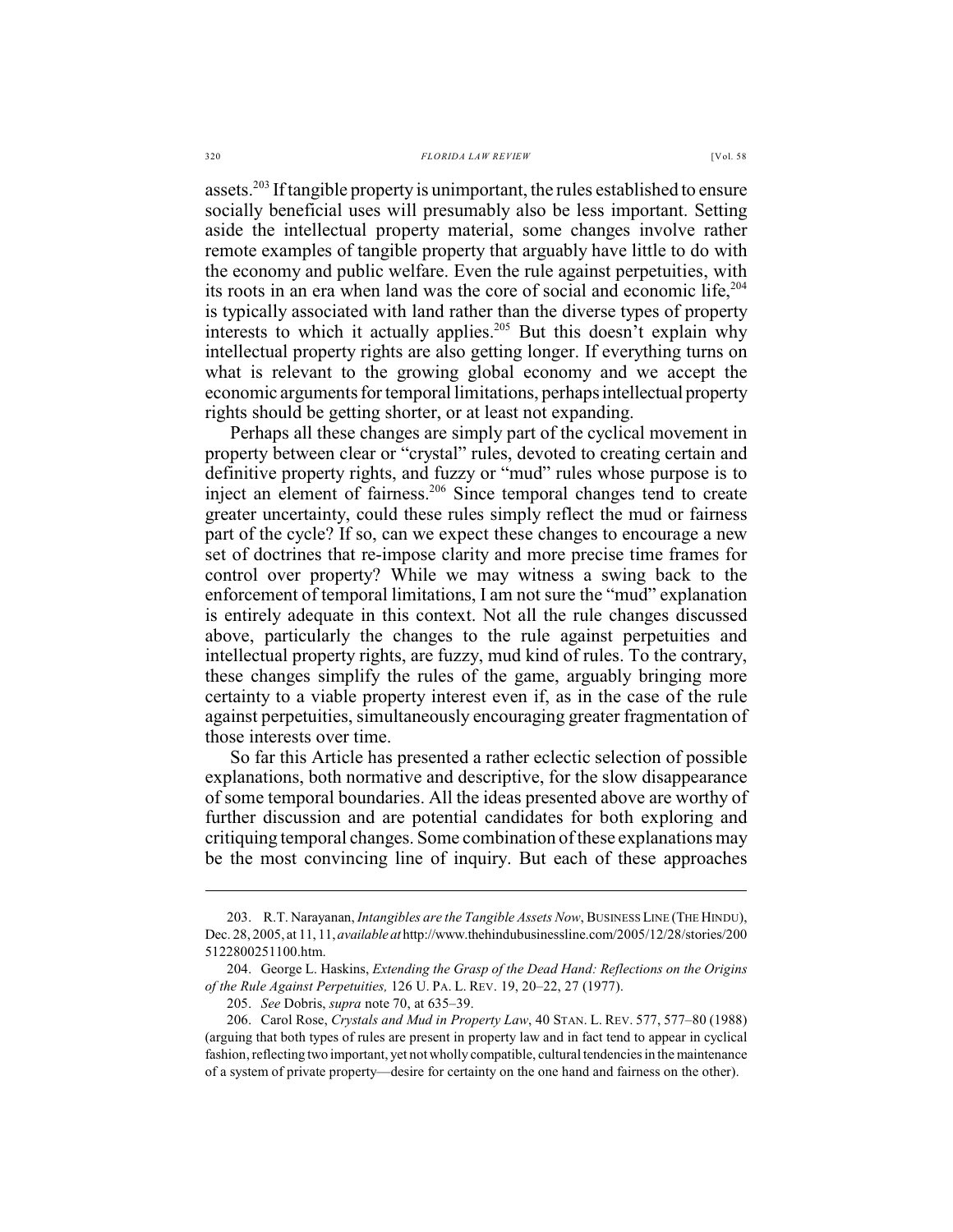assets.[203] If tangible property is unimportant, the rules established to ensure socially beneficial uses will presumably also be less important. Setting aside the intellectual property material, some changes involve rather remote examples of tangible property that arguably have little to do with the economy and public welfare. Even the rule against perpetuities, with its roots in an era when land was the core of social and economic life,[204] is typically associated with land rather than the diverse types of property interests to which it actually applies.[205] But this doesn't explain why intellectual property rights are also getting longer. If everything turns on what is relevant to the growing global economy and we accept the economic arguments for temporal limitations, perhaps intellectual property rights should be getting shorter, or at least not expanding.

Perhaps all these changes are simply part of the cyclical movement in property between clear or "crystal" rules, devoted to creating certain and definitive property rights, and fuzzy or "mud" rules whose purpose is to inject an element of fairness.[206] Since temporal changes tend to create greater uncertainty, could these rules simply reflect the mud or fairness part of the cycle? If so, can we expect these changes to encourage a new set of doctrines that re-impose clarity and more precise time frames for control over property? While we may witness a swing back to the enforcement of temporal limitations, I am not sure the "mud" explanation is entirely adequate in this context. Not all the rule changes discussed above, particularly the changes to the rule against perpetuities and intellectual property rights, are fuzzy, mud kind of rules. To the contrary, these changes simplify the rules of the game, arguably bringing more certainty to a viable property interest even if, as in the case of the rule against perpetuities, simultaneously encouraging greater fragmentation of those interests over time.

So far this Article has presented a rather eclectic selection of possible explanations, both normative and descriptive, for the slow disappearance of some temporal boundaries. All the ideas presented above are worthy of further discussion and are potential candidates for both exploring and critiquing temporal changes. Some combination of these explanations may be the most convincing line of inquiry. But each of these approaches

---

203. R.T. Narayanan, *Intangibles are the Tangible Assets Now*, BUSINESS LINE (THE HINDU), Dec. 28, 2005, at 11, 11, *available at* http://www.thehindubusinessline.com/2005/12/28/stories/2005122800251100.htm.

204. George L. Haskins, *Extending the Grasp of the Dead Hand: Reflections on the Origins of the Rule Against Perpetuities,* 126 U. PA. L. REV. 19, 20–22, 27 (1977).

205. *See* Dobris, *supra* note 70, at 635–39.

206. Carol Rose, *Crystals and Mud in Property Law*, 40 STAN. L. REV. 577, 577–80 (1988) (arguing that both types of rules are present in property law and in fact tend to appear in cyclical fashion, reflecting two important, yet not wholly compatible, cultural tendencies in the maintenance of a system of private property—desire for certainty on the one hand and fairness on the other).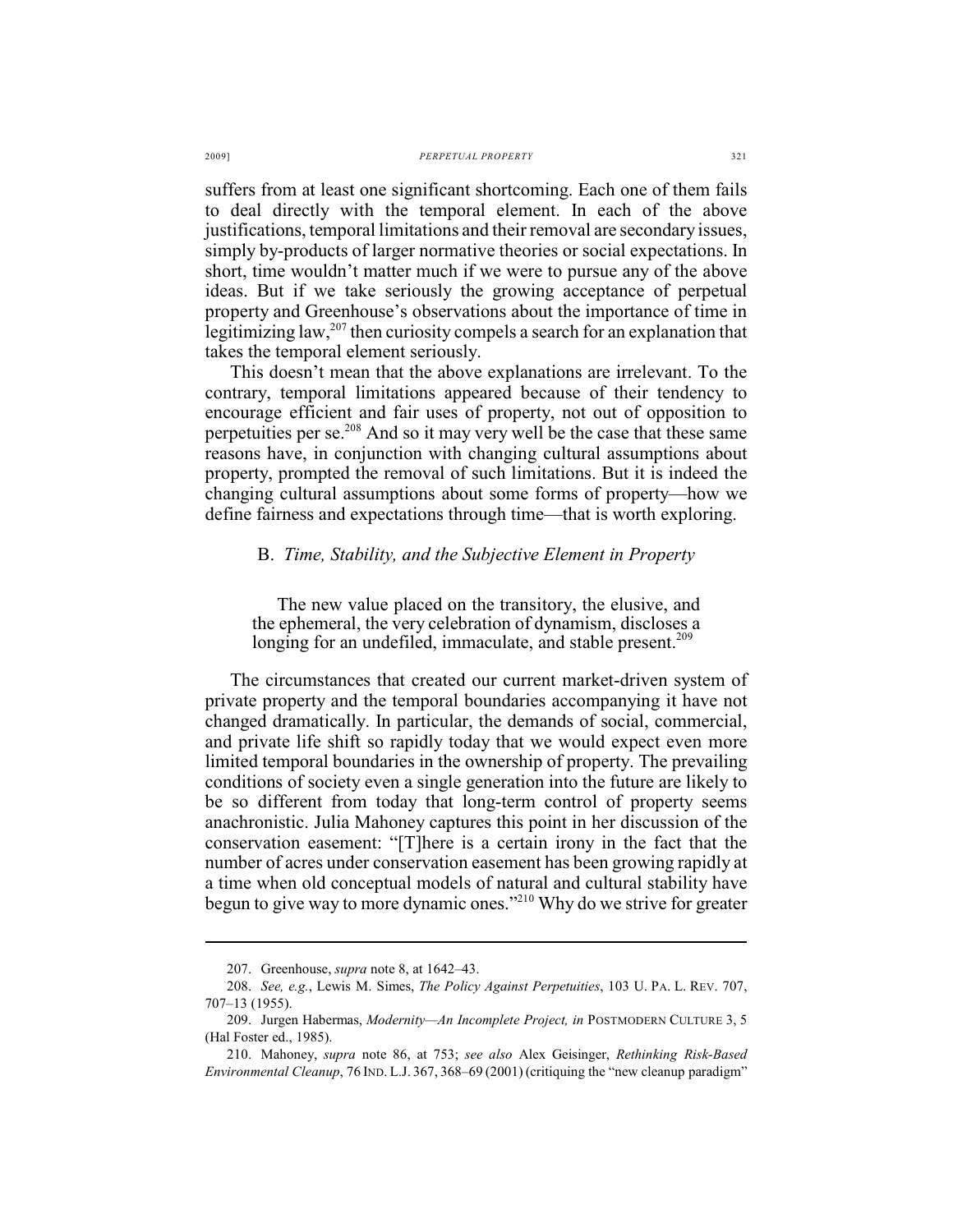suffers from at least one significant shortcoming. Each one of them fails to deal directly with the temporal element. In each of the above justifications, temporal limitations and their removal are secondary issues, simply by-products of larger normative theories or social expectations. In short, time wouldn't matter much if we were to pursue any of the above ideas. But if we take seriously the growing acceptance of perpetual property and Greenhouse's observations about the importance of time in legitimizing law,[207] then curiosity compels a search for an explanation that takes the temporal element seriously.

This doesn't mean that the above explanations are irrelevant. To the contrary, temporal limitations appeared because of their tendency to encourage efficient and fair uses of property, not out of opposition to perpetuities per se.[208] And so it may very well be the case that these same reasons have, in conjunction with changing cultural assumptions about property, prompted the removal of such limitations. But it is indeed the changing cultural assumptions about some forms of property—how we define fairness and expectations through time—that is worth exploring.

### B. *Time, Stability, and the Subjective Element in Property*

> The new value placed on the transitory, the elusive, and the ephemeral, the very celebration of dynamism, discloses a longing for an undefiled, immaculate, and stable present.[209]

The circumstances that created our current market-driven system of private property and the temporal boundaries accompanying it have not changed dramatically. In particular, the demands of social, commercial, and private life shift so rapidly today that we would expect even more limited temporal boundaries in the ownership of property. The prevailing conditions of society even a single generation into the future are likely to be so different from today that long-term control of property seems anachronistic. Julia Mahoney captures this point in her discussion of the conservation easement: "[T]here is a certain irony in the fact that the number of acres under conservation easement has been growing rapidly at a time when old conceptual models of natural and cultural stability have begun to give way to more dynamic ones."[210] Why do we strive for greater

---

207. Greenhouse, *supra* note 8, at 1642–43.

208. *See, e.g.*, Lewis M. Simes, *The Policy Against Perpetuities*, 103 U. PA. L. REV. 707, 707–13 (1955).

209. Jurgen Habermas, *Modernity—An Incomplete Project, in* POSTMODERN CULTURE 3, 5 (Hal Foster ed., 1985).

210. Mahoney, *supra* note 86, at 753; *see also* Alex Geisinger, *Rethinking Risk-Based Environmental Cleanup*, 76 IND. L.J. 367, 368–69 (2001) (critiquing the "new cleanup paradigm"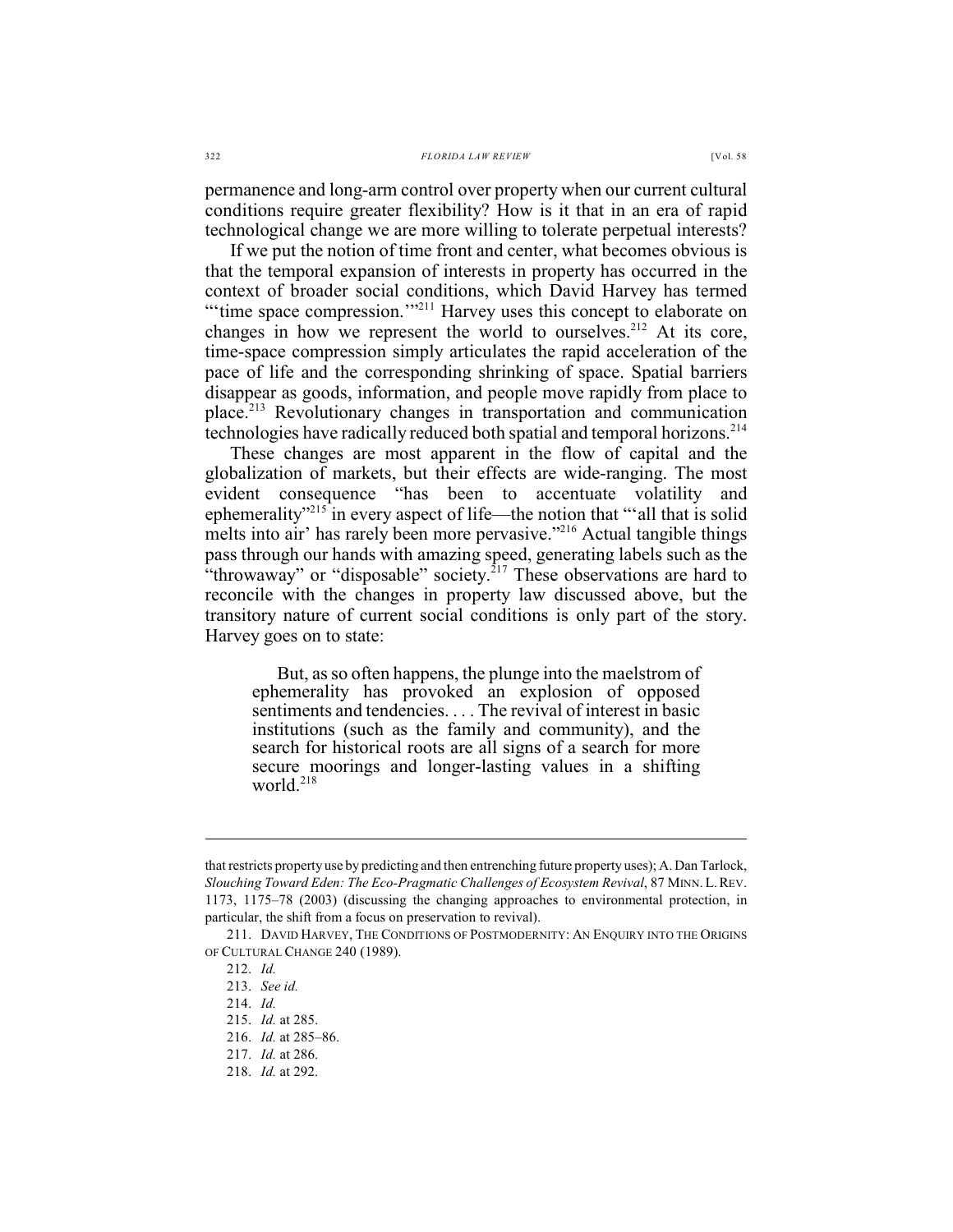permanence and long-arm control over property when our current cultural conditions require greater flexibility? How is it that in an era of rapid technological change we are more willing to tolerate perpetual interests?

If we put the notion of time front and center, what becomes obvious is that the temporal expansion of interests in property has occurred in the context of broader social conditions, which David Harvey has termed "'time space compression.'"[211] Harvey uses this concept to elaborate on changes in how we represent the world to ourselves.[212] At its core, time-space compression simply articulates the rapid acceleration of the pace of life and the corresponding shrinking of space. Spatial barriers disappear as goods, information, and people move rapidly from place to place.[213] Revolutionary changes in transportation and communication technologies have radically reduced both spatial and temporal horizons.[214]

These changes are most apparent in the flow of capital and the globalization of markets, but their effects are wide-ranging. The most evident consequence "has been to accentuate volatility and ephemerality"[215] in every aspect of life—the notion that "'all that is solid melts into air' has rarely been more pervasive."[216] Actual tangible things pass through our hands with amazing speed, generating labels such as the "throwaway" or "disposable" society.[217] These observations are hard to reconcile with the changes in property law discussed above, but the transitory nature of current social conditions is only part of the story. Harvey goes on to state:

> But, as so often happens, the plunge into the maelstrom of ephemerality has provoked an explosion of opposed sentiments and tendencies. . . . The revival of interest in basic institutions (such as the family and community), and the search for historical roots are all signs of a search for more secure moorings and longer-lasting values in a shifting world.[218]

---

that restricts property use by predicting and then entrenching future property uses); A. Dan Tarlock, *Slouching Toward Eden: The Eco-Pragmatic Challenges of Ecosystem Revival*, 87 MINN. L. REV. 1173, 1175–78 (2003) (discussing the changing approaches to environmental protection, in particular, the shift from a focus on preservation to revival).

211. DAVID HARVEY, THE CONDITIONS OF POSTMODERNITY: AN ENQUIRY INTO THE ORIGINS OF CULTURAL CHANGE 240 (1989).

212. *Id.*

213. *See id.*

214. *Id.*

215. *Id.* at 285.

216. *Id.* at 285–86.

217. *Id.* at 286.

218. *Id.* at 292.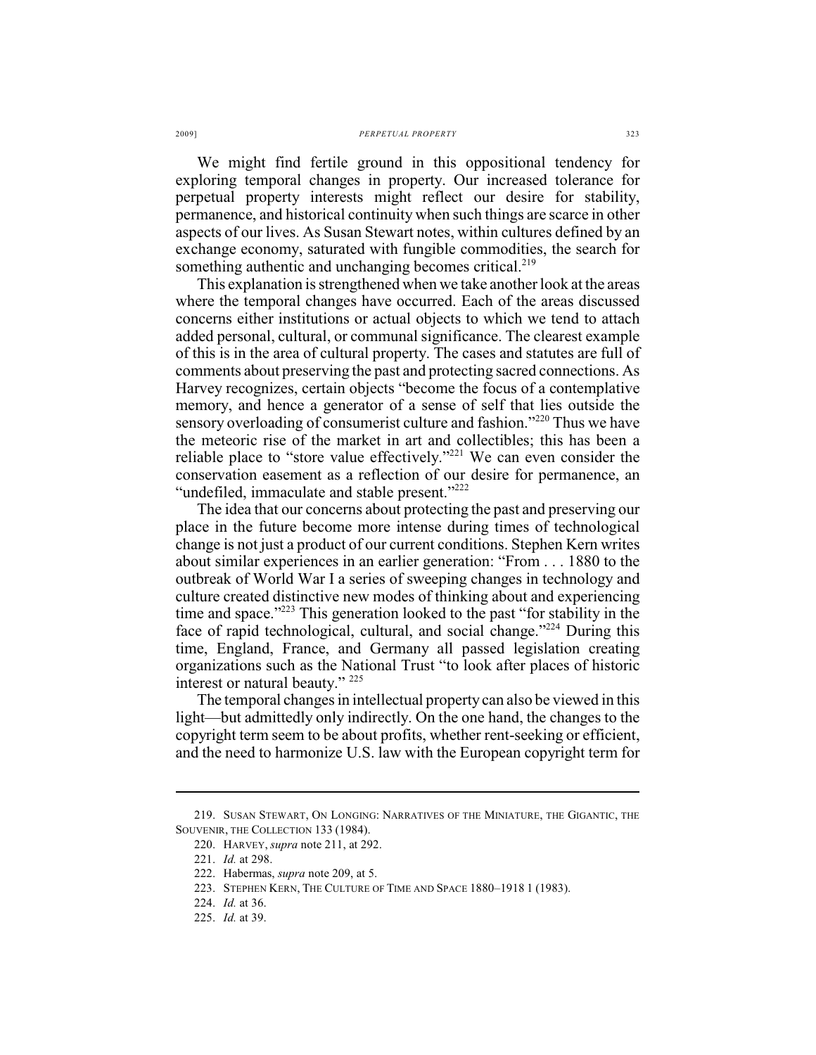We might find fertile ground in this oppositional tendency for exploring temporal changes in property. Our increased tolerance for perpetual property interests might reflect our desire for stability, permanence, and historical continuity when such things are scarce in other aspects of our lives. As Susan Stewart notes, within cultures defined by an exchange economy, saturated with fungible commodities, the search for something authentic and unchanging becomes critical.[219]

This explanation is strengthened when we take another look at the areas where the temporal changes have occurred. Each of the areas discussed concerns either institutions or actual objects to which we tend to attach added personal, cultural, or communal significance. The clearest example of this is in the area of cultural property. The cases and statutes are full of comments about preserving the past and protecting sacred connections. As Harvey recognizes, certain objects "become the focus of a contemplative memory, and hence a generator of a sense of self that lies outside the sensory overloading of consumerist culture and fashion."[220] Thus we have the meteoric rise of the market in art and collectibles; this has been a reliable place to "store value effectively."[221] We can even consider the conservation easement as a reflection of our desire for permanence, an "undefiled, immaculate and stable present."[222]

The idea that our concerns about protecting the past and preserving our place in the future become more intense during times of technological change is not just a product of our current conditions. Stephen Kern writes about similar experiences in an earlier generation: "From . . . 1880 to the outbreak of World War I a series of sweeping changes in technology and culture created distinctive new modes of thinking about and experiencing time and space."[223] This generation looked to the past "for stability in the face of rapid technological, cultural, and social change."[224] During this time, England, France, and Germany all passed legislation creating organizations such as the National Trust "to look after places of historic interest or natural beauty."[225]

The temporal changes in intellectual property can also be viewed in this light—but admittedly only indirectly. On the one hand, the changes to the copyright term seem to be about profits, whether rent-seeking or efficient, and the need to harmonize U.S. law with the European copyright term for

---

219. SUSAN STEWART, ON LONGING: NARRATIVES OF THE MINIATURE, THE GIGANTIC, THE SOUVENIR, THE COLLECTION 133 (1984).

220. HARVEY, *supra* note 211, at 292.

221. *Id.* at 298.

222. Habermas, *supra* note 209, at 5.

223. STEPHEN KERN, THE CULTURE OF TIME AND SPACE 1880–1918 1 (1983).

224. *Id.* at 36.

225. *Id.* at 39.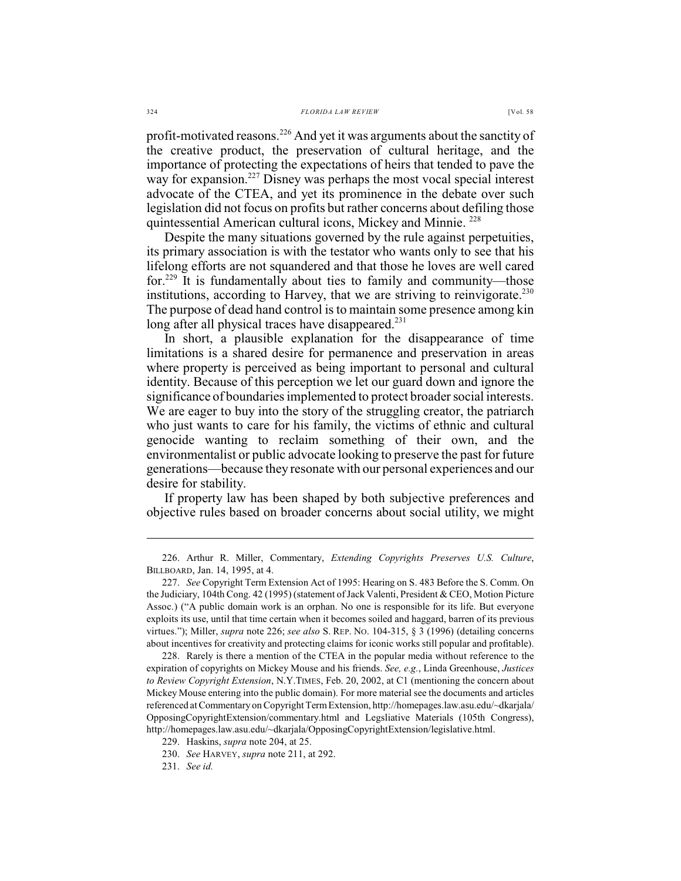profit-motivated reasons.[226] And yet it was arguments about the sanctity of the creative product, the preservation of cultural heritage, and the importance of protecting the expectations of heirs that tended to pave the way for expansion.[227] Disney was perhaps the most vocal special interest advocate of the CTEA, and yet its prominence in the debate over such legislation did not focus on profits but rather concerns about defiling those quintessential American cultural icons, Mickey and Minnie.[228]

Despite the many situations governed by the rule against perpetuities, its primary association is with the testator who wants only to see that his lifelong efforts are not squandered and that those he loves are well cared for.[229] It is fundamentally about ties to family and community—those institutions, according to Harvey, that we are striving to reinvigorate.[230] The purpose of dead hand control is to maintain some presence among kin long after all physical traces have disappeared.[231]

In short, a plausible explanation for the disappearance of time limitations is a shared desire for permanence and preservation in areas where property is perceived as being important to personal and cultural identity. Because of this perception we let our guard down and ignore the significance of boundaries implemented to protect broader social interests. We are eager to buy into the story of the struggling creator, the patriarch who just wants to care for his family, the victims of ethnic and cultural genocide wanting to reclaim something of their own, and the environmentalist or public advocate looking to preserve the past for future generations—because they resonate with our personal experiences and our desire for stability.

If property law has been shaped by both subjective preferences and objective rules based on broader concerns about social utility, we might

---

226. Arthur R. Miller, Commentary, *Extending Copyrights Preserves U.S. Culture*, BILLBOARD, Jan. 14, 1995, at 4.

227. *See* Copyright Term Extension Act of 1995: Hearing on S. 483 Before the S. Comm. On the Judiciary, 104th Cong. 42 (1995) (statement of Jack Valenti, President & CEO, Motion Picture Assoc.) ("A public domain work is an orphan. No one is responsible for its life. But everyone exploits its use, until that time certain when it becomes soiled and haggard, barren of its previous virtues."); Miller, *supra* note 226; *see also* S. REP. NO. 104-315, § 3 (1996) (detailing concerns about incentives for creativity and protecting claims for iconic works still popular and profitable).

228. Rarely is there a mention of the CTEA in the popular media without reference to the expiration of copyrights on Mickey Mouse and his friends. *See, e.g.*, Linda Greenhouse, *Justices to Review Copyright Extension*, N.Y.TIMES, Feb. 20, 2002, at C1 (mentioning the concern about Mickey Mouse entering into the public domain). For more material see the documents and articles referenced at Commentary on Copyright Term Extension, http://homepages.law.asu.edu/~dkarjala/OpposingCopyrightExtension/commentary.html and Legsliative Materials (105th Congress), http://homepages.law.asu.edu/~dkarjala/OpposingCopyrightExtension/legislative.html.

229. Haskins, *supra* note 204, at 25.

230. *See* HARVEY, *supra* note 211, at 292.

231. *See id.*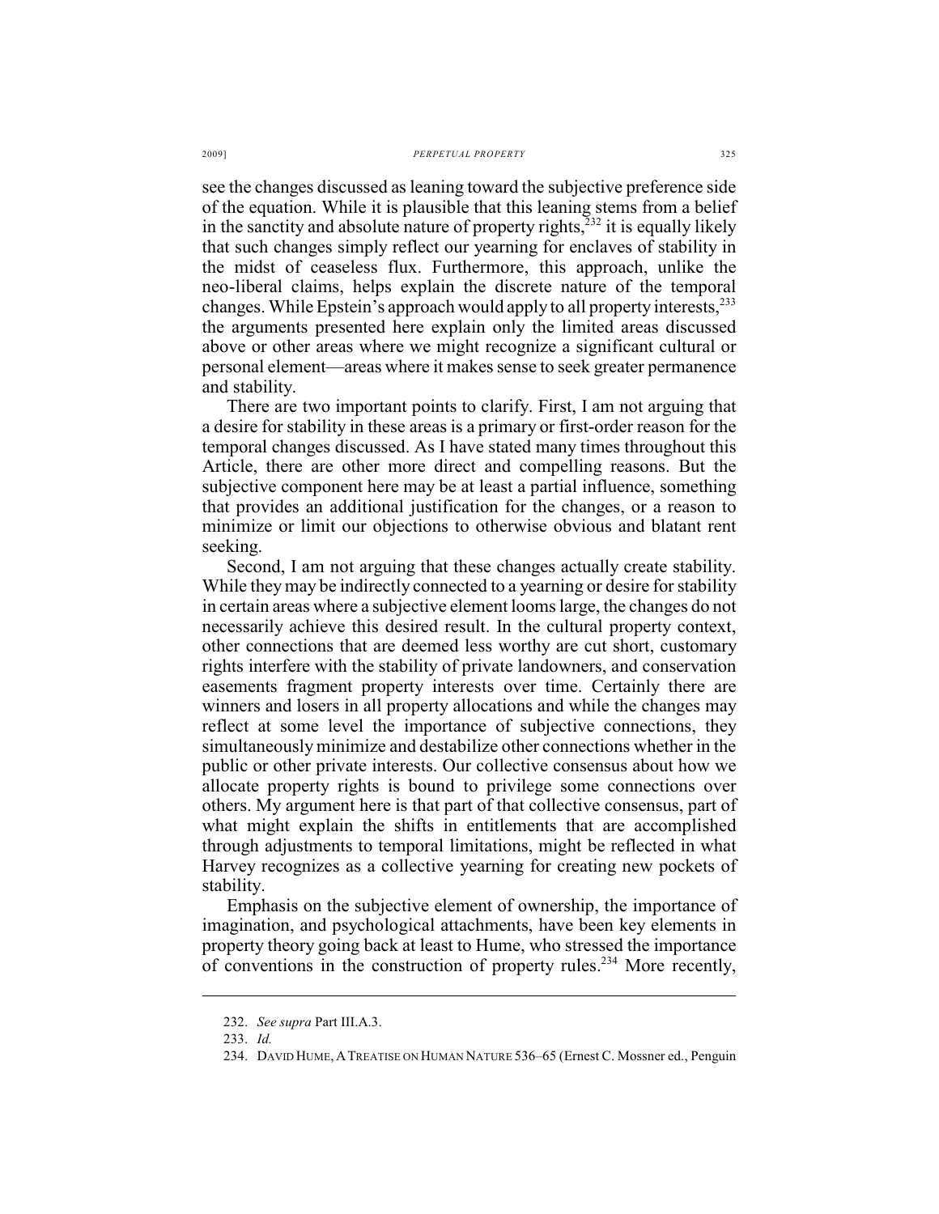see the changes discussed as leaning toward the subjective preference side of the equation. While it is plausible that this leaning stems from a belief in the sanctity and absolute nature of property rights,[232] it is equally likely that such changes simply reflect our yearning for enclaves of stability in the midst of ceaseless flux. Furthermore, this approach, unlike the neo-liberal claims, helps explain the discrete nature of the temporal changes. While Epstein's approach would apply to all property interests,[233] the arguments presented here explain only the limited areas discussed above or other areas where we might recognize a significant cultural or personal element—areas where it makes sense to seek greater permanence and stability.

There are two important points to clarify. First, I am not arguing that a desire for stability in these areas is a primary or first-order reason for the temporal changes discussed. As I have stated many times throughout this Article, there are other more direct and compelling reasons. But the subjective component here may be at least a partial influence, something that provides an additional justification for the changes, or a reason to minimize or limit our objections to otherwise obvious and blatant rent seeking.

Second, I am not arguing that these changes actually create stability. While they may be indirectly connected to a yearning or desire for stability in certain areas where a subjective element looms large, the changes do not necessarily achieve this desired result. In the cultural property context, other connections that are deemed less worthy are cut short, customary rights interfere with the stability of private landowners, and conservation easements fragment property interests over time. Certainly there are winners and losers in all property allocations and while the changes may reflect at some level the importance of subjective connections, they simultaneously minimize and destabilize other connections whether in the public or other private interests. Our collective consensus about how we allocate property rights is bound to privilege some connections over others. My argument here is that part of that collective consensus, part of what might explain the shifts in entitlements that are accomplished through adjustments to temporal limitations, might be reflected in what Harvey recognizes as a collective yearning for creating new pockets of stability.

Emphasis on the subjective element of ownership, the importance of imagination, and psychological attachments, have been key elements in property theory going back at least to Hume, who stressed the importance of conventions in the construction of property rules.[234] More recently,

---

232. *See supra* Part III.A.3.

233. *Id.*

234. DAVID HUME, A TREATISE ON HUMAN NATURE 536–65 (Ernest C. Mossner ed., Penguin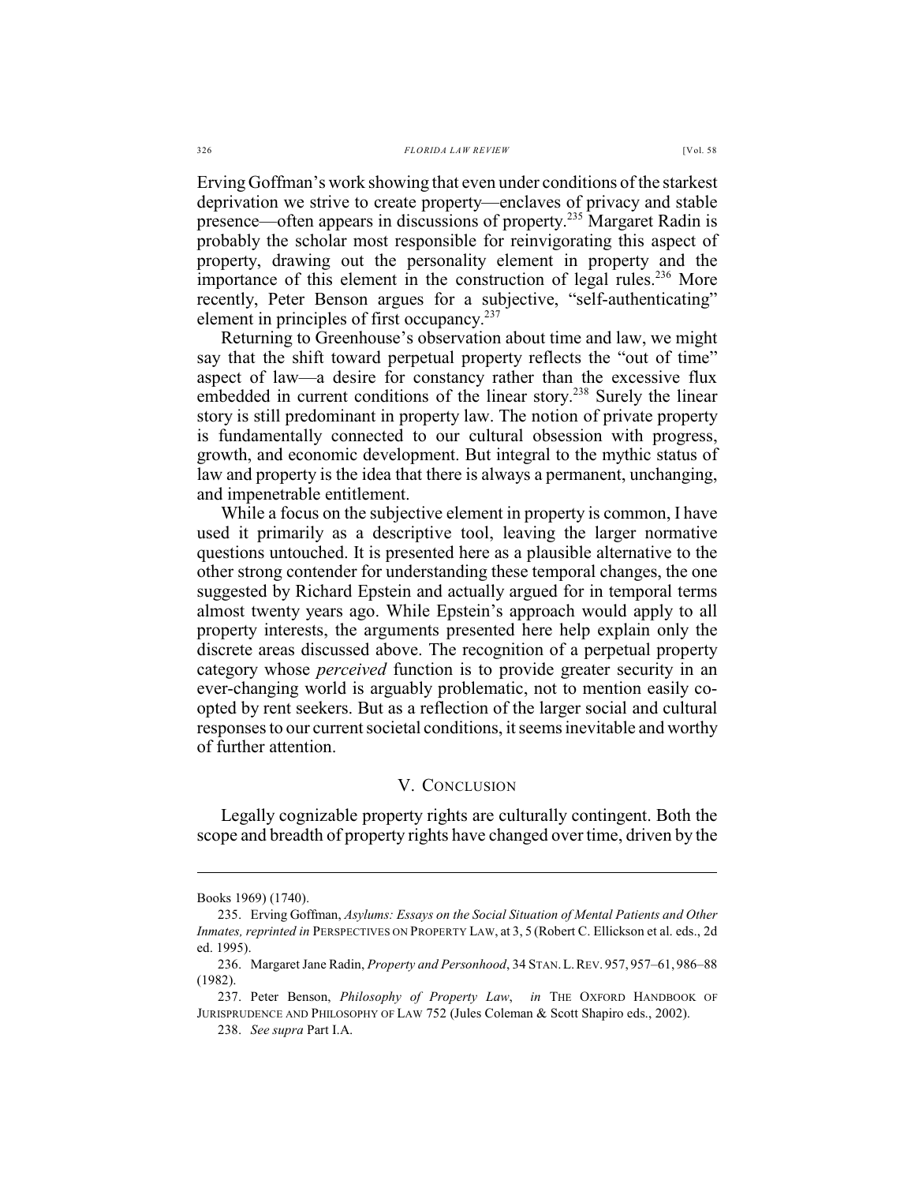Erving Goffman's work showing that even under conditions of the starkest deprivation we strive to create property—enclaves of privacy and stable presence—often appears in discussions of property.[235] Margaret Radin is probably the scholar most responsible for reinvigorating this aspect of property, drawing out the personality element in property and the importance of this element in the construction of legal rules.[236] More recently, Peter Benson argues for a subjective, "self-authenticating" element in principles of first occupancy.[237]

Returning to Greenhouse's observation about time and law, we might say that the shift toward perpetual property reflects the "out of time" aspect of law—a desire for constancy rather than the excessive flux embedded in current conditions of the linear story.[238] Surely the linear story is still predominant in property law. The notion of private property is fundamentally connected to our cultural obsession with progress, growth, and economic development. But integral to the mythic status of law and property is the idea that there is always a permanent, unchanging, and impenetrable entitlement.

While a focus on the subjective element in property is common, I have used it primarily as a descriptive tool, leaving the larger normative questions untouched. It is presented here as a plausible alternative to the other strong contender for understanding these temporal changes, the one suggested by Richard Epstein and actually argued for in temporal terms almost twenty years ago. While Epstein's approach would apply to all property interests, the arguments presented here help explain only the discrete areas discussed above. The recognition of a perpetual property category whose *perceived* function is to provide greater security in an ever-changing world is arguably problematic, not to mention easily co-opted by rent seekers. But as a reflection of the larger social and cultural responses to our current societal conditions, it seems inevitable and worthy of further attention.

## V. CONCLUSION

Legally cognizable property rights are culturally contingent. Both the scope and breadth of property rights have changed over time, driven by the

---

Books 1969) (1740).

235. Erving Goffman, *Asylums: Essays on the Social Situation of Mental Patients and Other Inmates, reprinted in* PERSPECTIVES ON PROPERTY LAW, at 3, 5 (Robert C. Ellickson et al. eds., 2d ed. 1995).

236. Margaret Jane Radin, *Property and Personhood*, 34 STAN. L. REV. 957, 957–61, 986–88 (1982).

237. Peter Benson, *Philosophy of Property Law*, *in* THE OXFORD HANDBOOK OF JURISPRUDENCE AND PHILOSOPHY OF LAW 752 (Jules Coleman & Scott Shapiro eds., 2002).

238. *See supra* Part I.A.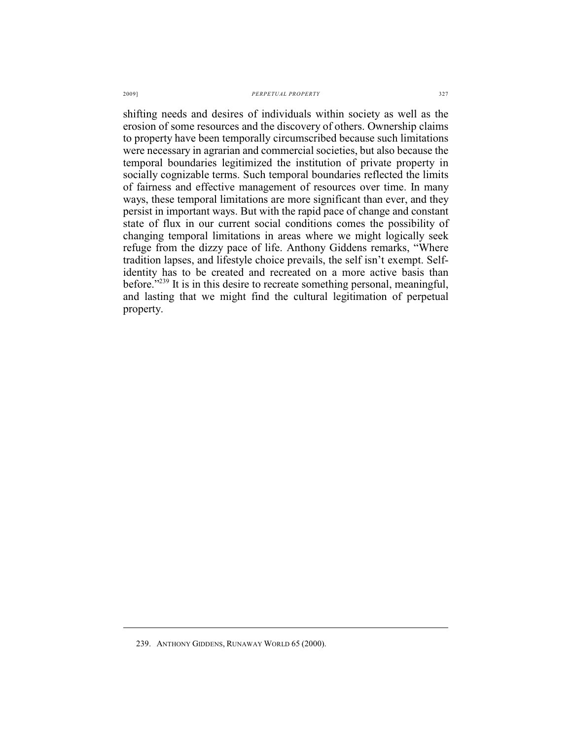shifting needs and desires of individuals within society as well as the erosion of some resources and the discovery of others. Ownership claims to property have been temporally circumscribed because such limitations were necessary in agrarian and commercial societies, but also because the temporal boundaries legitimized the institution of private property in socially cognizable terms. Such temporal boundaries reflected the limits of fairness and effective management of resources over time. In many ways, these temporal limitations are more significant than ever, and they persist in important ways. But with the rapid pace of change and constant state of flux in our current social conditions comes the possibility of changing temporal limitations in areas where we might logically seek refuge from the dizzy pace of life. Anthony Giddens remarks, "Where tradition lapses, and lifestyle choice prevails, the self isn't exempt. Self-identity has to be created and recreated on a more active basis than before."[239] It is in this desire to recreate something personal, meaningful, and lasting that we might find the cultural legitimation of perpetual property.

---

239. ANTHONY GIDDENS, RUNAWAY WORLD 65 (2000).